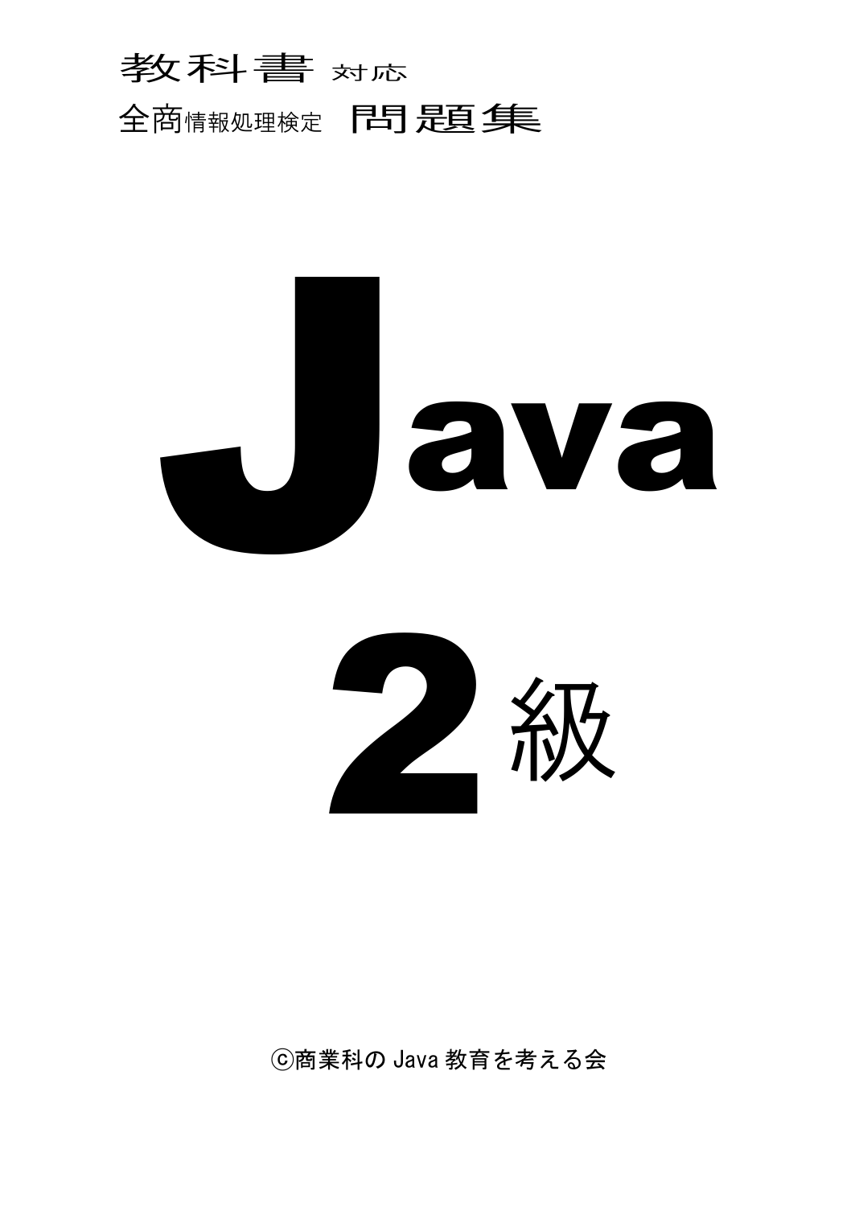教科書 対応

全商情報処理検定 問題集

# Java

# 2級

ⓒ商業科の Java 教育を考える会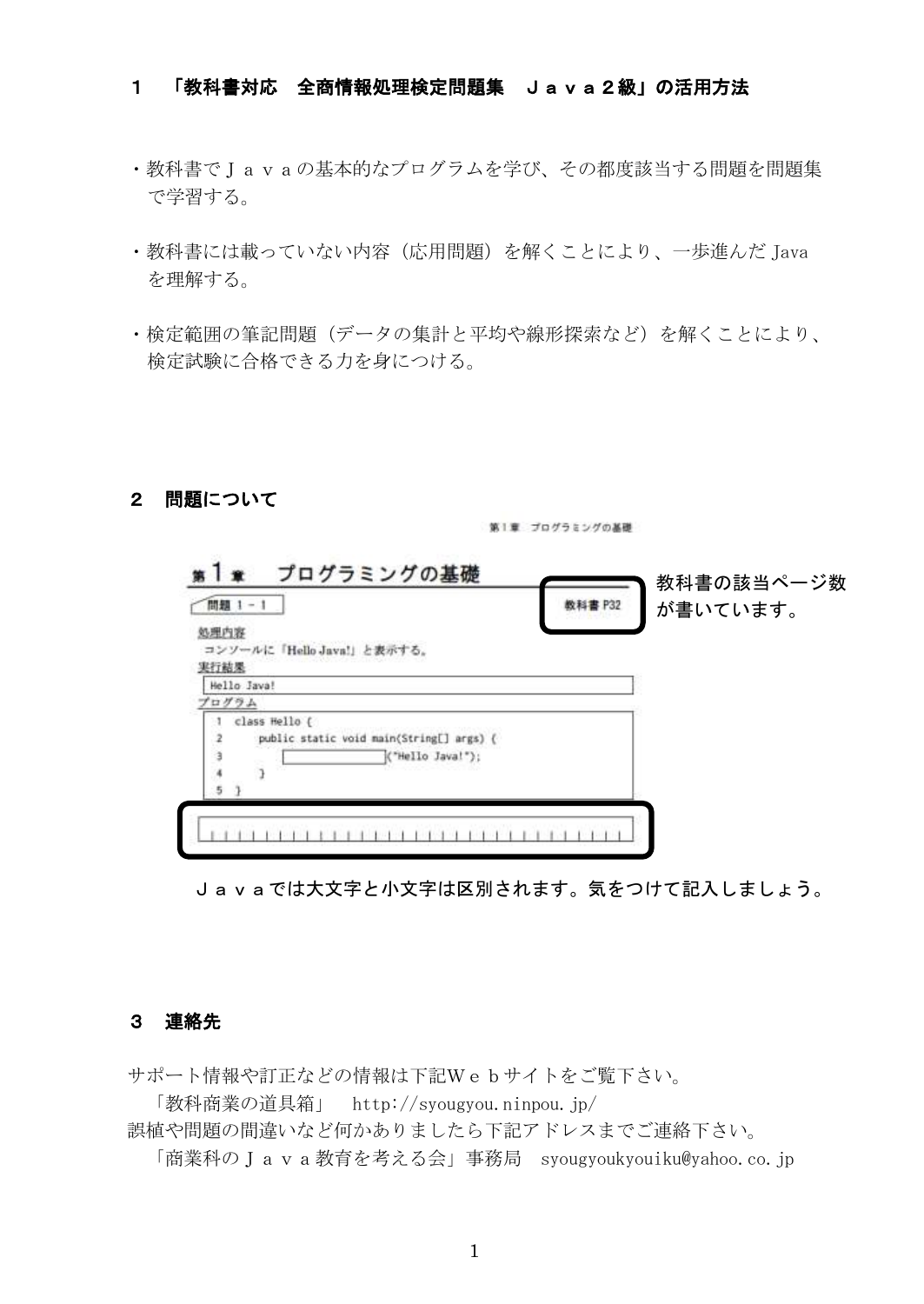## １　「教科書対応　全商情報処理検定問題集　Ｊａｖａ２級」の活用方法

・教科書でＪａｖａの基本的なプログラムを学び、その都度該当する問題を問題集で学習する。

・教科書には載っていない内容（応用問題）を解くことにより、一歩進んだ Java を理解する。

・検定範囲の筆記問題（データの集計と平均や線形探索など）を解くことにより、検定試験に合格できる力を身につける。

## ２　問題について

第１章　プログラミングの基礎

### 第１章　プログラミングの基礎

問題 1－1

教科書 P32

教科書の該当ページ数が書いています。

処理内容

コンソールに「Hello Java!」と表示する。

実行結果

```
Hello Java!
```

プログラム

```
1  class Hello {
2      public static void main(String[] args) {
3          [          ]("Hello Java!");
4      }
5  }
```

Ｊａｖａでは大文字と小文字は区別されます。気をつけて記入しましょう。

## ３　連絡先

サポート情報や訂正などの情報は下記Ｗｅｂサイトをご覧下さい。

「教科商業の道具箱」　http://syougyou.ninpou.jp/

誤植や問題の間違いなど何かありましたら下記アドレスまでご連絡下さい。

「商業科のＪａｖａ教育を考える会」事務局　syougyoukyouiku@yahoo.co.jp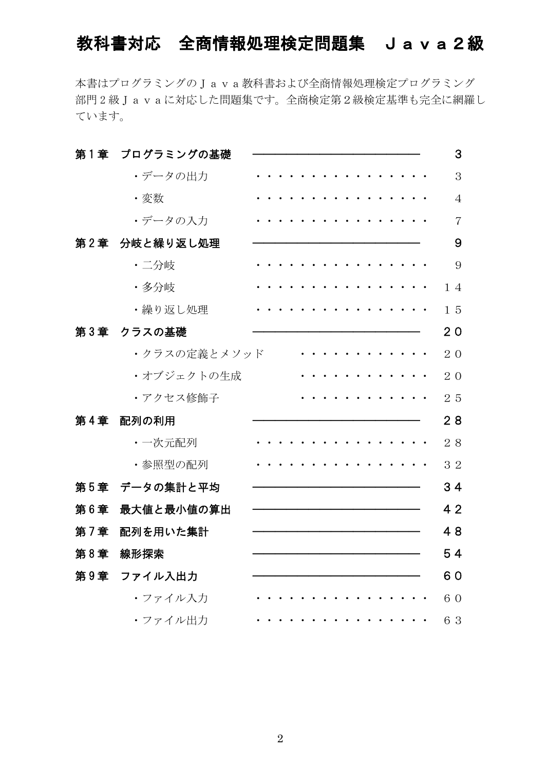# 教科書対応　全商情報処理検定問題集　Ｊａｖａ２級

本書はプログラミングのＪａｖａ教科書および全商情報処理検定プログラミング部門２級Ｊａｖａに対応した問題集です。全商検定第２級検定基準も完全に網羅しています。

**第１章　プログラミングの基礎** ―――――――――― **３**

- ・データの出力 ・・・・・・・・・・・・・・・・・ ３
- ・変数 ・・・・・・・・・・・・・・・・・ ４
- ・データの入力 ・・・・・・・・・・・・・・・・・ ７

**第２章　分岐と繰り返し処理** ―――――――――― **９**

- ・二分岐 ・・・・・・・・・・・・・・・・・ ９
- ・多分岐 ・・・・・・・・・・・・・・・・・ １４
- ・繰り返し処理 ・・・・・・・・・・・・・・・・・ １５

**第３章　クラスの基礎** ―――――――――― **２０**

- ・クラスの定義とメソッド ・・・・・・・・・・・・ ２０
- ・オブジェクトの生成 ・・・・・・・・・・・・ ２０
- ・アクセス修飾子 ・・・・・・・・・・・・ ２５

**第４章　配列の利用** ―――――――――― **２８**

- ・一次元配列 ・・・・・・・・・・・・・・・・・ ２８
- ・参照型の配列 ・・・・・・・・・・・・・・・・・ ３２

**第５章　データの集計と平均** ―――――――――― **３４**

**第６章　最大値と最小値の算出** ―――――――――― **４２**

**第７章　配列を用いた集計** ―――――――――― **４８**

**第８章　線形探索** ―――――――――― **５４**

**第９章　ファイル入出力** ―――――――――― **６０**

- ・ファイル入力 ・・・・・・・・・・・・・・・・・ ６０
- ・ファイル出力 ・・・・・・・・・・・・・・・・・ ６３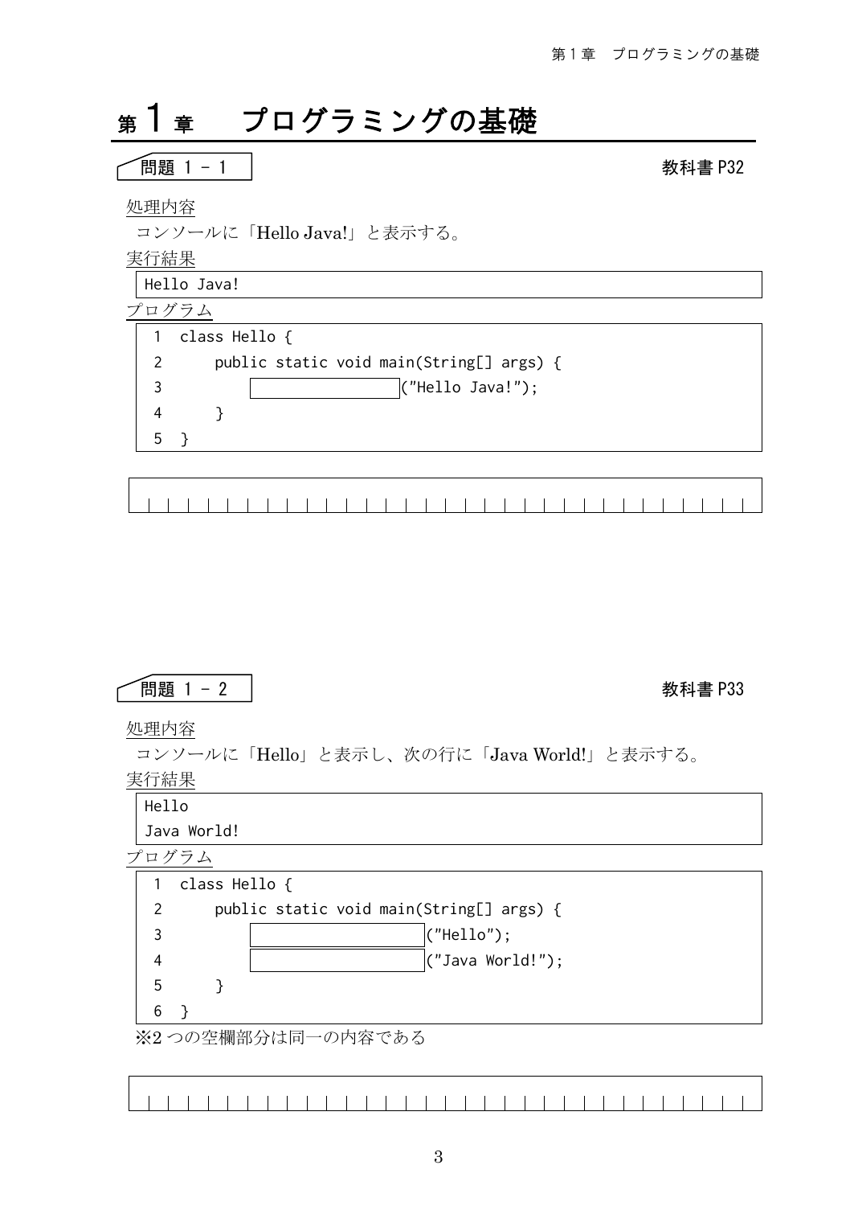# 第1章　プログラミングの基礎

## 問題 1 - 1

教科書 P32

処理内容

コンソールに「Hello Java!」と表示する。

実行結果

```
Hello Java!
```

プログラム

```
1  class Hello {
2      public static void main(String[] args) {
3          [              ]("Hello Java!");
4      }
5  }
```

## 問題 1 - 2

教科書 P33

処理内容

コンソールに「Hello」と表示し、次の行に「Java World!」と表示する。

実行結果

```
Hello
Java World!
```

プログラム

```
1  class Hello {
2      public static void main(String[] args) {
3          [                ]("Hello");
4          [                ]("Java World!");
5      }
6  }
```

※2 つの空欄部分は同一の内容である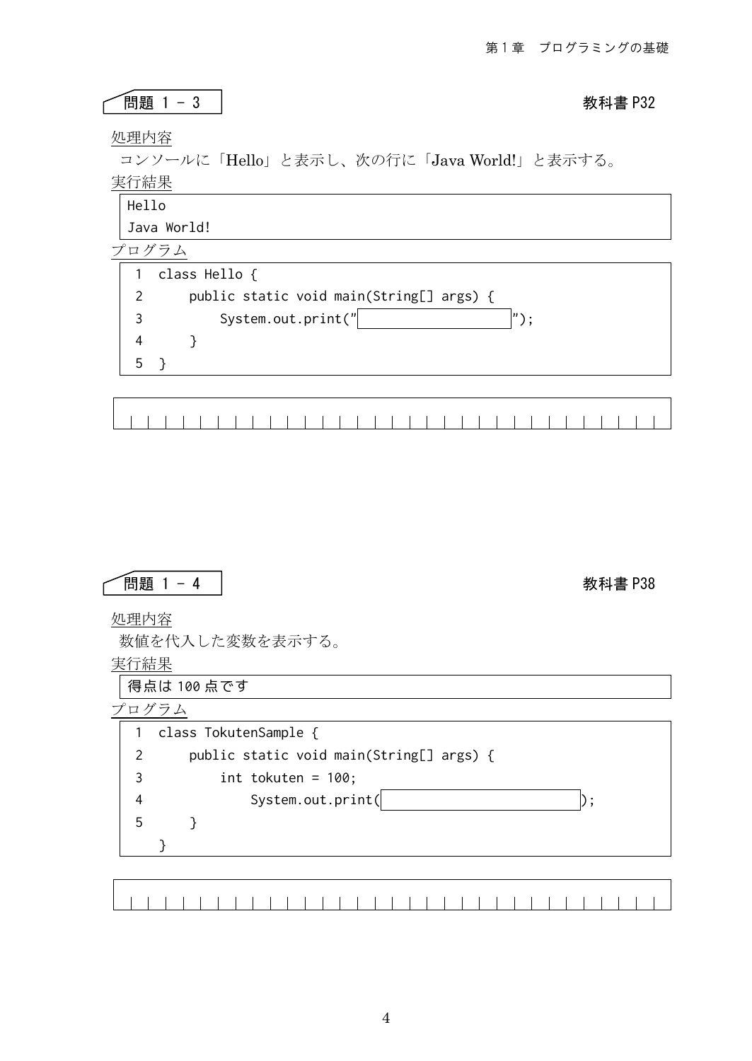## 問題 1 - 3

教科書 P32

<u>処理内容</u>

コンソールに「Hello」と表示し、次の行に「Java World!」と表示する。

<u>実行結果</u>

```
Hello
Java World!
```

<u>プログラム</u>

```
1  class Hello {
2      public static void main(String[] args) {
3          System.out.print("[                    ]");
4      }
5  }
```

|  |
|---|
|  |

## 問題 1 - 4

教科書 P38

<u>処理内容</u>

数値を代入した変数を表示する。

<u>実行結果</u>

```
得点は 100 点です
```

<u>プログラム</u>

```
1  class TokutenSample {
2      public static void main(String[] args) {
3          int tokuten = 100;
4              System.out.print([                         ]);
5      }
   }
```

|  |
|---|
|  |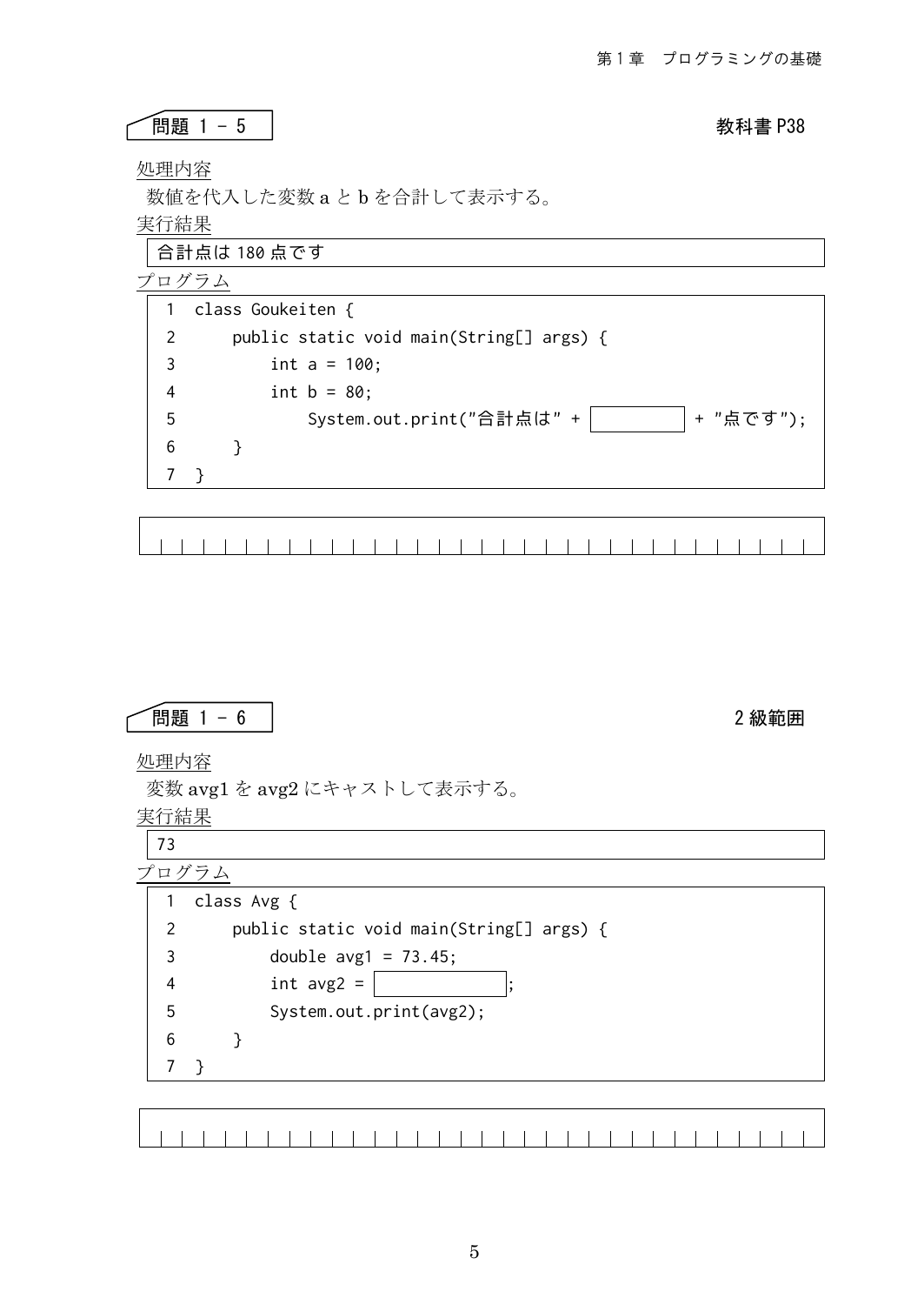## 問題 1 - 5

教科書 P38

処理内容

数値を代入した変数 a と b を合計して表示する。

実行結果

```
合計点は 180 点です
```

プログラム

```
1  class Goukeiten {
2      public static void main(String[] args) {
3          int a = 100;
4          int b = 80;
5              System.out.print("合計点は" + [          ] + "点です");
6      }
7  }
```

## 問題 1 - 6

2 級範囲

処理内容

変数 avg1 を avg2 にキャストして表示する。

実行結果

```
73
```

プログラム

```
1  class Avg {
2      public static void main(String[] args) {
3          double avg1 = 73.45;
4          int avg2 = [              ];
5          System.out.print(avg2);
6      }
7  }
```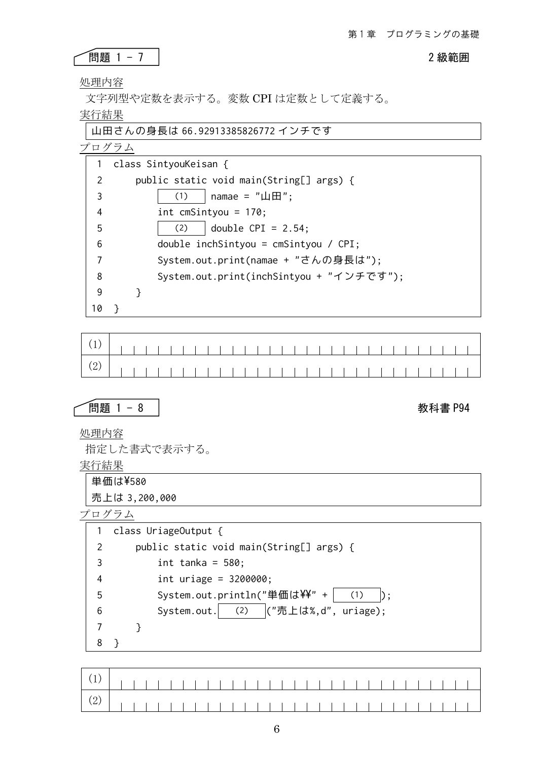## 問題 1 - 7

2級範囲

処理内容

文字列型や定数を表示する。変数 CPI は定数として定義する。

実行結果

```
山田さんの身長は 66.92913385826772 インチです
```

プログラム

```
 1  class SintyouKeisan {
 2      public static void main(String[] args) {
 3          [  (1)  ] namae = "山田";
 4          int cmSintyou = 170;
 5          [  (2)  ] double CPI = 2.54;
 6          double inchSintyou = cmSintyou / CPI;
 7          System.out.print(namae + "さんの身長は");
 8          System.out.print(inchSintyou + "インチです");
 9      }
10  }
```

| | |
|---|---|
| (1) | |
| (2) | |

## 問題 1 - 8

教科書 P94

処理内容

指定した書式で表示する。

実行結果

```
単価は¥580
売上は 3,200,000
```

プログラム

```
 1  class UriageOutput {
 2      public static void main(String[] args) {
 3          int tanka = 580;
 4          int uriage = 3200000;
 5          System.out.println("単価は¥¥" + [  (1)  ]);
 6          System.out.[  (2)  ]("売上は%,d", uriage);
 7      }
 8  }
```

| | |
|---|---|
| (1) | |
| (2) | |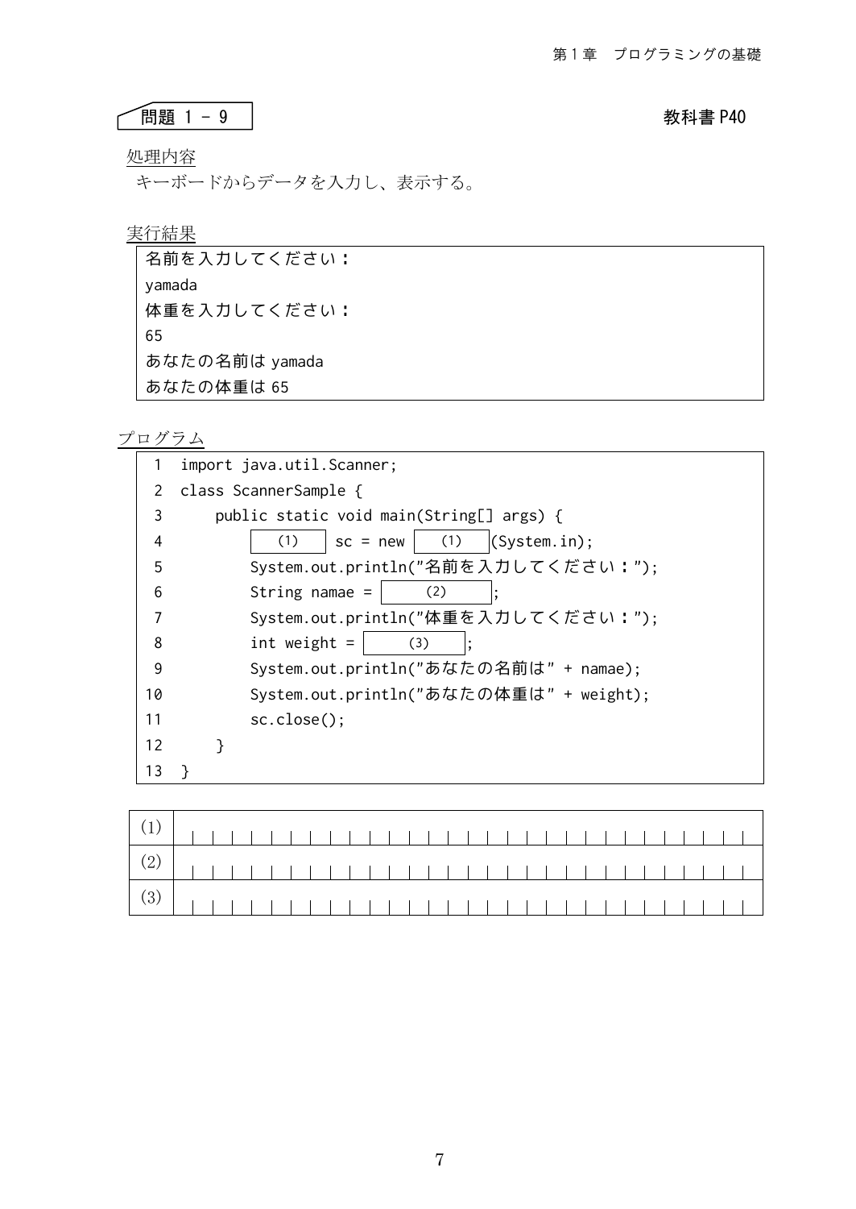## 問題 1 - 9

教科書 P40

処理内容

キーボードからデータを入力し、表示する。

実行結果

```
名前を入力してください：
yamada
体重を入力してください：
65
あなたの名前は yamada
あなたの体重は 65
```

プログラム

```
 1  import java.util.Scanner;
 2  class ScannerSample {
 3      public static void main(String[] args) {
 4          [ (1) ] sc = new [ (1) ](System.in);
 5          System.out.println("名前を入力してください：");
 6          String namae = [ (2) ];
 7          System.out.println("体重を入力してください：");
 8          int weight = [ (3) ];
 9          System.out.println("あなたの名前は" + namae);
10          System.out.println("あなたの体重は" + weight);
11          sc.close();
12      }
13  }
```

| | |
|---|---|
| (1) | |
| (2) | |
| (3) | |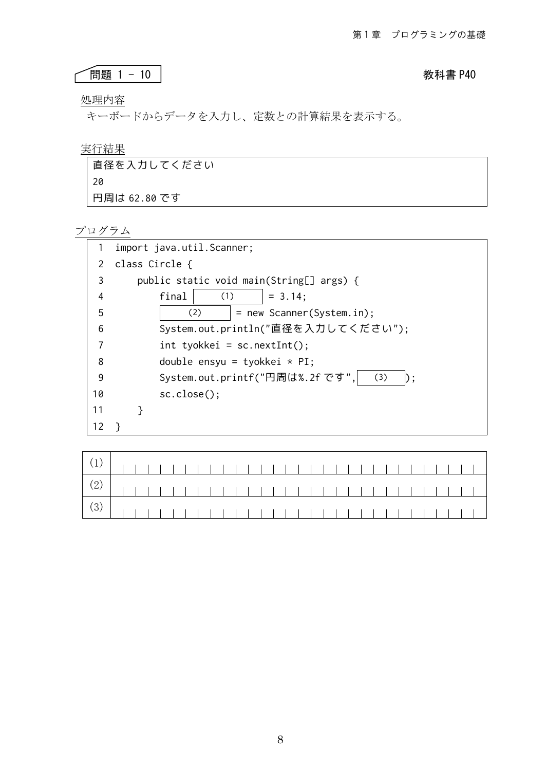## 問題 1 - 10

教科書 P40

処理内容

キーボードからデータを入力し、定数との計算結果を表示する。

実行結果

```
直径を入力してください
20
円周は 62.80 です
```

プログラム

```
 1  import java.util.Scanner;
 2  class Circle {
 3      public static void main(String[] args) {
 4          final [  (1)  ] = 3.14;
 5          [  (2)  ] = new Scanner(System.in);
 6          System.out.println("直径を入力してください");
 7          int tyokkei = sc.nextInt();
 8          double ensyu = tyokkei * PI;
 9          System.out.printf("円周は%.2f です", [  (3)  ]);
10          sc.close();
11      }
12  }
```

| | |
|---|---|
| (1) | |
| (2) | |
| (3) | |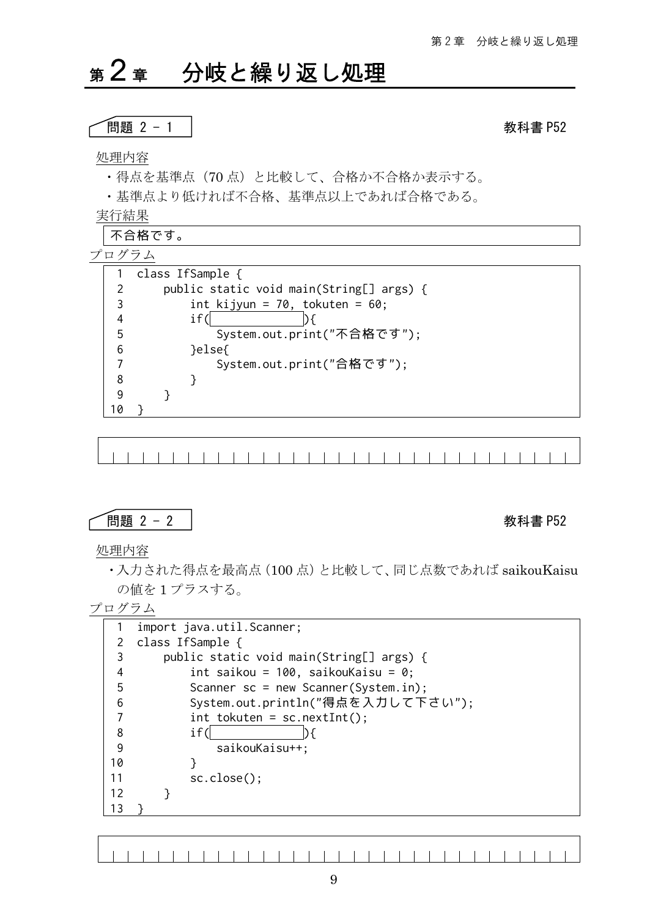# 第2章　分岐と繰り返し処理

## 問題 2 - 1

教科書 P52

処理内容

・得点を基準点（70 点）と比較して、合格か不合格か表示する。

・基準点より低ければ不合格、基準点以上であれば合格である。

実行結果

```
不合格です。
```

プログラム

```
 1  class IfSample {
 2      public static void main(String[] args) {
 3          int kijyun = 70, tokuten = 60;
 4          if(              ){
 5              System.out.print("不合格です");
 6          }else{
 7              System.out.print("合格です");
 8          }
 9      }
10  }
```

## 問題 2 - 2

教科書 P52

処理内容

・入力された得点を最高点（100 点）と比較して、同じ点数であれば saikouKaisu の値を 1 プラスする。

プログラム

```
 1  import java.util.Scanner;
 2  class IfSample {
 3      public static void main(String[] args) {
 4          int saikou = 100, saikouKaisu = 0;
 5          Scanner sc = new Scanner(System.in);
 6          System.out.println("得点を入力して下さい");
 7          int tokuten = sc.nextInt();
 8          if(              ){
 9              saikouKaisu++;
10          }
11          sc.close();
12      }
13  }
```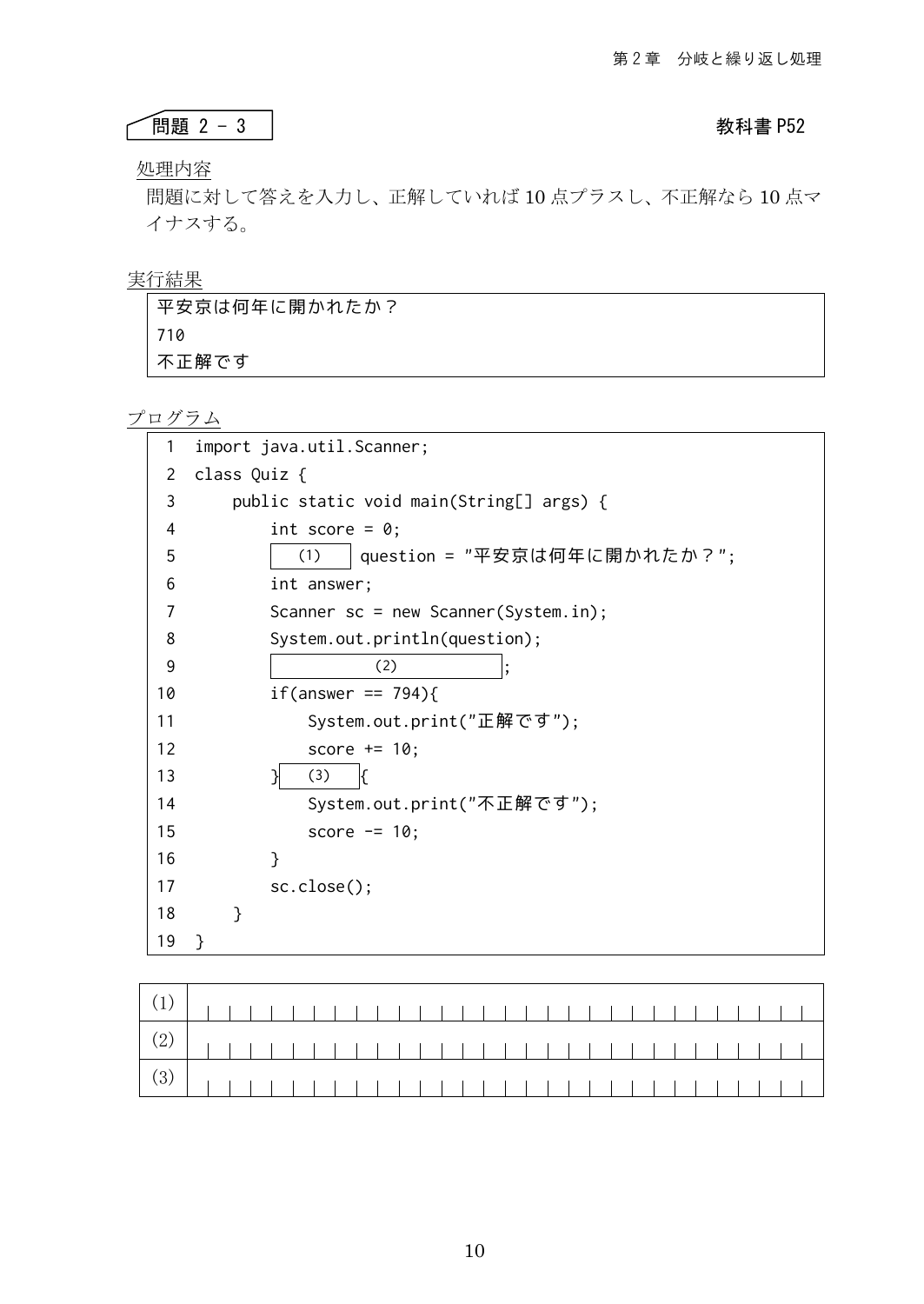## 問題 2 - 3

教科書 P52

処理内容

問題に対して答えを入力し、正解していれば 10 点プラスし、不正解なら 10 点マイナスする。

実行結果

```
平安京は何年に開かれたか？
710
不正解です
```

プログラム

```
 1  import java.util.Scanner;
 2  class Quiz {
 3      public static void main(String[] args) {
 4          int score = 0;
 5          [ (1) ] question = "平安京は何年に開かれたか？";
 6          int answer;
 7          Scanner sc = new Scanner(System.in);
 8          System.out.println(question);
 9          [          (2)          ];
10          if(answer == 794){
11              System.out.print("正解です");
12              score += 10;
13          }[ (3) ]{
14              System.out.print("不正解です");
15              score -= 10;
16          }
17          sc.close();
18      }
19  }
```

| | |
|---|---|
| (1) | |
| (2) | |
| (3) | |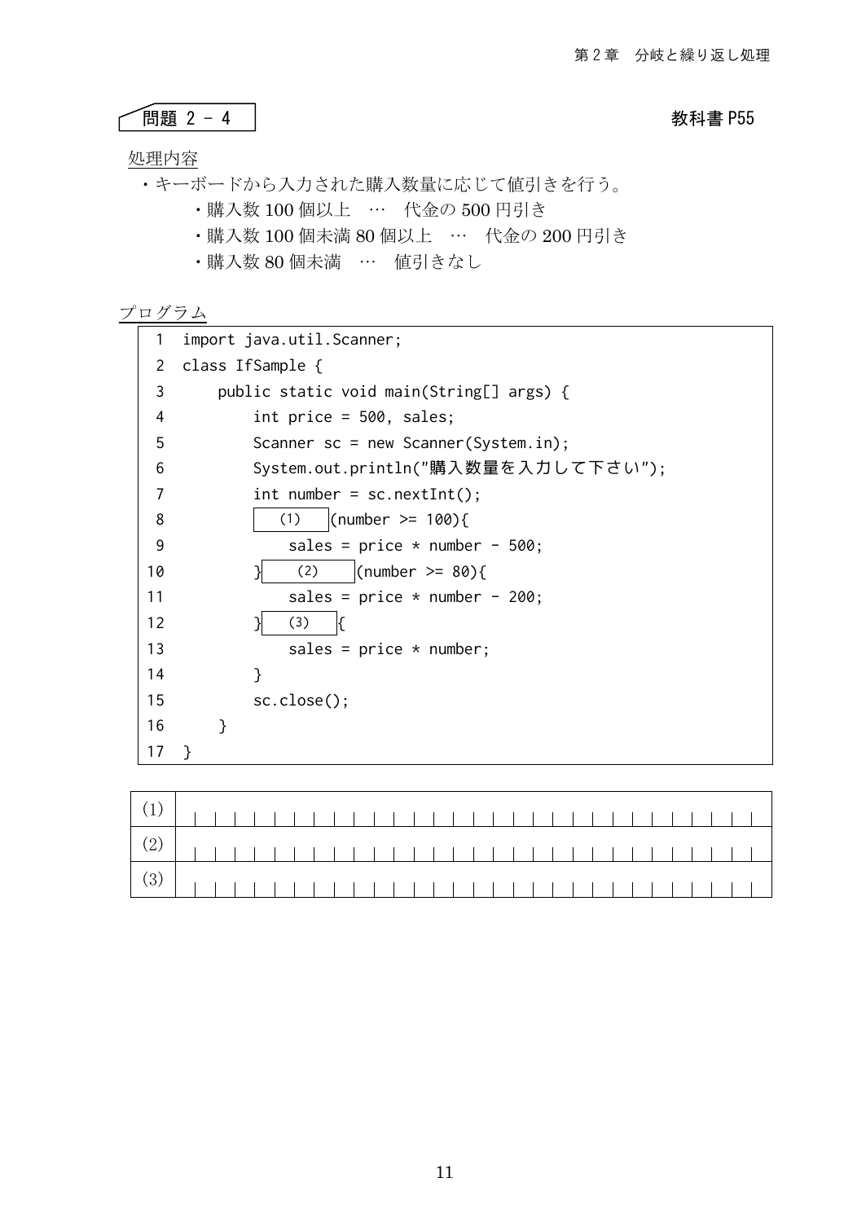## 問題 2 - 4

教科書 P55

処理内容

- キーボードから入力された購入数量に応じて値引きを行う。
  - 購入数 100 個以上　…　代金の 500 円引き
  - 購入数 100 個未満 80 個以上　…　代金の 200 円引き
  - 購入数 80 個未満　…　値引きなし

プログラム

```
 1  import java.util.Scanner;
 2  class IfSample {
 3      public static void main(String[] args) {
 4          int price = 500, sales;
 5          Scanner sc = new Scanner(System.in);
 6          System.out.println("購入数量を入力して下さい");
 7          int number = sc.nextInt();
 8          [  (1)  ](number >= 100){
 9              sales = price * number - 500;
10          }[  (2)  ](number >= 80){
11              sales = price * number - 200;
12          }[ (3) ]{
13              sales = price * number;
14          }
15          sc.close();
16      }
17  }
```

| | |
|---|---|
| (1) | |
| (2) | |
| (3) | |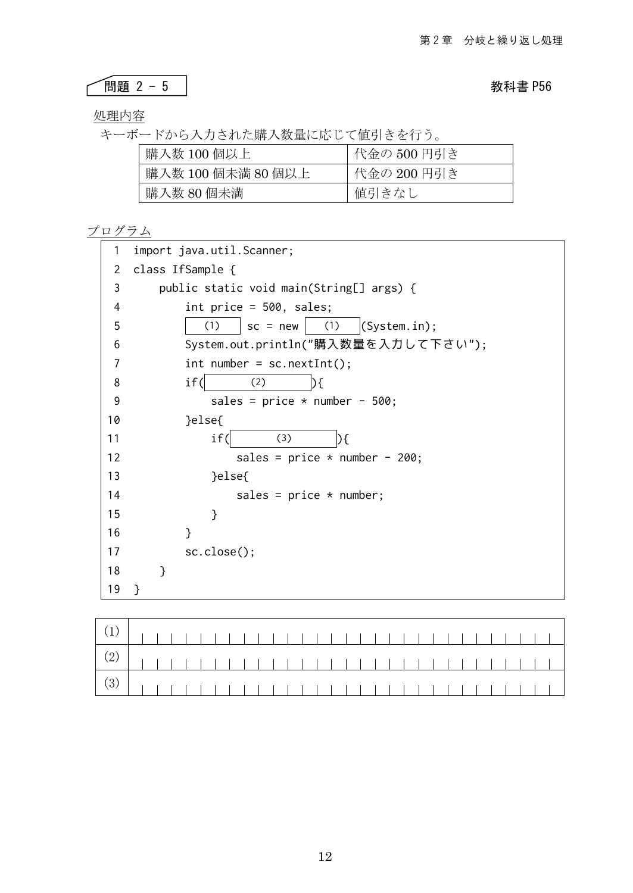## 問題 2 - 5

教科書 P56

処理内容

キーボードから入力された購入数量に応じて値引きを行う。

| 購入数 100 個以上 | 代金の 500 円引き |
|---|---|
| 購入数 100 個未満 80 個以上 | 代金の 200 円引き |
| 購入数 80 個未満 | 値引きなし |

プログラム

```
 1  import java.util.Scanner;
 2  class IfSample {
 3      public static void main(String[] args) {
 4          int price = 500, sales;
 5          [  (1)  ] sc = new [  (1)  ](System.in);
 6          System.out.println("購入数量を入力して下さい");
 7          int number = sc.nextInt();
 8          if([    (2)    ]){
 9              sales = price * number - 500;
10          }else{
11              if([    (3)    ]){
12                  sales = price * number - 200;
13              }else{
14                  sales = price * number;
15              }
16          }
17          sc.close();
18      }
19  }
```

| | |
|---|---|
| (1) | |
| (2) | |
| (3) | |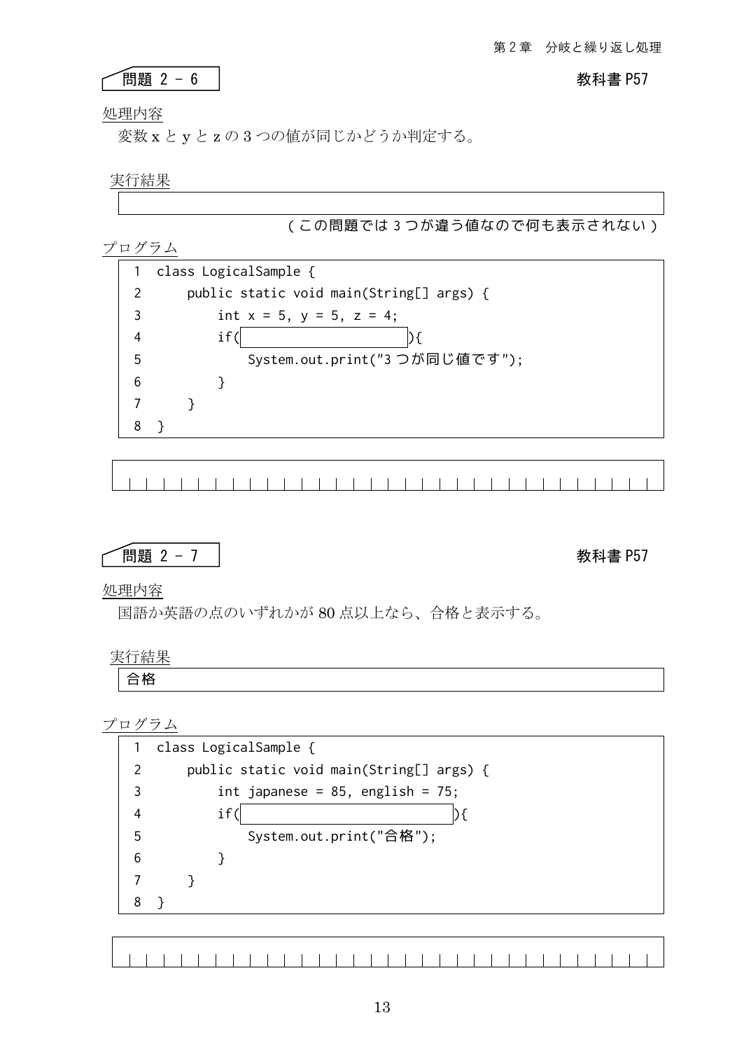## 問題 2 - 6

教科書 P57

処理内容

変数 x と y と z の 3 つの値が同じかどうか判定する。

実行結果

```

```

（この問題では 3 つが違う値なので何も表示されない）

プログラム

```
1  class LogicalSample {
2      public static void main(String[] args) {
3          int x = 5, y = 5, z = 4;
4          if(                      ){
5              System.out.print("3 つが同じ値です");
6          }
7      }
8  }
```

```

```

## 問題 2 - 7

教科書 P57

処理内容

国語か英語の点のいずれかが 80 点以上なら、合格と表示する。

実行結果

```
合格
```

プログラム

```
1  class LogicalSample {
2      public static void main(String[] args) {
3          int japanese = 85, english = 75;
4          if(                          ){
5              System.out.print("合格");
6          }
7      }
8  }
```

```

```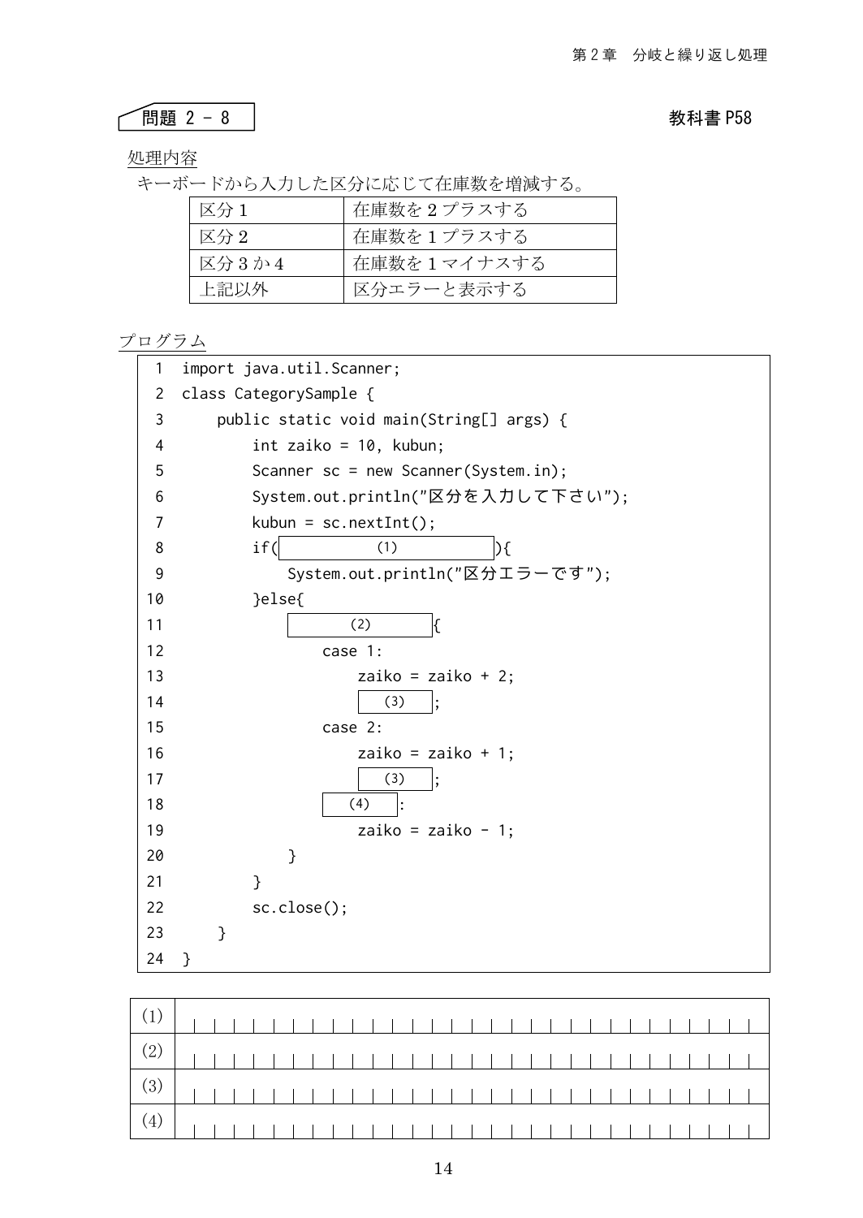## 問題 2 - 8

教科書 P58

処理内容

キーボードから入力した区分に応じて在庫数を増減する。

| 区分 1 | 在庫数を 2 プラスする |
|---|---|
| 区分 2 | 在庫数を 1 プラスする |
| 区分 3 か 4 | 在庫数を 1 マイナスする |
| 上記以外 | 区分エラーと表示する |

プログラム

```
 1  import java.util.Scanner;
 2  class CategorySample {
 3      public static void main(String[] args) {
 4          int zaiko = 10, kubun;
 5          Scanner sc = new Scanner(System.in);
 6          System.out.println("区分を入力して下さい");
 7          kubun = sc.nextInt();
 8          if(        (1)        ){
 9              System.out.println("区分エラーです");
10          }else{
11              [    (2)    ]{
12                  case 1:
13                      zaiko = zaiko + 2;
14                      [ (3) ];
15                  case 2:
16                      zaiko = zaiko + 1;
17                      [ (3) ];
18                  [ (4) ]:
19                      zaiko = zaiko - 1;
20              }
21          }
22          sc.close();
23      }
24  }
```

| | |
|---|---|
| (1) | |
| (2) | |
| (3) | |
| (4) | |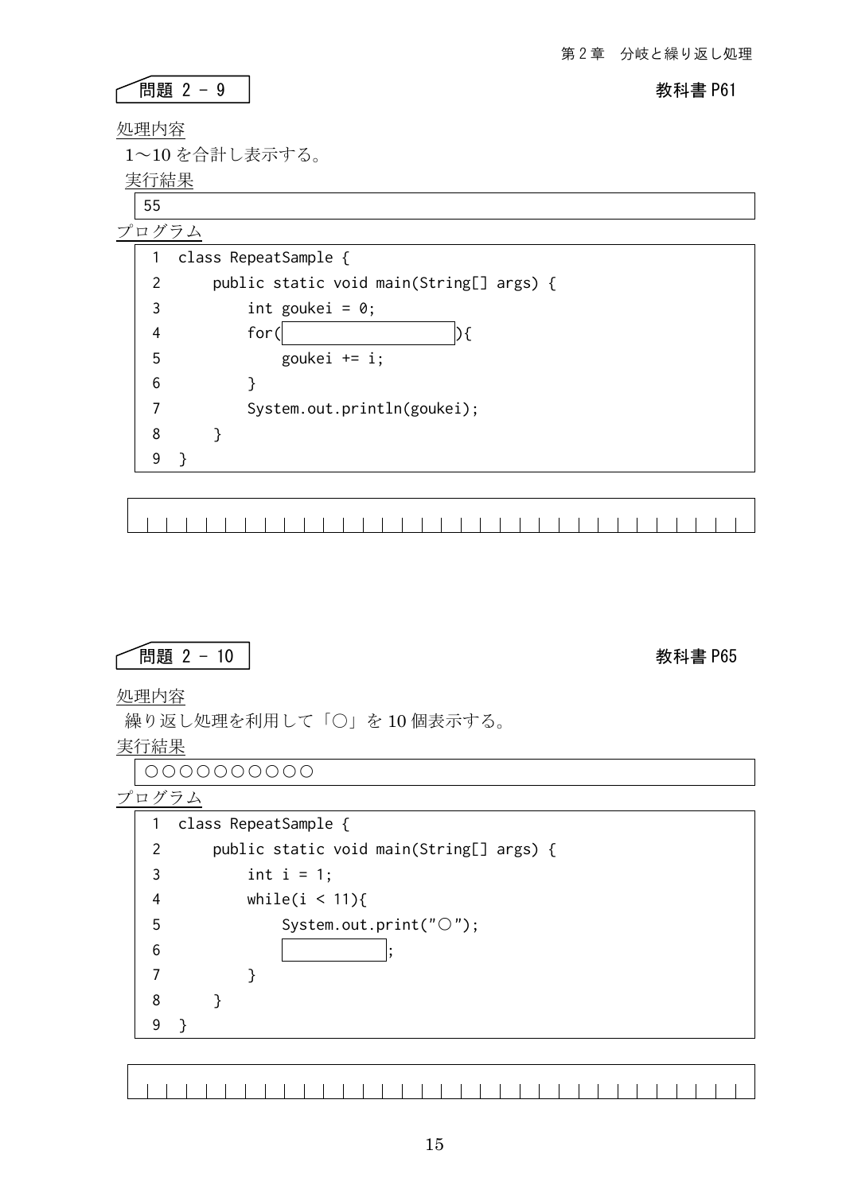## 問題 2 - 9

教科書 P61

処理内容

1〜10 を合計し表示する。

実行結果

```
55
```

プログラム

```
1  class RepeatSample {
2      public static void main(String[] args) {
3          int goukei = 0;
4          for(                    ){
5              goukei += i;
6          }
7          System.out.println(goukei);
8      }
9  }
```

## 問題 2 - 10

教科書 P65

処理内容

繰り返し処理を利用して「○」を 10 個表示する。

実行結果

```
○○○○○○○○○○
```

プログラム

```
1  class RepeatSample {
2      public static void main(String[] args) {
3          int i = 1;
4          while(i < 11){
5              System.out.print("○");
6                          ;
7          }
8      }
9  }
```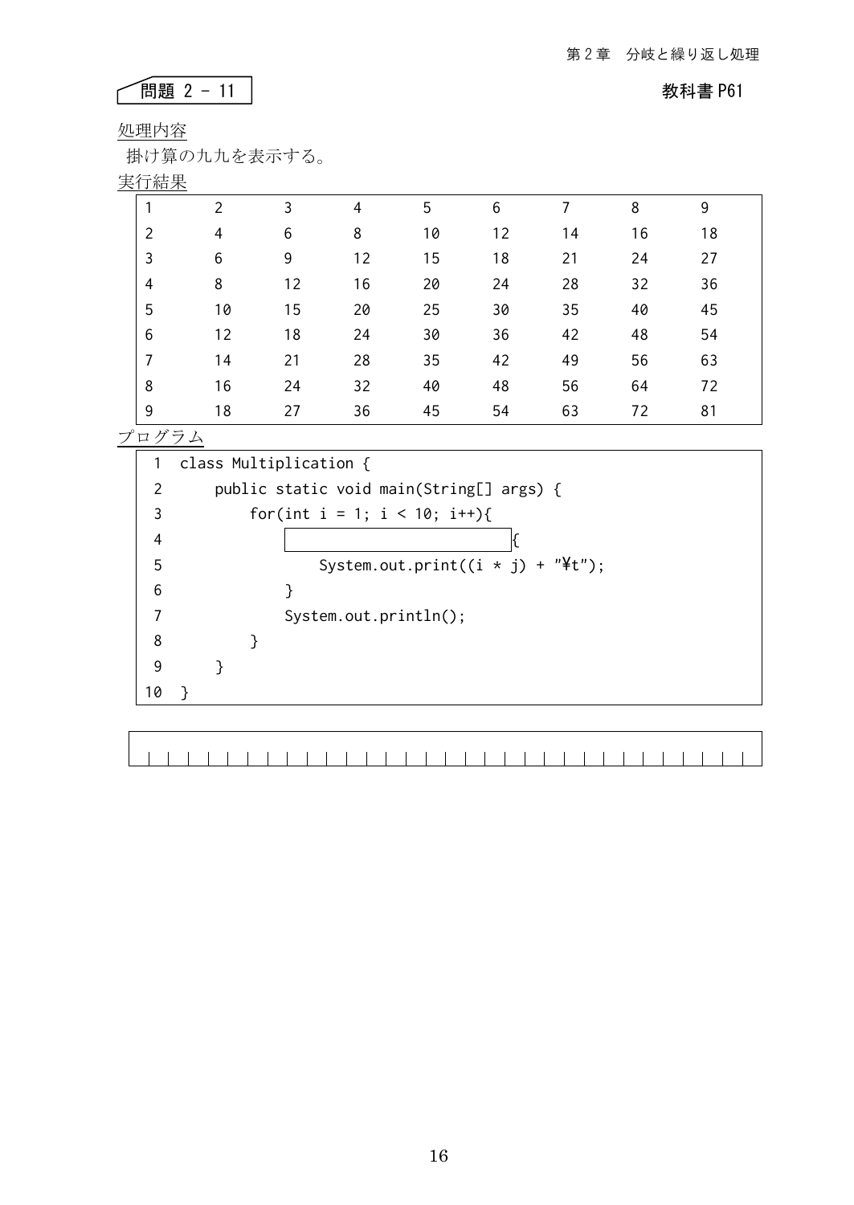## 問題 2 - 11

教科書 P61

処理内容

掛け算の九九を表示する。

実行結果

| 1 | 2 | 3 | 4 | 5 | 6 | 7 | 8 | 9 |
|---|---|---|---|---|---|---|---|---|
| 2 | 4 | 6 | 8 | 10 | 12 | 14 | 16 | 18 |
| 3 | 6 | 9 | 12 | 15 | 18 | 21 | 24 | 27 |
| 4 | 8 | 12 | 16 | 20 | 24 | 28 | 32 | 36 |
| 5 | 10 | 15 | 20 | 25 | 30 | 35 | 40 | 45 |
| 6 | 12 | 18 | 24 | 30 | 36 | 42 | 48 | 54 |
| 7 | 14 | 21 | 28 | 35 | 42 | 49 | 56 | 63 |
| 8 | 16 | 24 | 32 | 40 | 48 | 56 | 64 | 72 |
| 9 | 18 | 27 | 36 | 45 | 54 | 63 | 72 | 81 |

プログラム

```
 1  class Multiplication {
 2      public static void main(String[] args) {
 3          for(int i = 1; i < 10; i++){
 4              [                    ]{
 5                  System.out.print((i * j) + "¥t");
 6              }
 7              System.out.println();
 8          }
 9      }
10  }
```

| | | | | | | | | | | | | | | | | | | | | | | | | | | | | | | | |
|---|---|---|---|---|---|---|---|---|---|---|---|---|---|---|---|---|---|---|---|---|---|---|---|---|---|---|---|---|---|---|---|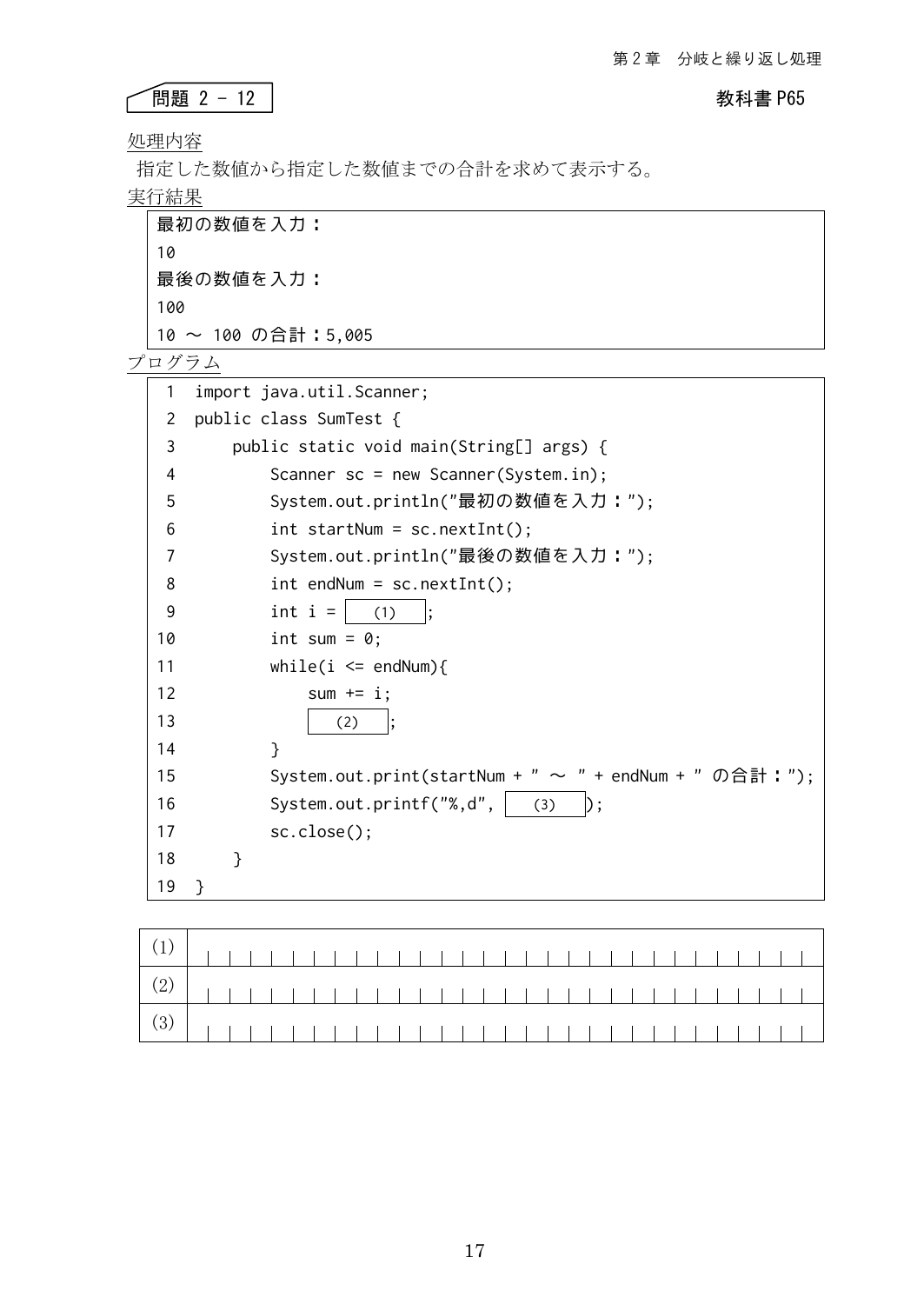問題 2 - 12

教科書 P65

処理内容

指定した数値から指定した数値までの合計を求めて表示する。

実行結果

```
最初の数値を入力：
10
最後の数値を入力：
100
10 ～ 100 の合計：5,005
```

プログラム

```
 1  import java.util.Scanner;
 2  public class SumTest {
 3      public static void main(String[] args) {
 4          Scanner sc = new Scanner(System.in);
 5          System.out.println("最初の数値を入力：");
 6          int startNum = sc.nextInt();
 7          System.out.println("最後の数値を入力：");
 8          int endNum = sc.nextInt();
 9          int i =   (1)  ;
10          int sum = 0;
11          while(i <= endNum){
12              sum += i;
13                (2)  ;
14          }
15          System.out.print(startNum + " ～ " + endNum + " の合計：");
16          System.out.printf("%,d",   (3)  );
17          sc.close();
18      }
19  }
```

| | |
|---|---|
| (1) | |
| (2) | |
| (3) | |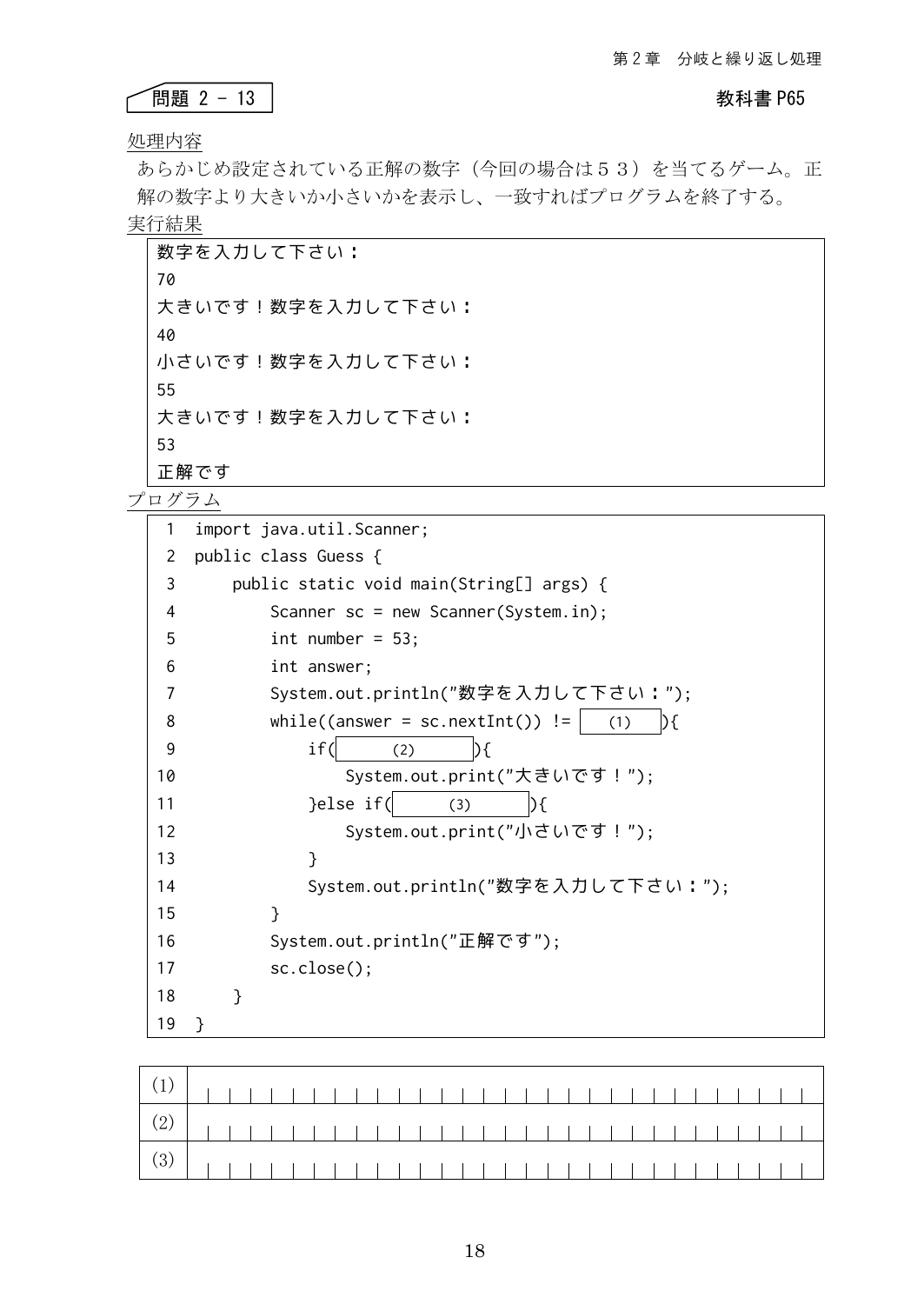# 問題 2 - 13

教科書 P65

処理内容

あらかじめ設定されている正解の数字（今回の場合は５３）を当てるゲーム。正解の数字より大きいか小さいかを表示し、一致すればプログラムを終了する。

実行結果

```
数字を入力して下さい：
70
大きいです！数字を入力して下さい：
40
小さいです！数字を入力して下さい：
55
大きいです！数字を入力して下さい：
53
正解です
```

プログラム

```
 1  import java.util.Scanner;
 2  public class Guess {
 3      public static void main(String[] args) {
 4          Scanner sc = new Scanner(System.in);
 5          int number = 53;
 6          int answer;
 7          System.out.println("数字を入力して下さい：");
 8          while((answer = sc.nextInt()) != [ (1) ]){
 9              if([ (2) ]){
10                  System.out.print("大きいです！");
11              }else if([ (3) ]){
12                  System.out.print("小さいです！");
13              }
14              System.out.println("数字を入力して下さい：");
15          }
16          System.out.println("正解です");
17          sc.close();
18      }
19  }
```

| | |
|---|---|
| (1) | |
| (2) | |
| (3) | |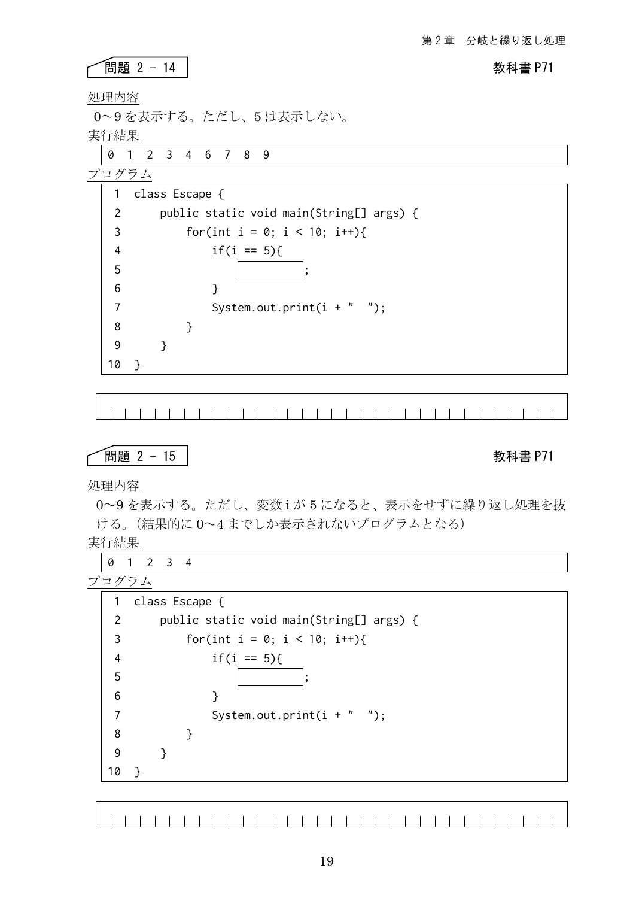## 問題 2 - 14

教科書 P71

処理内容

0〜9 を表示する。ただし、5 は表示しない。

実行結果

```
0  1  2  3  4  6  7  8  9
```

プログラム

```
 1  class Escape {
 2      public static void main(String[] args) {
 3          for(int i = 0; i < 10; i++){
 4              if(i == 5){
 5                  [        ];
 6              }
 7              System.out.print(i + "  ");
 8          }
 9      }
10  }
```

## 問題 2 - 15

教科書 P71

処理内容

0〜9 を表示する。ただし、変数 i が 5 になると、表示をせずに繰り返し処理を抜ける。（結果的に 0〜4 までしか表示されないプログラムとなる）

実行結果

```
0  1  2  3  4
```

プログラム

```
 1  class Escape {
 2      public static void main(String[] args) {
 3          for(int i = 0; i < 10; i++){
 4              if(i == 5){
 5                  [        ];
 6              }
 7              System.out.print(i + "  ");
 8          }
 9      }
10  }
```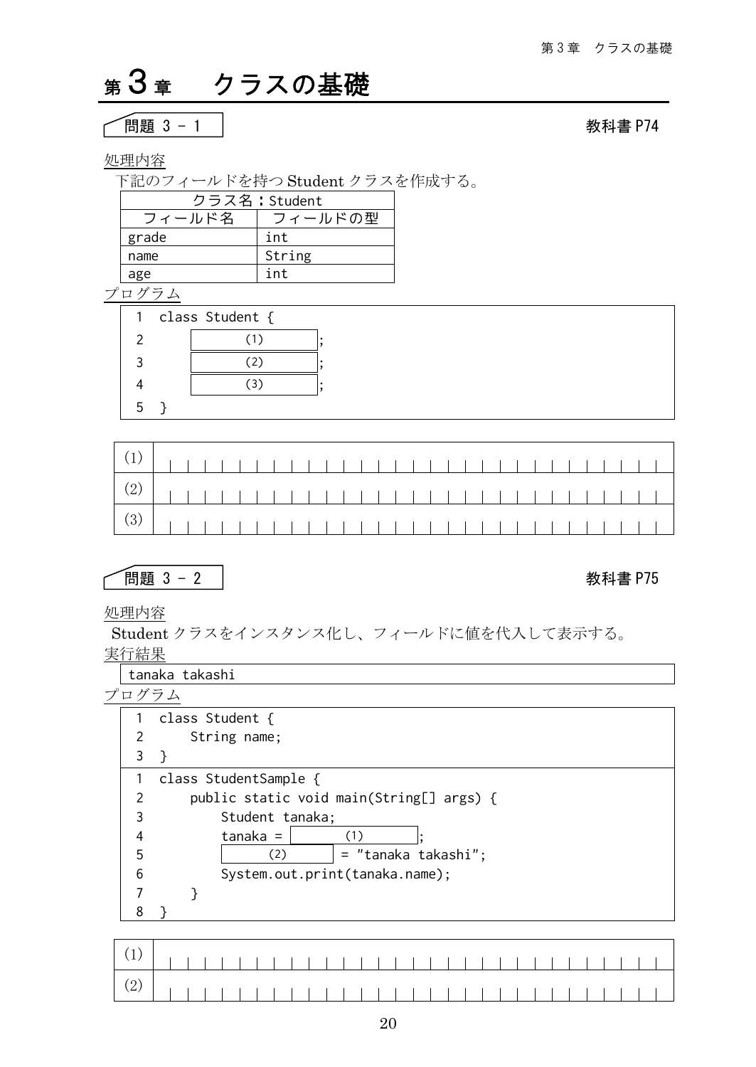# 第 3 章　クラスの基礎

## 問題 3 - 1

教科書 P74

処理内容

下記のフィールドを持つ Student クラスを作成する。

| クラス名：Student | |
|---|---|
| フィールド名 | フィールドの型 |
| grade | int |
| name | String |
| age | int |

プログラム

```
1  class Student {
2      (1)          ;
3      (2)          ;
4      (3)          ;
5  }
```

| | |
|---|---|
| (1) | |
| (2) | |
| (3) | |

## 問題 3 - 2

教科書 P75

処理内容

Student クラスをインスタンス化し、フィールドに値を代入して表示する。

実行結果

```
tanaka takashi
```

プログラム

```
1  class Student {
2      String name;
3  }
```

```
1  class StudentSample {
2      public static void main(String[] args) {
3          Student tanaka;
4          tanaka =    (1)    ;
5             (2)     = "tanaka takashi";
6          System.out.print(tanaka.name);
7      }
8  }
```

| | |
|---|---|
| (1) | |
| (2) | |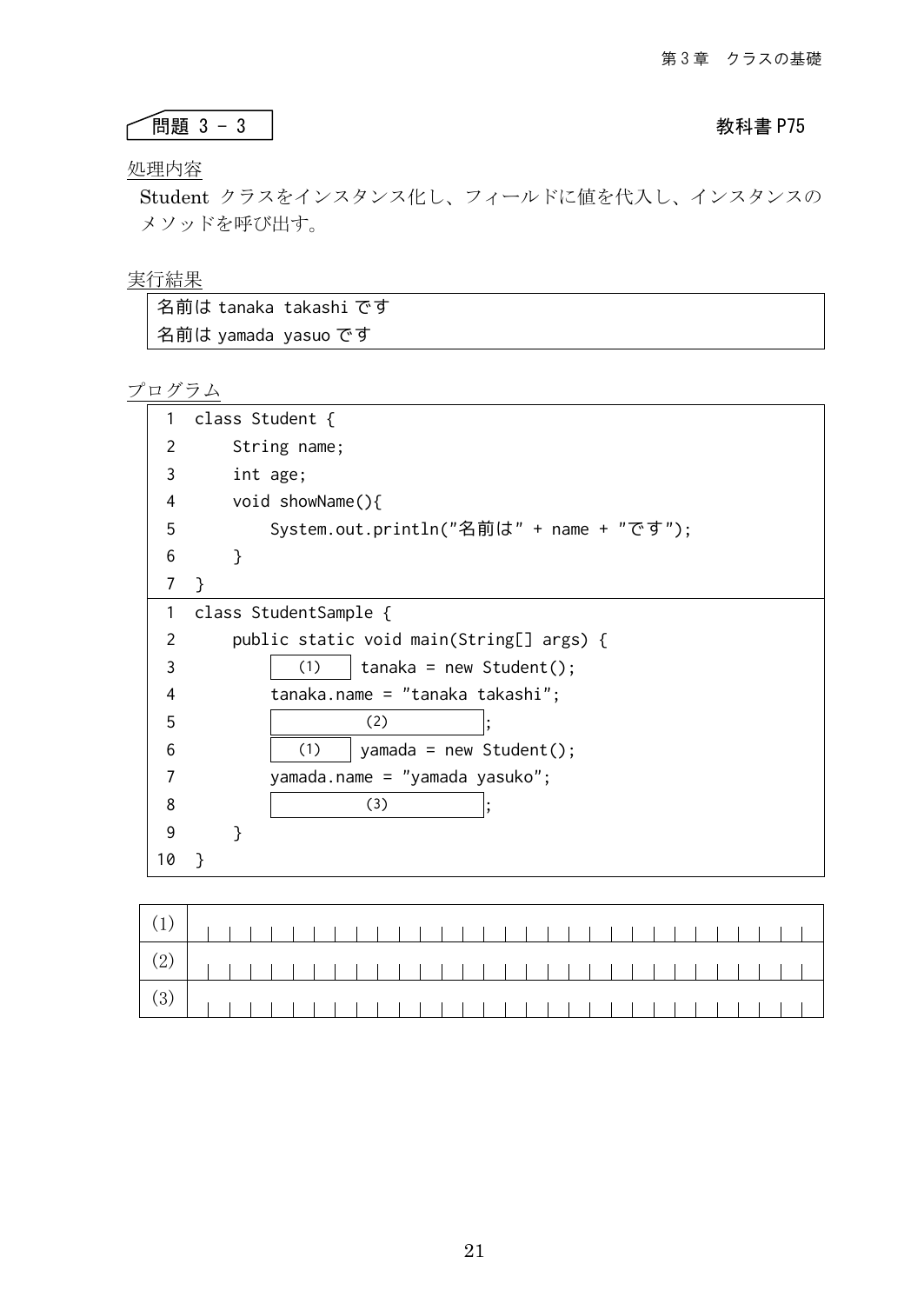## 問題 3 - 3

教科書 P75

<u>処理内容</u>

Student クラスをインスタンス化し、フィールドに値を代入し、インスタンスのメソッドを呼び出す。

<u>実行結果</u>

```
名前は tanaka takashi です
名前は yamada yasuo です
```

<u>プログラム</u>

```
 1  class Student {
 2      String name;
 3      int age;
 4      void showName(){
 5          System.out.println("名前は" + name + "です");
 6      }
 7  }
```

```
 1  class StudentSample {
 2      public static void main(String[] args) {
 3          [  (1)  ] tanaka = new Student();
 4          tanaka.name = "tanaka takashi";
 5          [      (2)      ];
 6          [  (1)  ] yamada = new Student();
 7          yamada.name = "yamada yasuko";
 8          [      (3)      ];
 9      }
10  }
```

| | |
|---|---|
| (1) | |
| (2) | |
| (3) | |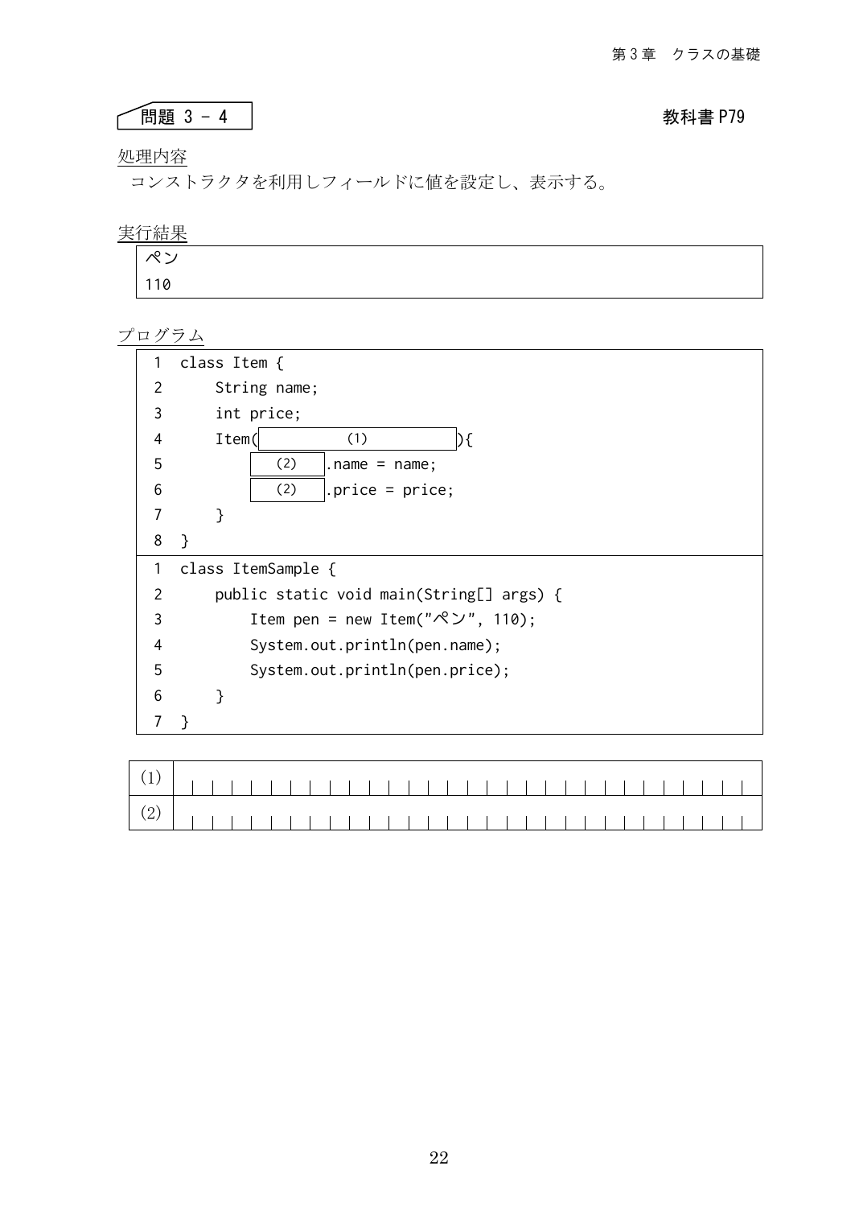## 問題 3 - 4

教科書 P79

処理内容

コンストラクタを利用しフィールドに値を設定し、表示する。

実行結果

```
ペン
110
```

プログラム

```
1  class Item {
2      String name;
3      int price;
4      Item(        (1)        ){
5          (2)  .name = name;
6          (2)  .price = price;
7      }
8  }
```

```
1  class ItemSample {
2      public static void main(String[] args) {
3          Item pen = new Item("ペン", 110);
4          System.out.println(pen.name);
5          System.out.println(pen.price);
6      }
7  }
```

| | |
|---|---|
| (1) | |
| (2) | |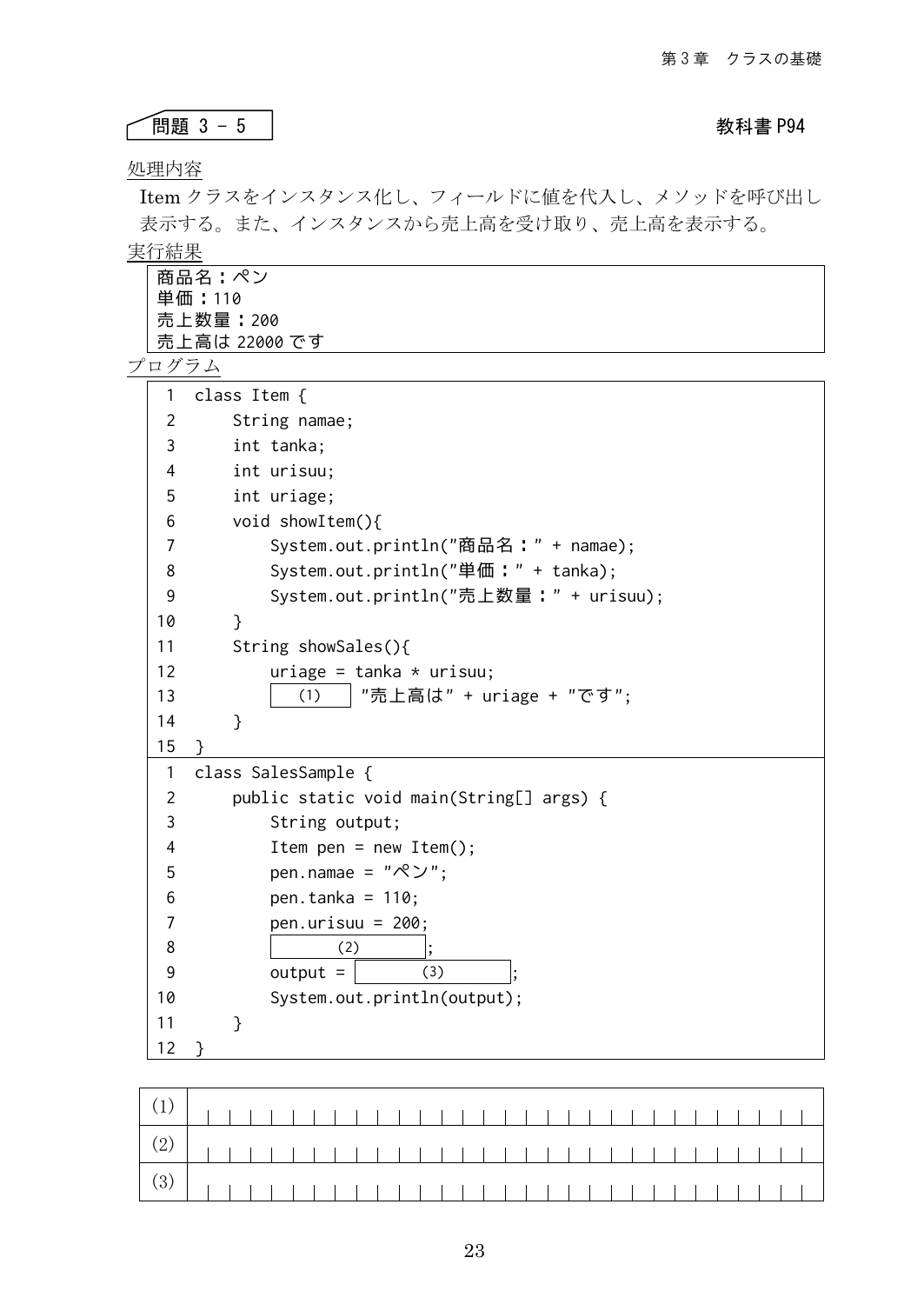## 問題 3 - 5

教科書 P94

処理内容

Item クラスをインスタンス化し、フィールドに値を代入し、メソッドを呼び出し表示する。また、インスタンスから売上高を受け取り、売上高を表示する。

実行結果

```
商品名：ペン
単価：110
売上数量：200
売上高は 22000 です
```

プログラム

```
 1  class Item {
 2      String namae;
 3      int tanka;
 4      int urisuu;
 5      int uriage;
 6      void showItem(){
 7          System.out.println("商品名：" + namae);
 8          System.out.println("単価：" + tanka);
 9          System.out.println("売上数量：" + urisuu);
10      }
11      String showSales(){
12          uriage = tanka * urisuu;
13          [  (1)  ] "売上高は" + uriage + "です";
14      }
15  }
```

```
 1  class SalesSample {
 2      public static void main(String[] args) {
 3          String output;
 4          Item pen = new Item();
 5          pen.namae = "ペン";
 6          pen.tanka = 110;
 7          pen.urisuu = 200;
 8          [    (2)    ];
 9          output = [    (3)    ];
10          System.out.println(output);
11      }
12  }
```

| | |
|---|---|
| (1) | |
| (2) | |
| (3) | |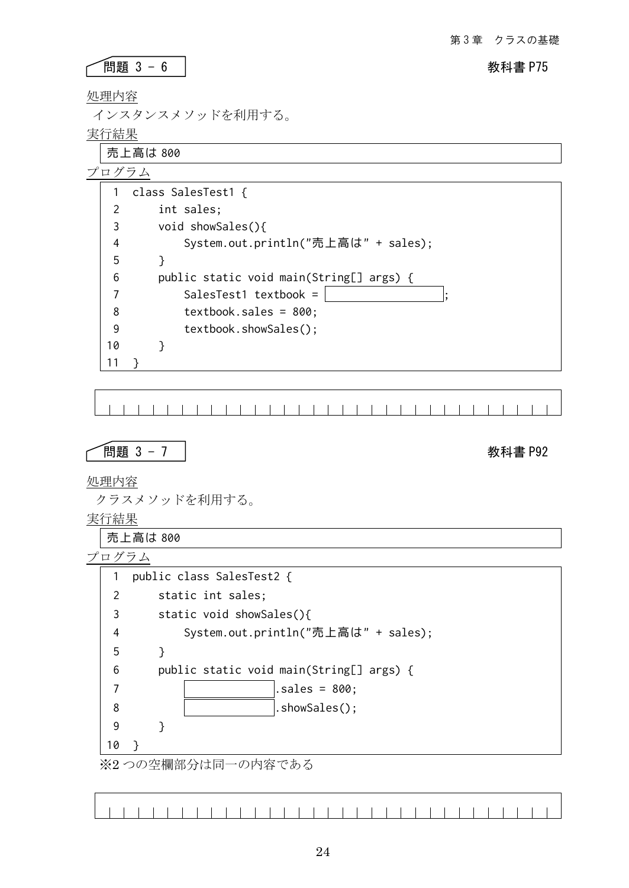## 問題 3 - 6

教科書 P75

処理内容

インスタンスメソッドを利用する。

実行結果

```
売上高は 800
```

プログラム

```
 1  class SalesTest1 {
 2      int sales;
 3      void showSales(){
 4          System.out.println("売上高は" + sales);
 5      }
 6      public static void main(String[] args) {
 7          SalesTest1 textbook = [          ];
 8          textbook.sales = 800;
 9          textbook.showSales();
10      }
11  }
```

## 問題 3 - 7

教科書 P92

処理内容

クラスメソッドを利用する。

実行結果

```
売上高は 800
```

プログラム

```
 1  public class SalesTest2 {
 2      static int sales;
 3      static void showSales(){
 4          System.out.println("売上高は" + sales);
 5      }
 6      public static void main(String[] args) {
 7          [          ].sales = 800;
 8          [          ].showSales();
 9      }
10  }
```

※2 つの空欄部分は同一の内容である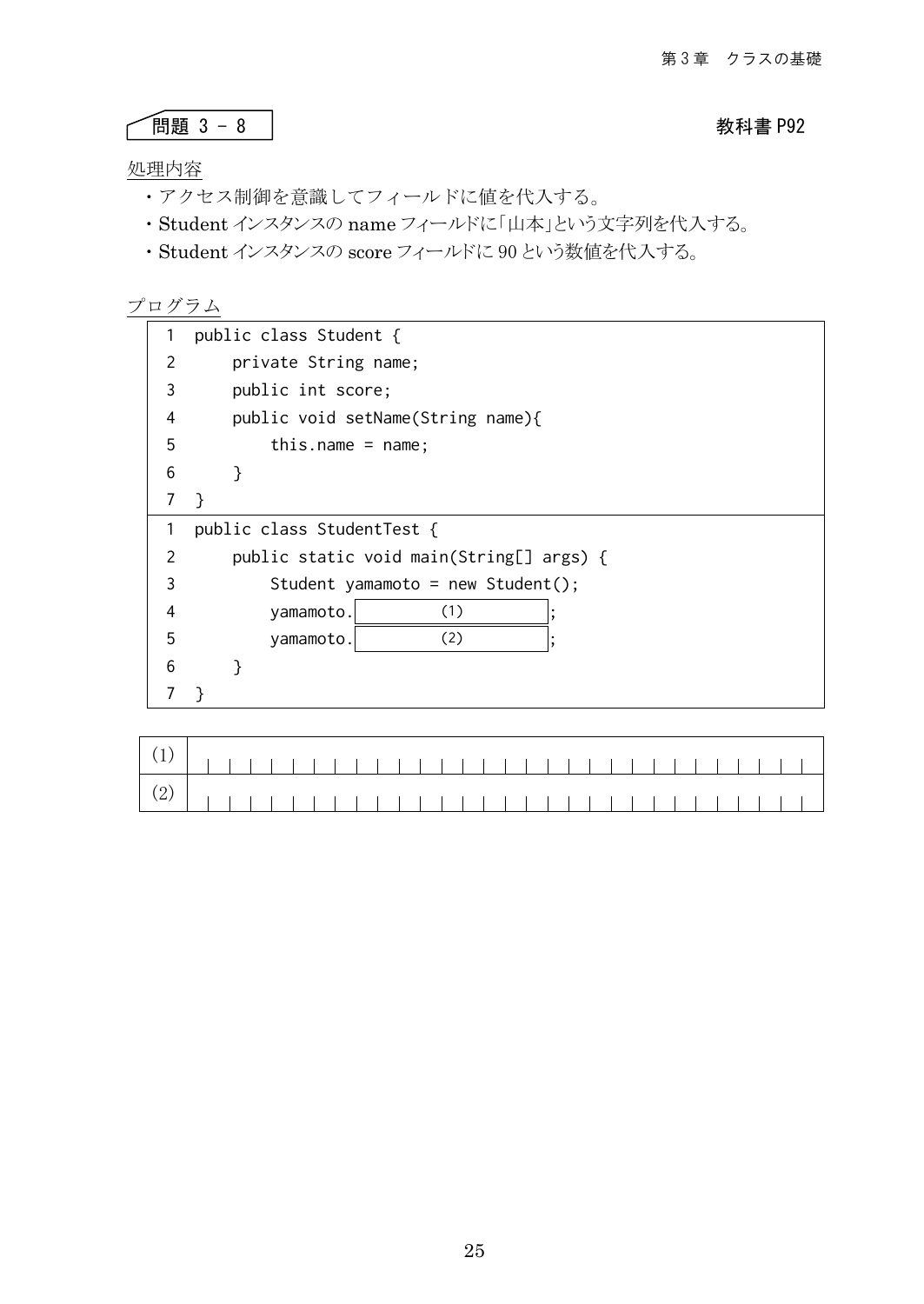## 問題 3 - 8

教科書 P92

処理内容

- アクセス制御を意識してフィールドに値を代入する。
- Student インスタンスの name フィールドに「山本」という文字列を代入する。
- Student インスタンスの score フィールドに 90 という数値を代入する。

プログラム

```
1  public class Student {
2      private String name;
3      public int score;
4      public void setName(String name){
5          this.name = name;
6      }
7  }
```

```
1  public class StudentTest {
2      public static void main(String[] args) {
3          Student yamamoto = new Student();
4          yamamoto.[    (1)    ];
5          yamamoto.[    (2)    ];
6      }
7  }
```

| | |
|---|---|
| (1) | |
| (2) | |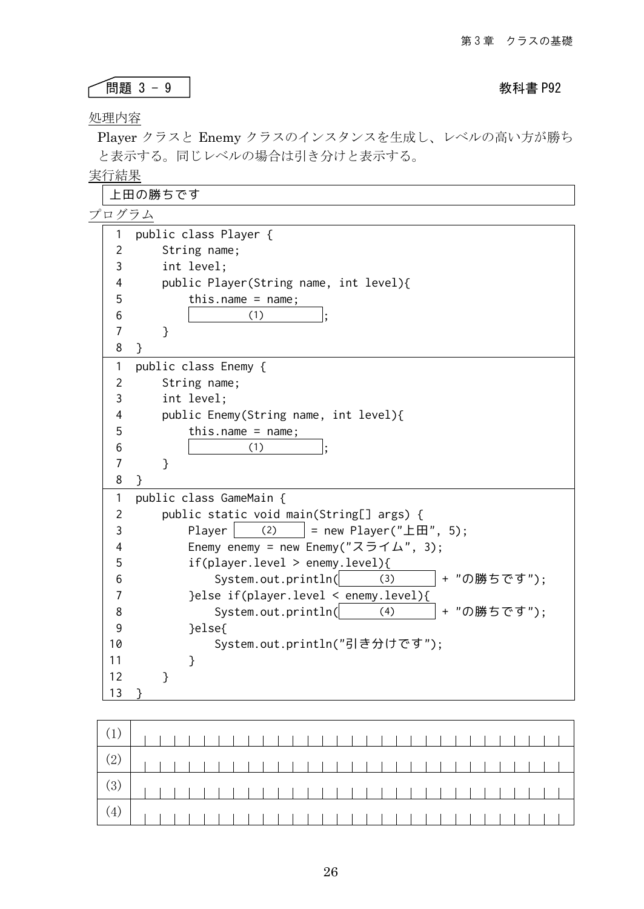## 問題 3 - 9

教科書 P92

処理内容

Player クラスと Enemy クラスのインスタンスを生成し、レベルの高い方が勝ちと表示する。同じレベルの場合は引き分けと表示する。

実行結果

```
上田の勝ちです
```

プログラム

```
1  public class Player {
2      String name;
3      int level;
4      public Player(String name, int level){
5          this.name = name;
6          [     (1)     ];
7      }
8  }
```

```
1  public class Enemy {
2      String name;
3      int level;
4      public Enemy(String name, int level){
5          this.name = name;
6          [     (1)     ];
7      }
8  }
```

```
1  public class GameMain {
2      public static void main(String[] args) {
3          Player [  (2)  ] = new Player("上田", 5);
4          Enemy enemy = new Enemy("スライム", 3);
5          if(player.level > enemy.level){
6              System.out.println([   (3)   ] + "の勝ちです");
7          }else if(player.level < enemy.level){
8              System.out.println([   (4)   ] + "の勝ちです");
9          }else{
10             System.out.println("引き分けです");
11         }
12     }
13 }
```

| | |
|---|---|
| (1) | |
| (2) | |
| (3) | |
| (4) | |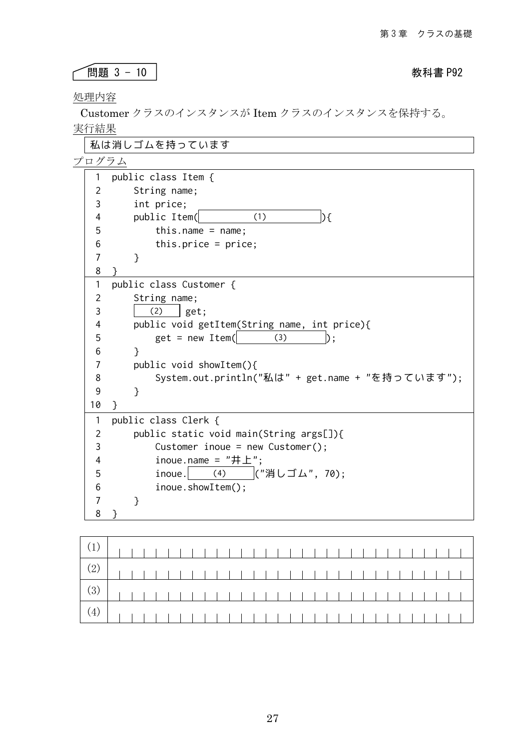## 問題 3 - 10

教科書 P92

処理内容

Customer クラスのインスタンスが Item クラスのインスタンスを保持する。

実行結果

```
私は消しゴムを持っています
```

プログラム

```
1  public class Item {
2      String name;
3      int price;
4      public Item(        (1)        ){
5          this.name = name;
6          this.price = price;
7      }
8  }
```

```
1  public class Customer {
2      String name;
3       (2)   get;
4      public void getItem(String name, int price){
5          get = new Item(      (3)      );
6      }
7      public void showItem(){
8          System.out.println("私は" + get.name + "を持っています");
9      }
10 }
```

```
1  public class Clerk {
2      public static void main(String args[]){
3          Customer inoue = new Customer();
4          inoue.name = "井上";
5          inoue.   (4)   ("消しゴム", 70);
6          inoue.showItem();
7      }
8  }
```

| | |
|---|---|
| (1) | |
| (2) | |
| (3) | |
| (4) | |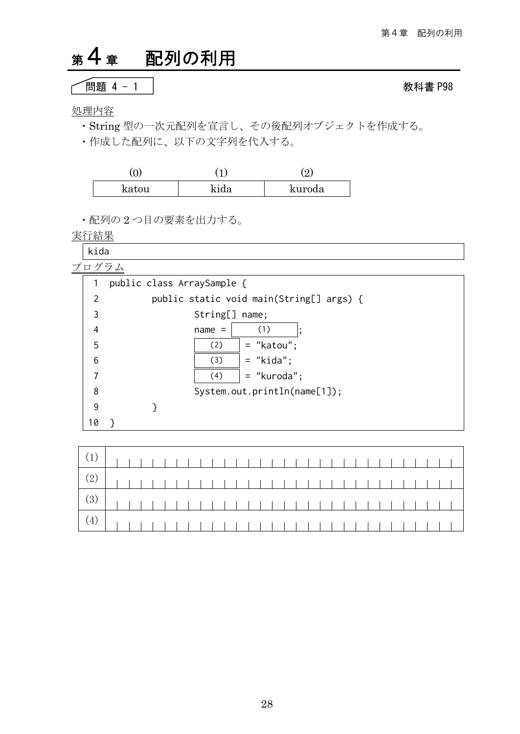# 第4章　配列の利用

## 問題 4 - 1

教科書 P98

処理内容

- String 型の一次元配列を宣言し、その後配列オブジェクトを作成する。
- 作成した配列に、以下の文字列を代入する。

| (0) | (1) | (2) |
|---|---|---|
| katou | kida | kuroda |

- 配列の 2 つ目の要素を出力する。

実行結果

```
kida
```

プログラム

```
1  public class ArraySample {
2          public static void main(String[] args) {
3                  String[] name;
4                  name = [  (1)  ];
5                  [ (2) ] = "katou";
6                  [ (3) ] = "kida";
7                  [ (4) ] = "kuroda";
8                  System.out.println(name[1]);
9          }
10 }
```

| | |
|---|---|
| (1) | |
| (2) | |
| (3) | |
| (4) | |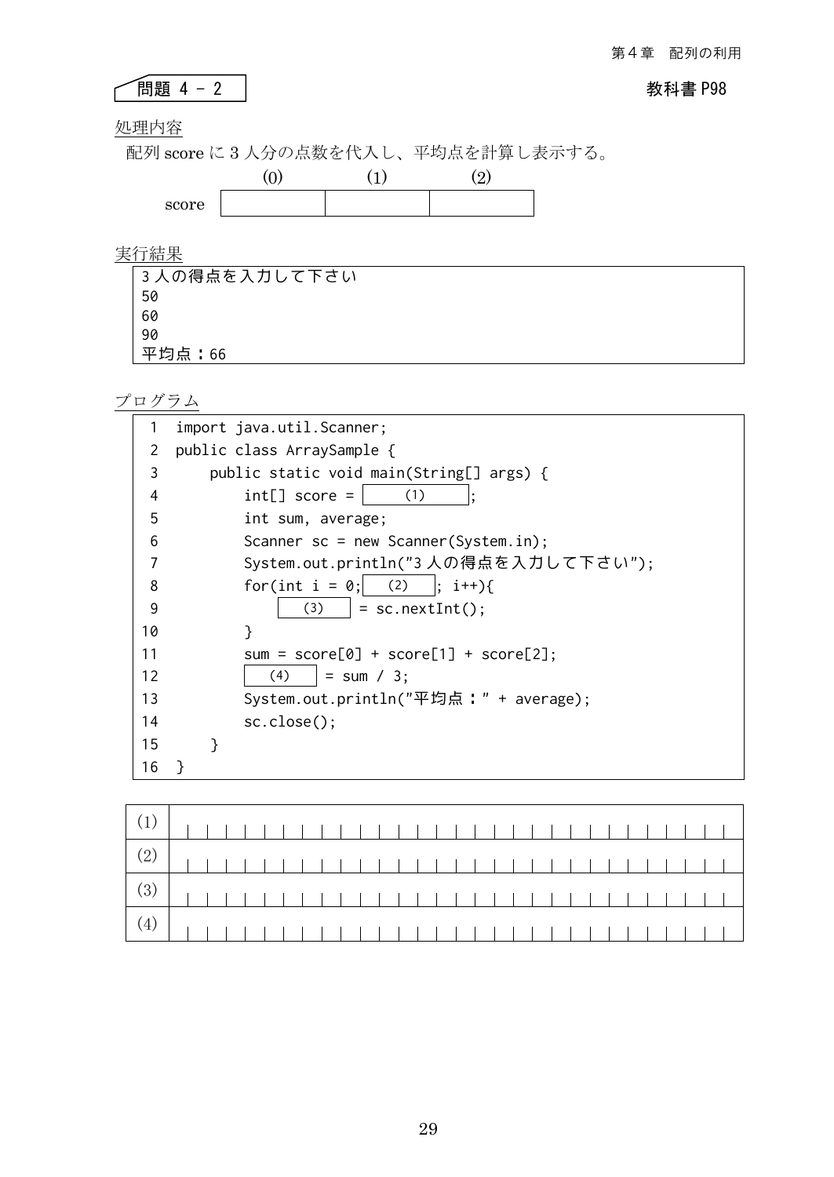## 問題 4 - 2

教科書 P98

処理内容

配列 score に 3 人分の点数を代入し、平均点を計算し表示する。

|  | (0) | (1) | (2) |
|---|---|---|---|
| score |  |  |  |

実行結果

```
3人の得点を入力して下さい
50
60
90
平均点：66
```

プログラム

```
 1  import java.util.Scanner;
 2  public class ArraySample {
 3      public static void main(String[] args) {
 4          int[] score = [   (1)   ];
 5          int sum, average;
 6          Scanner sc = new Scanner(System.in);
 7          System.out.println("3人の得点を入力して下さい");
 8          for(int i = 0;[  (2)  ]; i++){
 9              [  (3)  ] = sc.nextInt();
10          }
11          sum = score[0] + score[1] + score[2];
12          [  (4)  ] = sum / 3;
13          System.out.println("平均点：" + average);
14          sc.close();
15      }
16  }
```

| | |
|---|---|
| (1) | |
| (2) | |
| (3) | |
| (4) | |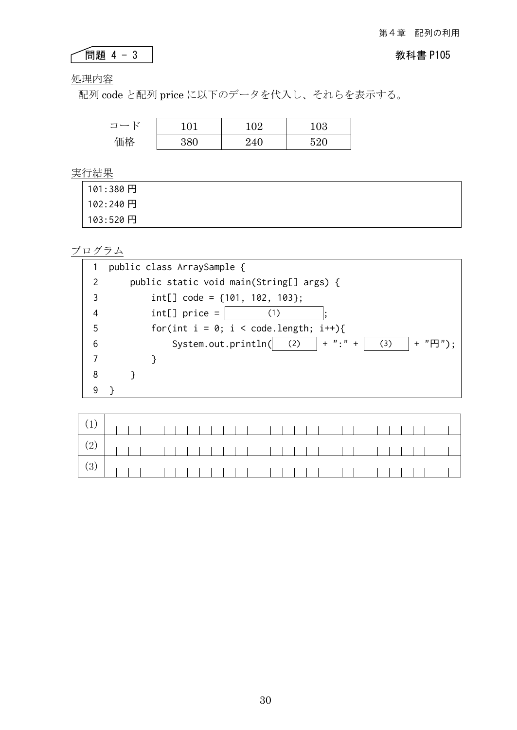## 問題 4 - 3

教科書 P105

処理内容

配列 code と配列 price に以下のデータを代入し、それらを表示する。

| | | | |
|---|---|---|---|
| コード | 101 | 102 | 103 |
| 価格 | 380 | 240 | 520 |

実行結果

```
101:380円
102:240円
103:520円
```

プログラム

```
1  public class ArraySample {
2      public static void main(String[] args) {
3          int[] code = {101, 102, 103};
4          int[] price = [   (1)   ];
5          for(int i = 0; i < code.length; i++){
6              System.out.println([ (2) ] + ":" + [ (3) ] + "円");
7          }
8      }
9  }
```

| | |
|---|---|
| (1) | |
| (2) | |
| (3) | |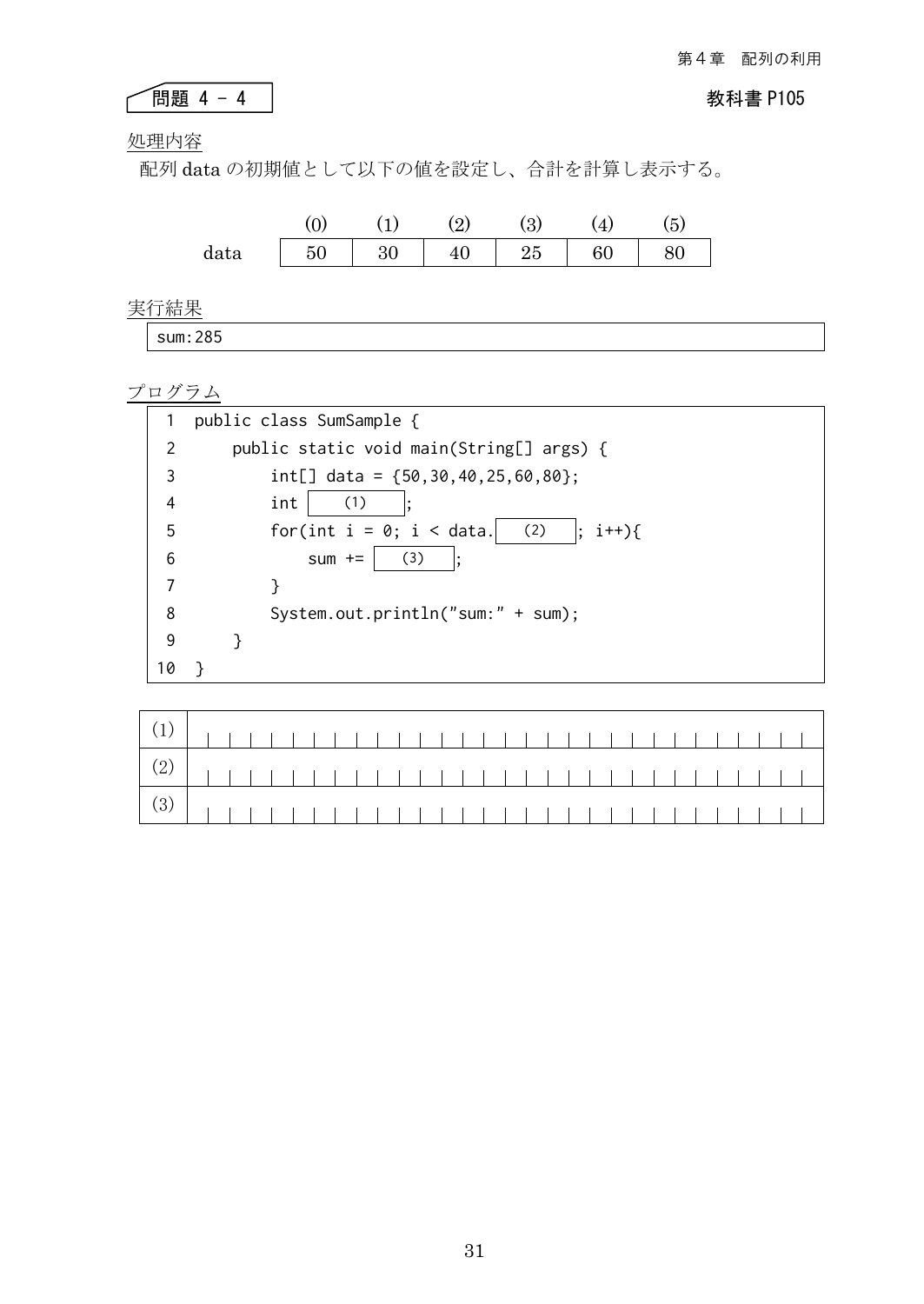## 問題 4 - 4

教科書 P105

処理内容

配列 data の初期値として以下の値を設定し、合計を計算し表示する。

|  | (0) | (1) | (2) | (3) | (4) | (5) |
|---|---|---|---|---|---|---|
| data | 50 | 30 | 40 | 25 | 60 | 80 |

実行結果

```
sum:285
```

プログラム

```
 1  public class SumSample {
 2      public static void main(String[] args) {
 3          int[] data = {50,30,40,25,60,80};
 4          int   (1)   ;
 5          for(int i = 0; i < data.  (2)  ; i++){
 6              sum +=   (3)   ;
 7          }
 8          System.out.println("sum:" + sum);
 9      }
10  }
```

| | |
|---|---|
| (1) | |
| (2) | |
| (3) | |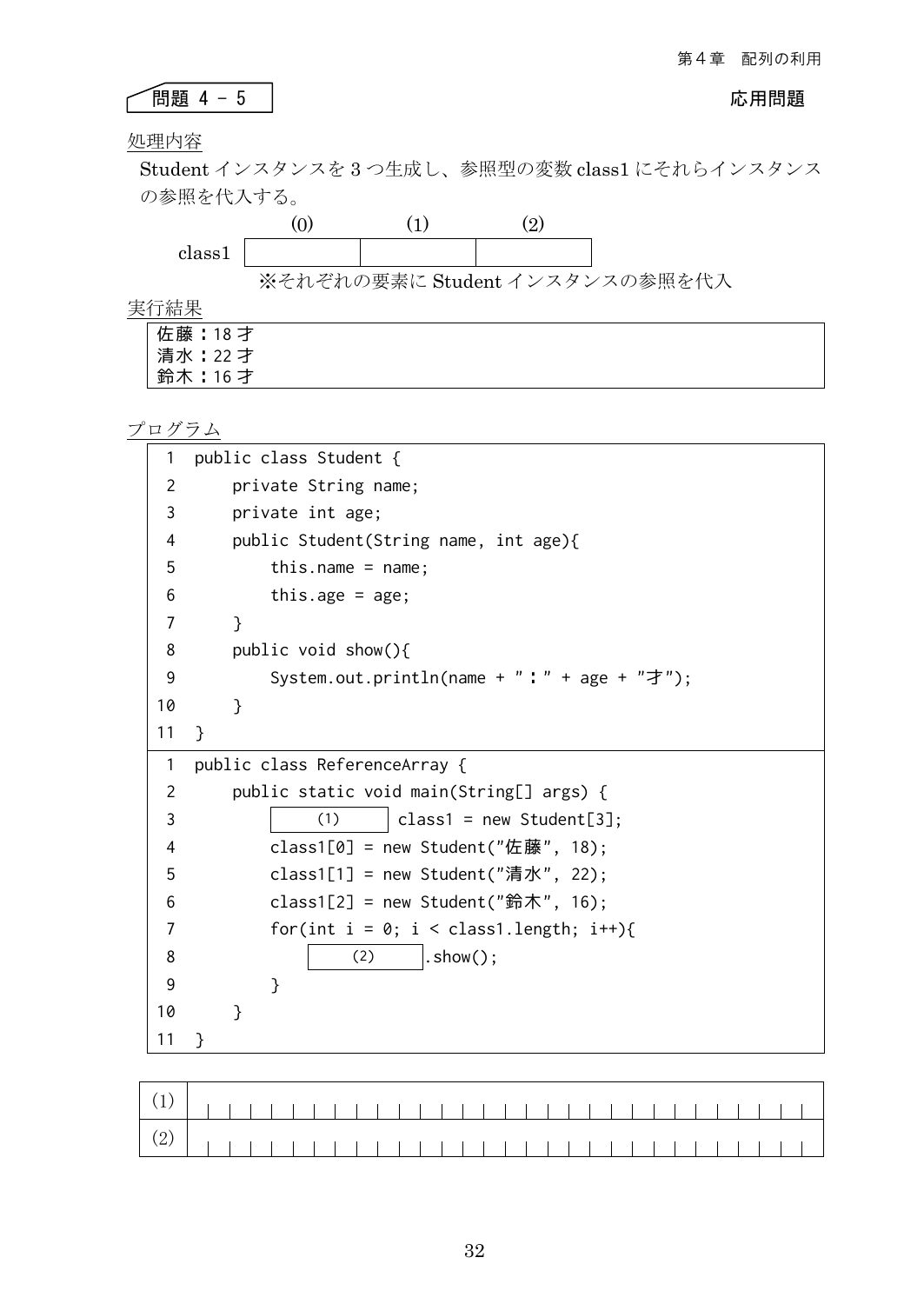## 問題 4 - 5

**応用問題**

処理内容

Student インスタンスを 3 つ生成し、参照型の変数 class1 にそれらインスタンスの参照を代入する。

| | (0) | (1) | (2) |
|---|---|---|---|
| class1 | | | |

※それぞれの要素に Student インスタンスの参照を代入

実行結果

```
佐藤：18 才
清水：22 才
鈴木：16 才
```

プログラム

```
 1  public class Student {
 2      private String name;
 3      private int age;
 4      public Student(String name, int age){
 5          this.name = name;
 6          this.age = age;
 7      }
 8      public void show(){
 9          System.out.println(name + "：" + age + "才");
10      }
11  }
```

```
 1  public class ReferenceArray {
 2      public static void main(String[] args) {
 3          [   (1)   ] class1 = new Student[3];
 4          class1[0] = new Student("佐藤", 18);
 5          class1[1] = new Student("清水", 22);
 6          class1[2] = new Student("鈴木", 16);
 7          for(int i = 0; i < class1.length; i++){
 8              [   (2)   ].show();
 9          }
10      }
11  }
```

| | |
|---|---|
| (1) | |
| (2) | |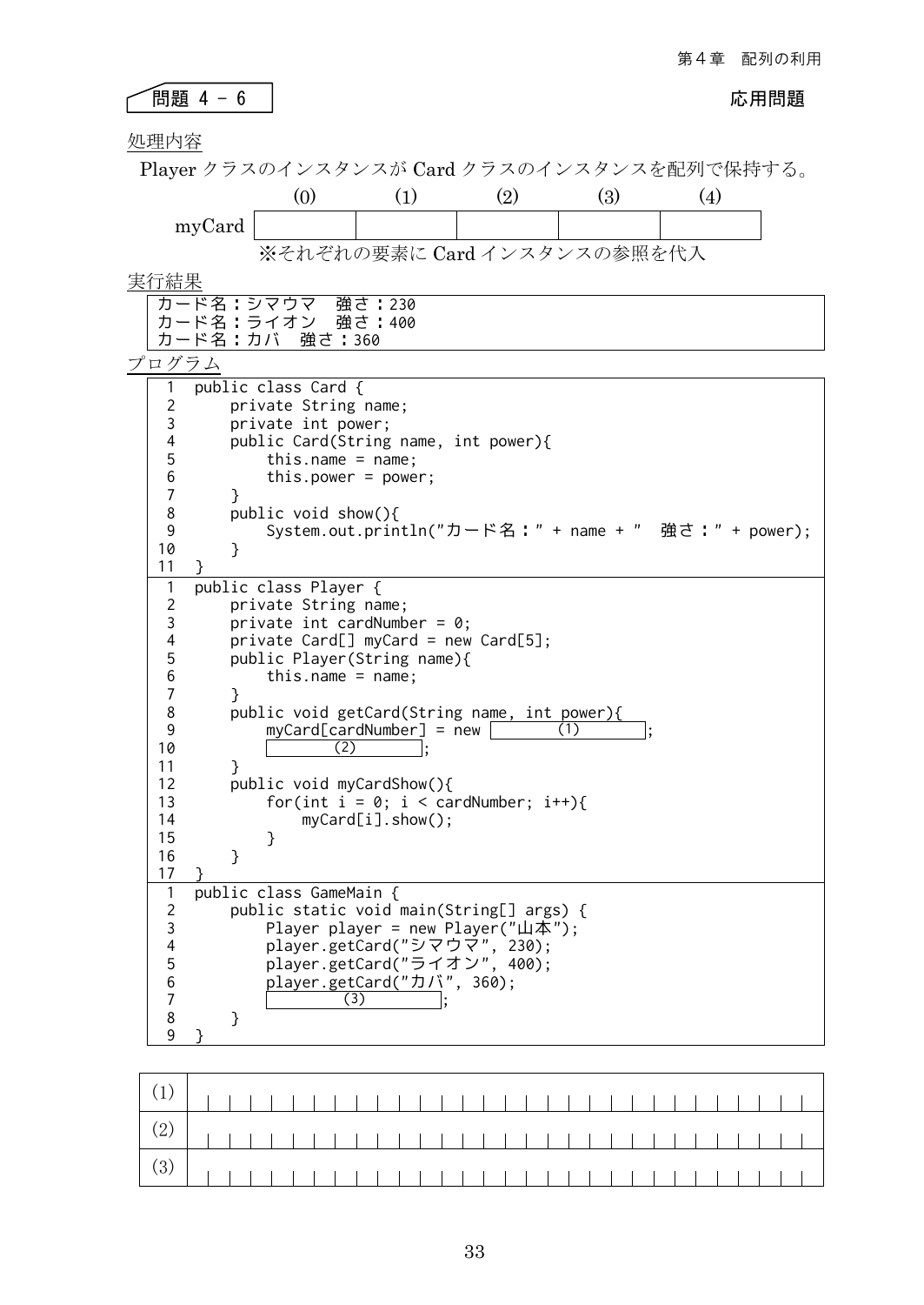## 問題 4 - 6

**応用問題**

処理内容

Player クラスのインスタンスが Card クラスのインスタンスを配列で保持する。

| | (0) | (1) | (2) | (3) | (4) |
|---|---|---|---|---|---|
| myCard | | | | | |

※それぞれの要素に Card インスタンスの参照を代入

実行結果

```
カード名：シマウマ　強さ：230
カード名：ライオン　強さ：400
カード名：カバ　強さ：360
```

プログラム

```
 1  public class Card {
 2      private String name;
 3      private int power;
 4      public Card(String name, int power){
 5          this.name = name;
 6          this.power = power;
 7      }
 8      public void show(){
 9          System.out.println("カード名：" + name + "　強さ：" + power);
10      }
11  }
```

```
 1  public class Player {
 2      private String name;
 3      private int cardNumber = 0;
 4      private Card[] myCard = new Card[5];
 5      public Player(String name){
 6          this.name = name;
 7      }
 8      public void getCard(String name, int power){
 9          myCard[cardNumber] = new [    (1)    ];
10          [    (2)    ];
11      }
12      public void myCardShow(){
13          for(int i = 0; i < cardNumber; i++){
14              myCard[i].show();
15          }
16      }
17  }
```

```
 1  public class GameMain {
 2      public static void main(String[] args) {
 3          Player player = new Player("山本");
 4          player.getCard("シマウマ", 230);
 5          player.getCard("ライオン", 400);
 6          player.getCard("カバ", 360);
 7          [    (3)    ];
 8      }
 9  }
```

| | |
|---|---|
| (1) | |
| (2) | |
| (3) | |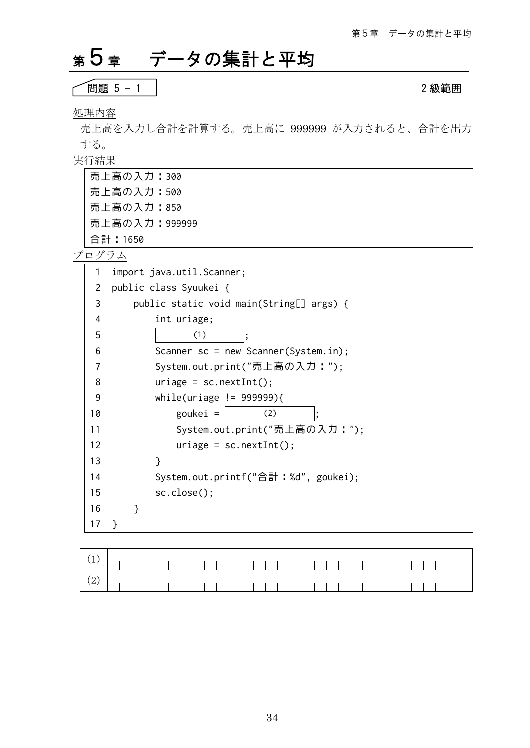# 第 5 章　データの集計と平均

問題 5 - 1　　　　2 級範囲

処理内容

売上高を入力し合計を計算する。売上高に 999999 が入力されると、合計を出力する。

実行結果

```
売上高の入力：300
売上高の入力：500
売上高の入力：850
売上高の入力：999999
合計：1650
```

プログラム

```
 1  import java.util.Scanner;
 2  public class Syuukei {
 3      public static void main(String[] args) {
 4          int uriage;
 5          [    (1)    ];
 6          Scanner sc = new Scanner(System.in);
 7          System.out.print("売上高の入力：");
 8          uriage = sc.nextInt();
 9          while(uriage != 999999){
10              goukei = [    (2)    ];
11              System.out.print("売上高の入力：");
12              uriage = sc.nextInt();
13          }
14          System.out.printf("合計：%d", goukei);
15          sc.close();
16      }
17  }
```

| | |
|---|---|
| (1) | |
| (2) | |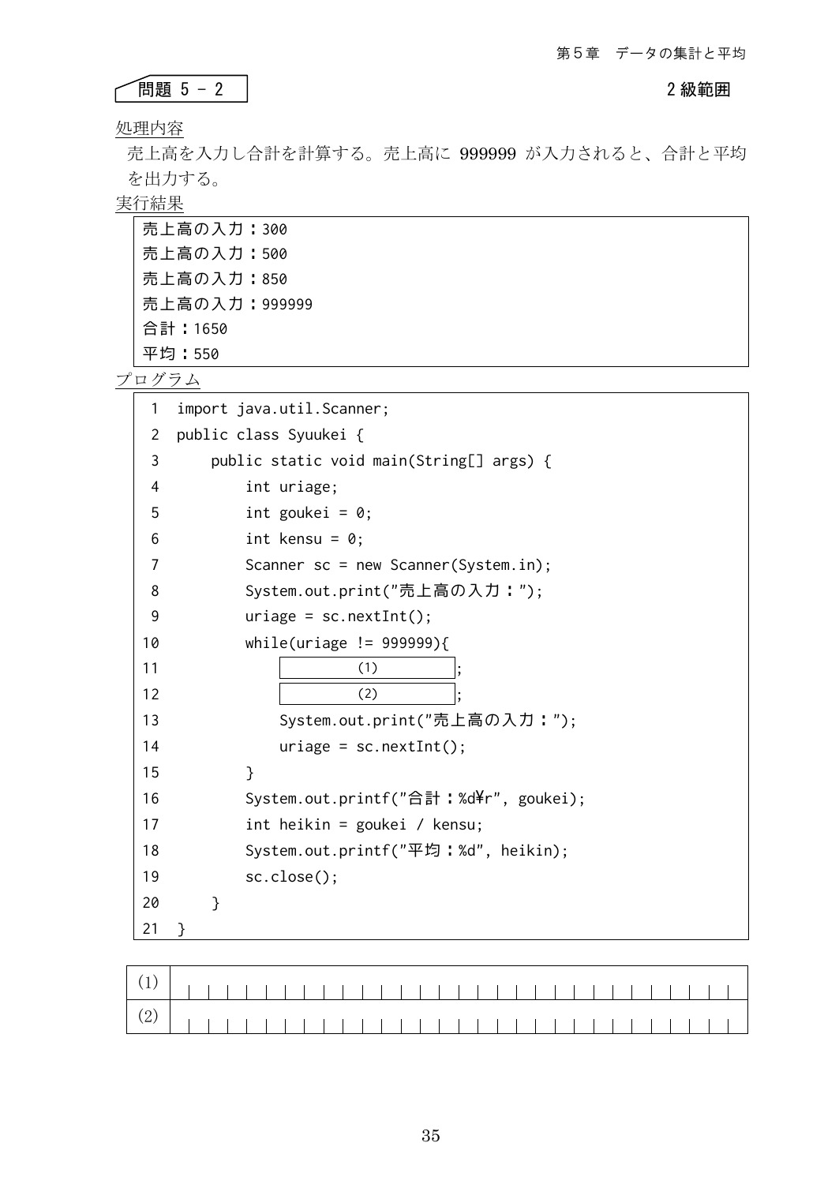## 問題 5 － 2

2 級範囲

処理内容

売上高を入力し合計を計算する。売上高に 999999 が入力されると、合計と平均を出力する。

実行結果

```
売上高の入力：300
売上高の入力：500
売上高の入力：850
売上高の入力：999999
合計：1650
平均：550
```

プログラム

```
 1  import java.util.Scanner;
 2  public class Syuukei {
 3      public static void main(String[] args) {
 4          int uriage;
 5          int goukei = 0;
 6          int kensu = 0;
 7          Scanner sc = new Scanner(System.in);
 8          System.out.print("売上高の入力：");
 9          uriage = sc.nextInt();
10          while(uriage != 999999){
11              [        (1)        ];
12              [        (2)        ];
13              System.out.print("売上高の入力：");
14              uriage = sc.nextInt();
15          }
16          System.out.printf("合計：%d¥r", goukei);
17          int heikin = goukei / kensu;
18          System.out.printf("平均：%d", heikin);
19          sc.close();
20      }
21  }
```

| | |
|---|---|
| (1) | |
| (2) | |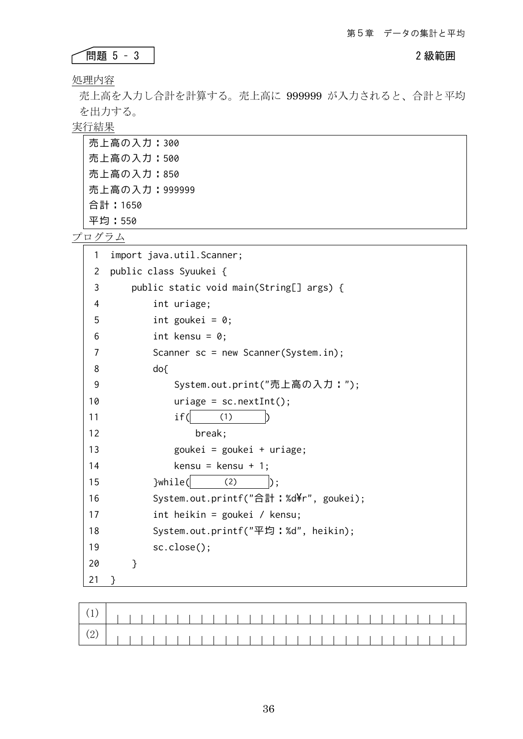## 問題 5 - 3

2 級範囲

処理内容

売上高を入力し合計を計算する。売上高に 999999 が入力されると、合計と平均を出力する。

実行結果

```
売上高の入力：300
売上高の入力：500
売上高の入力：850
売上高の入力：999999
合計：1650
平均：550
```

プログラム

```
 1  import java.util.Scanner;
 2  public class Syuukei {
 3      public static void main(String[] args) {
 4          int uriage;
 5          int goukei = 0;
 6          int kensu = 0;
 7          Scanner sc = new Scanner(System.in);
 8          do{
 9              System.out.print("売上高の入力：");
10              uriage = sc.nextInt();
11              if(    (1)    )
12                  break;
13              goukei = goukei + uriage;
14              kensu = kensu + 1;
15          }while(    (2)    );
16          System.out.printf("合計：%d¥r", goukei);
17          int heikin = goukei / kensu;
18          System.out.printf("平均：%d", heikin);
19          sc.close();
20      }
21  }
```

| | |
|---|---|
| (1) | |
| (2) | |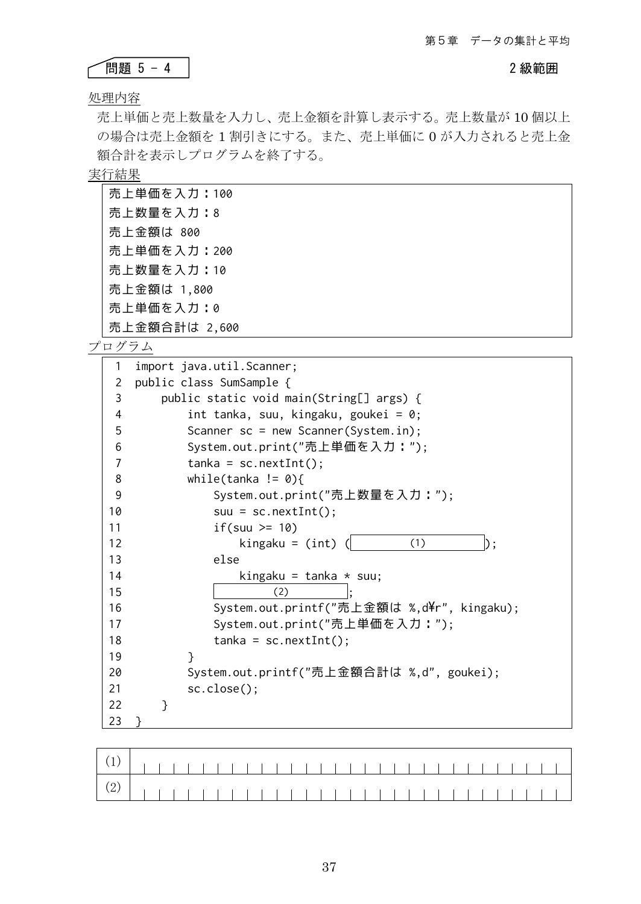## 問題 5 - 4

2 級範囲

処理内容

売上単価と売上数量を入力し、売上金額を計算し表示する。売上数量が 10 個以上の場合は売上金額を 1 割引きにする。また、売上単価に 0 が入力されると売上金額合計を表示しプログラムを終了する。

実行結果

```
売上単価を入力：100
売上数量を入力：8
売上金額は 800
売上単価を入力：200
売上数量を入力：10
売上金額は 1,800
売上単価を入力：0
売上金額合計は 2,600
```

プログラム

```
 1  import java.util.Scanner;
 2  public class SumSample {
 3      public static void main(String[] args) {
 4          int tanka, suu, kingaku, goukei = 0;
 5          Scanner sc = new Scanner(System.in);
 6          System.out.print("売上単価を入力：");
 7          tanka = sc.nextInt();
 8          while(tanka != 0){
 9              System.out.print("売上数量を入力：");
10              suu = sc.nextInt();
11              if(suu >= 10)
12                  kingaku = (int) (      (1)      );
13              else
14                  kingaku = tanka * suu;
15              [      (2)      ];
16              System.out.printf("売上金額は %,d¥r", kingaku);
17              System.out.print("売上単価を入力：");
18              tanka = sc.nextInt();
19          }
20          System.out.printf("売上金額合計は %,d", goukei);
21          sc.close();
22      }
23  }
```

| | |
|---|---|
| (1) | |
| (2) | |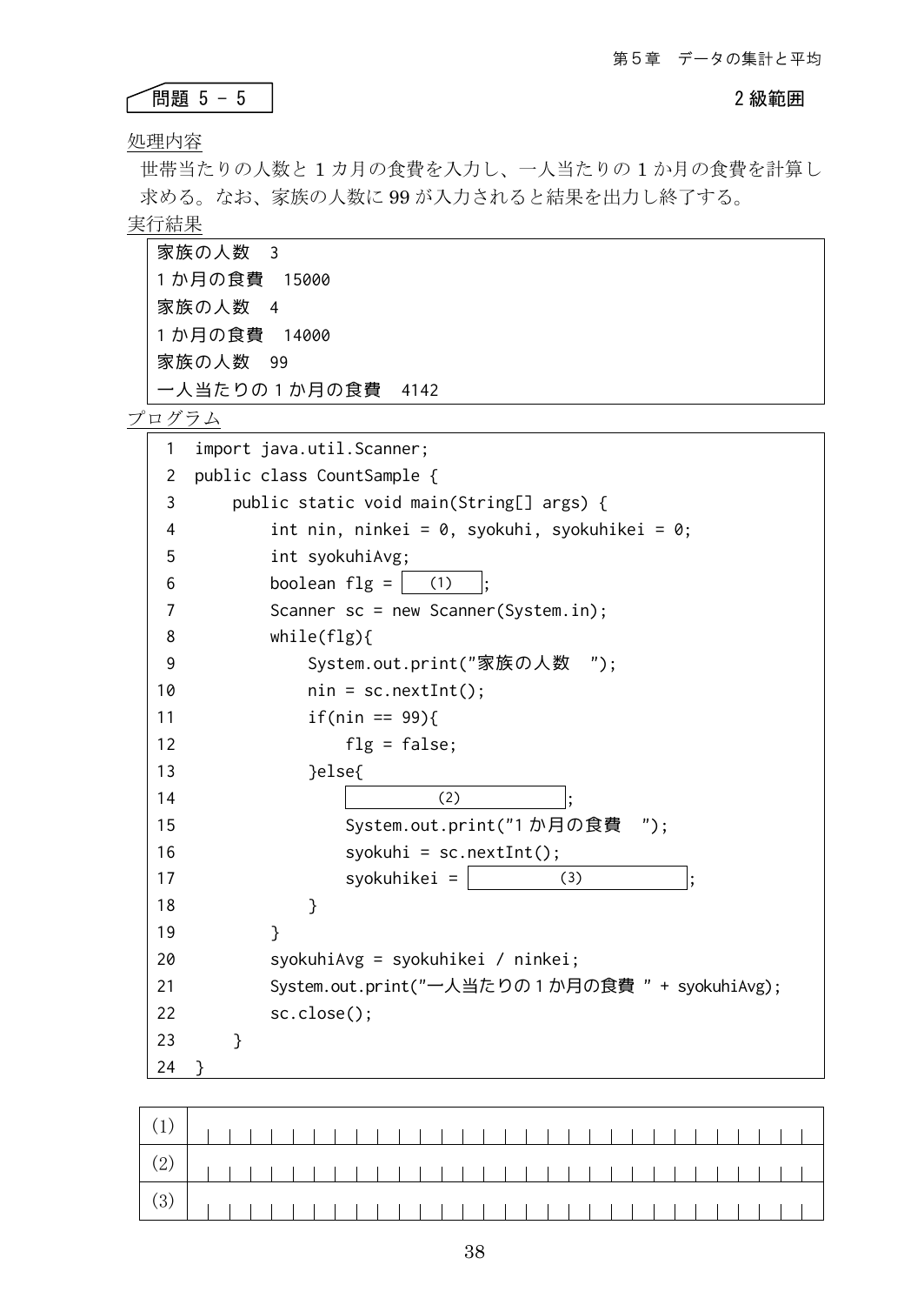## 問題 5 - 5

2 級範囲

処理内容

世帯当たりの人数と 1 カ月の食費を入力し、一人当たりの 1 か月の食費を計算し求める。なお、家族の人数に 99 が入力されると結果を出力し終了する。

実行結果

```
家族の人数  3
1 か月の食費  15000
家族の人数  4
1 か月の食費  14000
家族の人数  99
一人当たりの 1 か月の食費  4142
```

プログラム

```
 1  import java.util.Scanner;
 2  public class CountSample {
 3      public static void main(String[] args) {
 4          int nin, ninkei = 0, syokuhi, syokuhikei = 0;
 5          int syokuhiAvg;
 6          boolean flg = [   (1)   ];
 7          Scanner sc = new Scanner(System.in);
 8          while(flg){
 9              System.out.print("家族の人数  ");
10              nin = sc.nextInt();
11              if(nin == 99){
12                  flg = false;
13              }else{
14                  [        (2)        ];
15                  System.out.print("1 か月の食費  ");
16                  syokuhi = sc.nextInt();
17                  syokuhikei = [        (3)        ];
18              }
19          }
20          syokuhiAvg = syokuhikei / ninkei;
21          System.out.print("一人当たりの 1 か月の食費 " + syokuhiAvg);
22          sc.close();
23      }
24  }
```

| (1) | |
|---|---|
| (2) | |
| (3) | |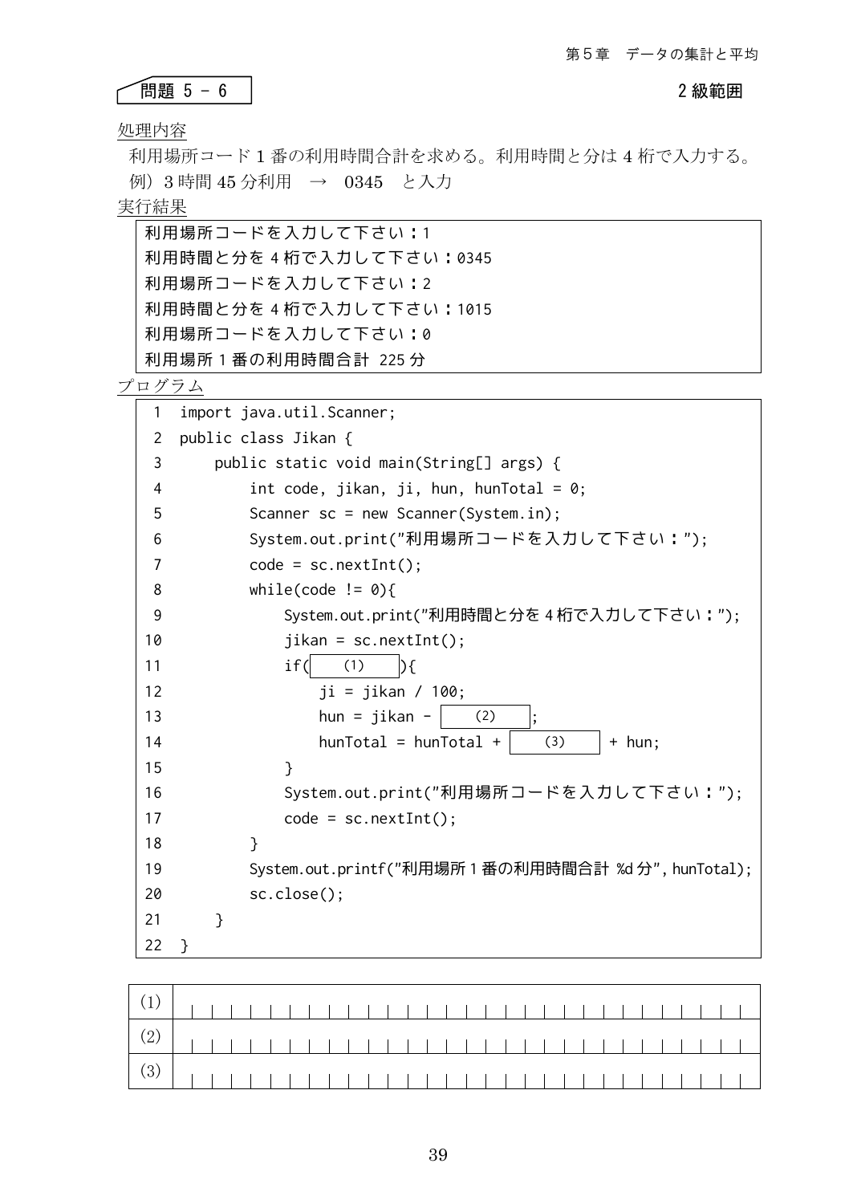問題 5 - 6　　　2 級範囲

処理内容

利用場所コード 1 番の利用時間合計を求める。利用時間と分は 4 桁で入力する。
例）3 時間 45 分利用　→　0345　と入力

実行結果

```
利用場所コードを入力して下さい：1
利用時間と分を 4 桁で入力して下さい：0345
利用場所コードを入力して下さい：2
利用時間と分を 4 桁で入力して下さい：1015
利用場所コードを入力して下さい：0
利用場所 1 番の利用時間合計 225 分
```

プログラム

```
 1  import java.util.Scanner;
 2  public class Jikan {
 3      public static void main(String[] args) {
 4          int code, jikan, ji, hun, hunTotal = 0;
 5          Scanner sc = new Scanner(System.in);
 6          System.out.print("利用場所コードを入力して下さい：");
 7          code = sc.nextInt();
 8          while(code != 0){
 9              System.out.print("利用時間と分を 4 桁で入力して下さい：");
10              jikan = sc.nextInt();
11              if(   (1)   ){
12                  ji = jikan / 100;
13                  hun = jikan -    (2)   ;
14                  hunTotal = hunTotal +    (3)    + hun;
15              }
16              System.out.print("利用場所コードを入力して下さい：");
17              code = sc.nextInt();
18          }
19          System.out.printf("利用場所 1 番の利用時間合計 %d 分", hunTotal);
20          sc.close();
21      }
22  }
```

| | |
|---|---|
| (1) | |
| (2) | |
| (3) | |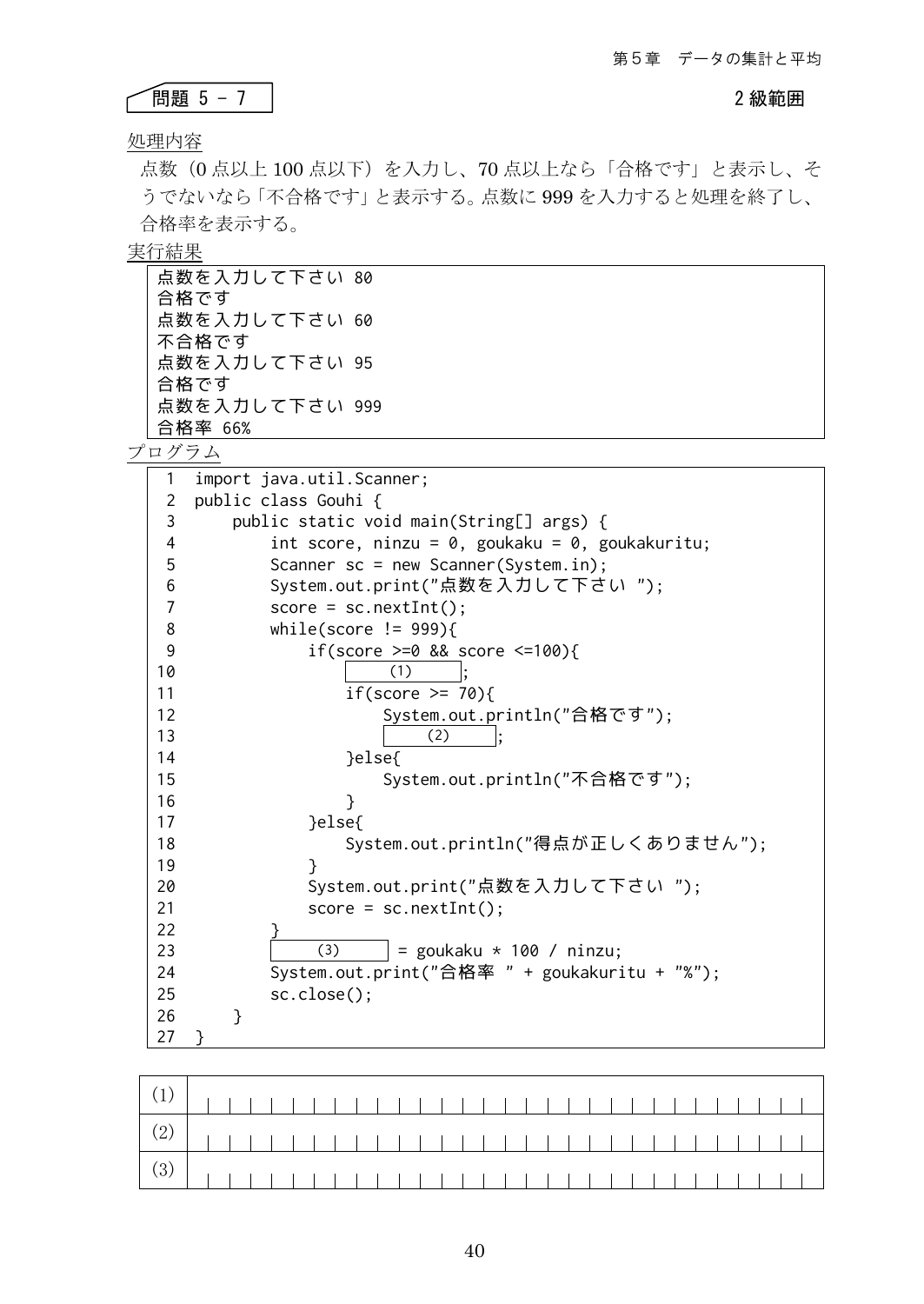## 問題 5 - 7

2 級範囲

処理内容

点数（0 点以上 100 点以下）を入力し、70 点以上なら「合格です」と表示し、そうでないなら「不合格です」と表示する。点数に 999 を入力すると処理を終了し、合格率を表示する。

実行結果

```
点数を入力して下さい 80
合格です
点数を入力して下さい 60
不合格です
点数を入力して下さい 95
合格です
点数を入力して下さい 999
合格率 66%
```

プログラム

```
 1  import java.util.Scanner;
 2  public class Gouhi {
 3      public static void main(String[] args) {
 4          int score, ninzu = 0, goukaku = 0, goukakuritu;
 5          Scanner sc = new Scanner(System.in);
 6          System.out.print("点数を入力して下さい ");
 7          score = sc.nextInt();
 8          while(score != 999){
 9              if(score >=0 && score <=100){
10                  [   (1)   ];
11                  if(score >= 70){
12                      System.out.println("合格です");
13                      [   (2)   ];
14                  }else{
15                      System.out.println("不合格です");
16                  }
17              }else{
18                  System.out.println("得点が正しくありません");
19              }
20              System.out.print("点数を入力して下さい ");
21              score = sc.nextInt();
22          }
23          [   (3)   ] = goukaku * 100 / ninzu;
24          System.out.print("合格率 " + goukakuritu + "%");
25          sc.close();
26      }
27  }
```

| | |
|---|---|
| (1) | |
| (2) | |
| (3) | |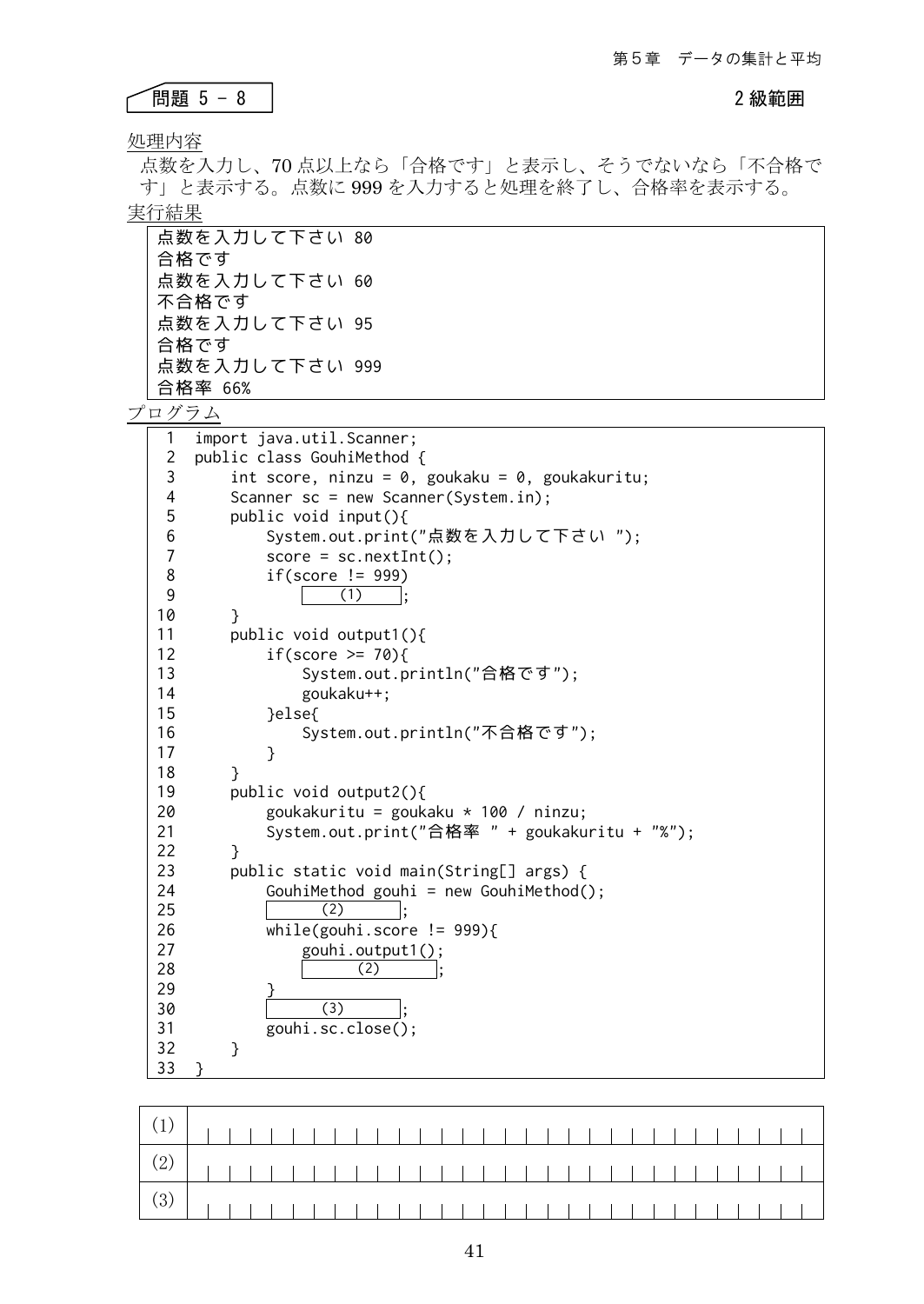## 問題 5 - 8

2 級範囲

処理内容

点数を入力し、70 点以上なら「合格です」と表示し、そうでないなら「不合格です」と表示する。点数に 999 を入力すると処理を終了し、合格率を表示する。

実行結果

```
点数を入力して下さい 80
合格です
点数を入力して下さい 60
不合格です
点数を入力して下さい 95
合格です
点数を入力して下さい 999
合格率 66%
```

プログラム

```
 1  import java.util.Scanner;
 2  public class GouhiMethod {
 3      int score, ninzu = 0, goukaku = 0, goukakuritu;
 4      Scanner sc = new Scanner(System.in);
 5      public void input(){
 6          System.out.print("点数を入力して下さい ");
 7          score = sc.nextInt();
 8          if(score != 999)
 9              [   (1)   ];
10      }
11      public void output1(){
12          if(score >= 70){
13              System.out.println("合格です");
14              goukaku++;
15          }else{
16              System.out.println("不合格です");
17          }
18      }
19      public void output2(){
20          goukakuritu = goukaku * 100 / ninzu;
21          System.out.print("合格率 " + goukakuritu + "%");
22      }
23      public static void main(String[] args) {
24          GouhiMethod gouhi = new GouhiMethod();
25          [   (2)   ];
26          while(gouhi.score != 999){
27              gouhi.output1();
28              [   (2)   ];
29          }
30          [   (3)   ];
31          gouhi.sc.close();
32      }
33  }
```

| | |
|---|---|
| (1) | |
| (2) | |
| (3) | |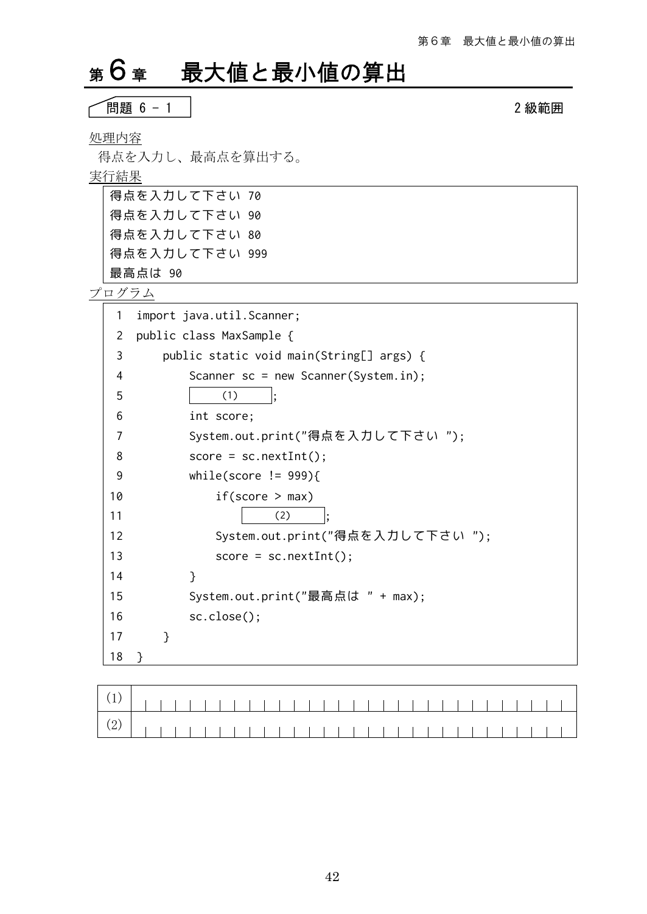# 第6章　最大値と最小値の算出

問題 6 - 1　　　　　　　　　　　　　　　　　　　　　　　　　　　　　　2級範囲

処理内容

得点を入力し、最高点を算出する。

実行結果

```
得点を入力して下さい 70
得点を入力して下さい 90
得点を入力して下さい 80
得点を入力して下さい 999
最高点は 90
```

プログラム

```
 1  import java.util.Scanner;
 2  public class MaxSample {
 3      public static void main(String[] args) {
 4          Scanner sc = new Scanner(System.in);
 5          [    (1)    ];
 6          int score;
 7          System.out.print("得点を入力して下さい ");
 8          score = sc.nextInt();
 9          while(score != 999){
10              if(score > max)
11                  [    (2)    ];
12              System.out.print("得点を入力して下さい ");
13              score = sc.nextInt();
14          }
15          System.out.print("最高点は " + max);
16          sc.close();
17      }
18  }
```

| | |
|---|---|
| (1) | |
| (2) | |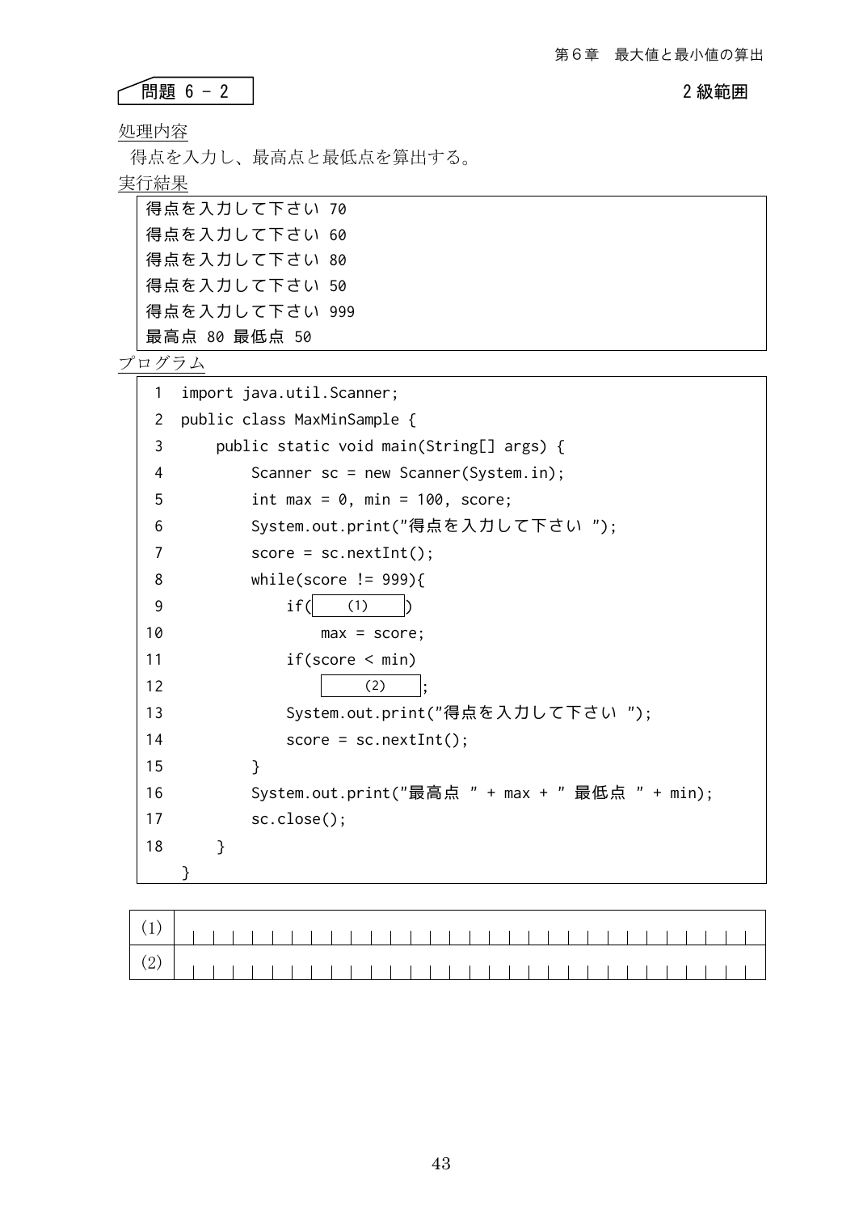## 問題 6 - 2

2 級範囲

処理内容

得点を入力し、最高点と最低点を算出する。

実行結果

```
得点を入力して下さい 70
得点を入力して下さい 60
得点を入力して下さい 80
得点を入力して下さい 50
得点を入力して下さい 999
最高点 80 最低点 50
```

プログラム

```
 1  import java.util.Scanner;
 2  public class MaxMinSample {
 3      public static void main(String[] args) {
 4          Scanner sc = new Scanner(System.in);
 5          int max = 0, min = 100, score;
 6          System.out.print("得点を入力して下さい ");
 7          score = sc.nextInt();
 8          while(score != 999){
 9              if(   (1)   )
10                  max = score;
11              if(score < min)
12                     (2)    ;
13              System.out.print("得点を入力して下さい ");
14              score = sc.nextInt();
15          }
16          System.out.print("最高点 " + max + " 最低点 " + min);
17          sc.close();
18      }
    }
```

| | |
|---|---|
| (1) | |
| (2) | |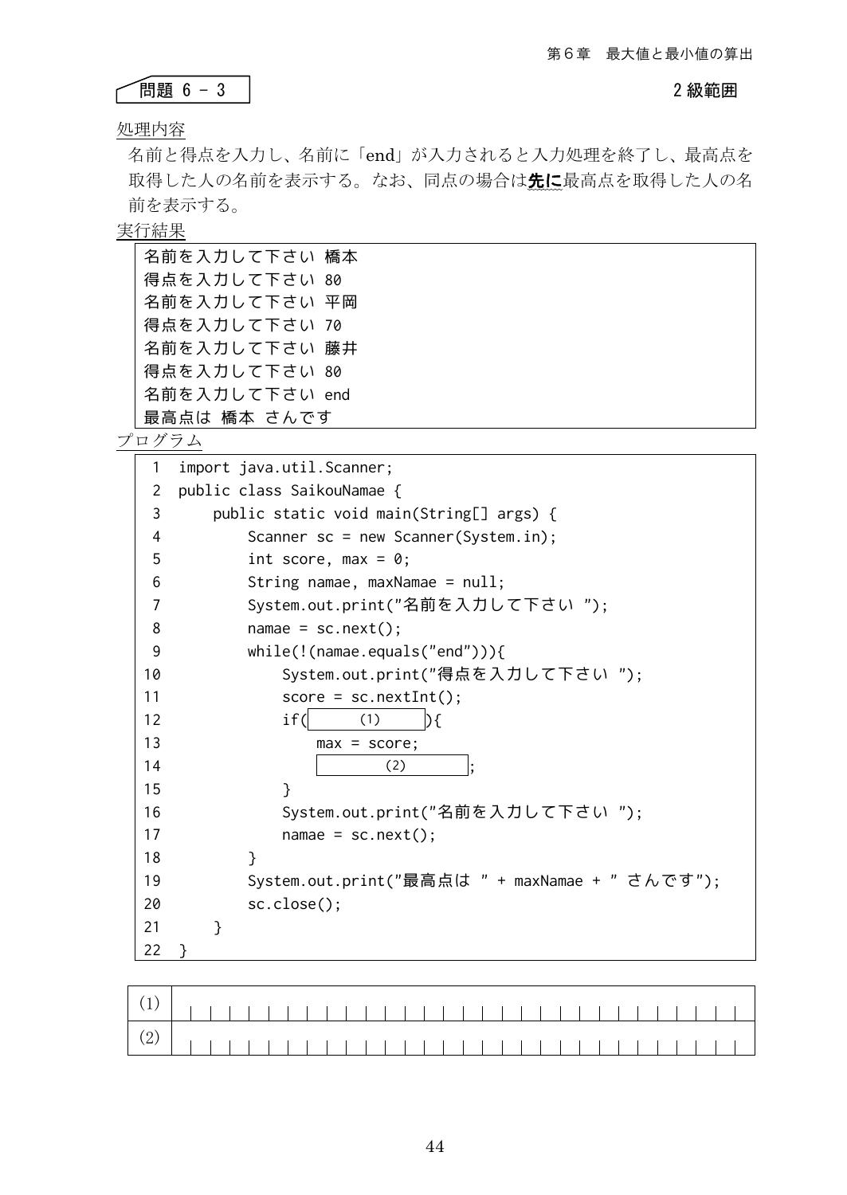## 問題 6 - 3

2 級範囲

処理内容

名前と得点を入力し、名前に「end」が入力されると入力処理を終了し、最高点を取得した人の名前を表示する。なお、同点の場合は**先に**最高点を取得した人の名前を表示する。

実行結果

```
名前を入力して下さい 橋本
得点を入力して下さい 80
名前を入力して下さい 平岡
得点を入力して下さい 70
名前を入力して下さい 藤井
得点を入力して下さい 80
名前を入力して下さい end
最高点は 橋本 さんです
```

プログラム

```
 1  import java.util.Scanner;
 2  public class SaikouNamae {
 3      public static void main(String[] args) {
 4          Scanner sc = new Scanner(System.in);
 5          int score, max = 0;
 6          String namae, maxNamae = null;
 7          System.out.print("名前を入力して下さい ");
 8          namae = sc.next();
 9          while(!(namae.equals("end"))){
10              System.out.print("得点を入力して下さい ");
11              score = sc.nextInt();
12              if(    (1)    ){
13                  max = score;
14                      (2)       ;
15              }
16              System.out.print("名前を入力して下さい ");
17              namae = sc.next();
18          }
19          System.out.print("最高点は " + maxNamae + " さんです");
20          sc.close();
21      }
22  }
```

| | |
|---|---|
| (1) | |
| (2) | |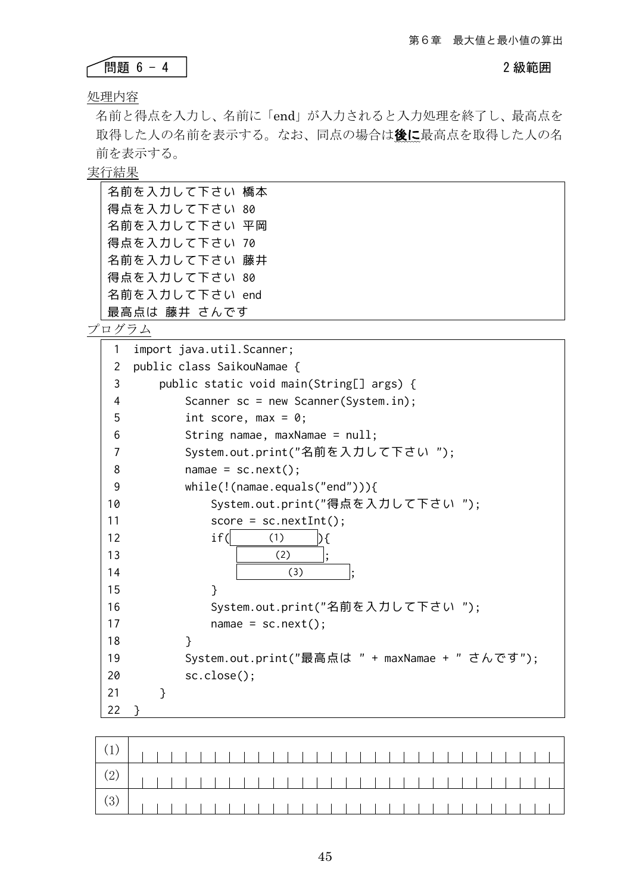## 問題 6 － 4

2 級範囲

処理内容

名前と得点を入力し、名前に「end」が入力されると入力処理を終了し、最高点を取得した人の名前を表示する。なお、同点の場合は**後に**最高点を取得した人の名前を表示する。

実行結果

```
名前を入力して下さい 橋本
得点を入力して下さい 80
名前を入力して下さい 平岡
得点を入力して下さい 70
名前を入力して下さい 藤井
得点を入力して下さい 80
名前を入力して下さい end
最高点は 藤井 さんです
```

プログラム

```
 1  import java.util.Scanner;
 2  public class SaikouNamae {
 3      public static void main(String[] args) {
 4          Scanner sc = new Scanner(System.in);
 5          int score, max = 0;
 6          String namae, maxNamae = null;
 7          System.out.print("名前を入力して下さい ");
 8          namae = sc.next();
 9          while(!(namae.equals("end"))){
10              System.out.print("得点を入力して下さい ");
11              score = sc.nextInt();
12              if(     (1)     ){
13                      (2)     ;
14                      (3)       ;
15              }
16              System.out.print("名前を入力して下さい ");
17              namae = sc.next();
18          }
19          System.out.print("最高点は " + maxNamae + " さんです");
20          sc.close();
21      }
22  }
```

| | |
|---|---|
| (1) | |
| (2) | |
| (3) | |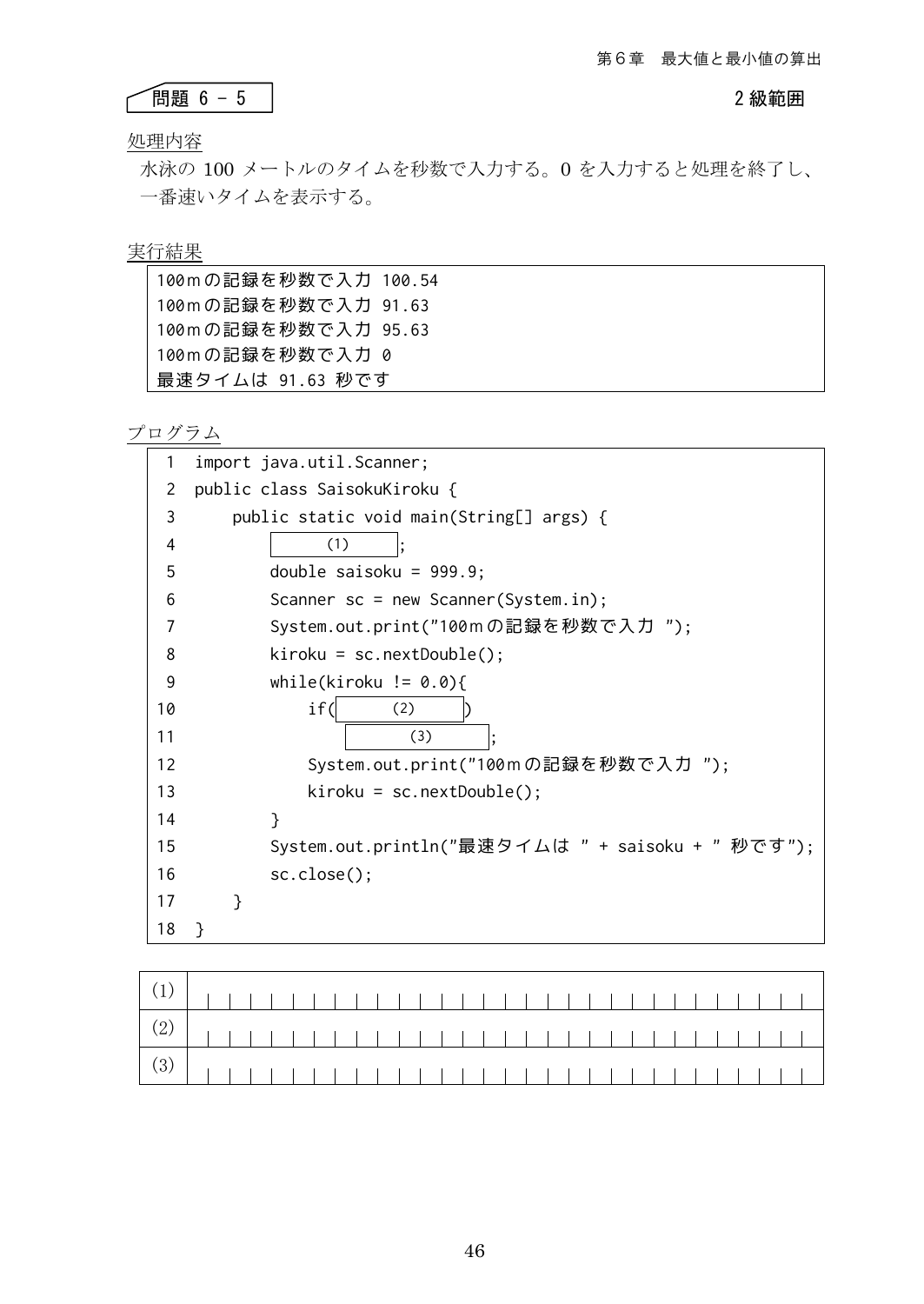## 問題 6 - 5

2 級範囲

処理内容

水泳の 100 メートルのタイムを秒数で入力する。0 を入力すると処理を終了し、一番速いタイムを表示する。

実行結果

```
100ｍの記録を秒数で入力 100.54
100ｍの記録を秒数で入力 91.63
100ｍの記録を秒数で入力 95.63
100ｍの記録を秒数で入力 0
最速タイムは 91.63 秒です
```

プログラム

```
 1  import java.util.Scanner;
 2  public class SaisokuKiroku {
 3      public static void main(String[] args) {
 4          [   (1)   ];
 5          double saisoku = 999.9;
 6          Scanner sc = new Scanner(System.in);
 7          System.out.print("100ｍの記録を秒数で入力 ");
 8          kiroku = sc.nextDouble();
 9          while(kiroku != 0.0){
10              if([   (2)   ])
11                  [   (3)   ];
12              System.out.print("100ｍの記録を秒数で入力 ");
13              kiroku = sc.nextDouble();
14          }
15          System.out.println("最速タイムは " + saisoku + " 秒です");
16          sc.close();
17      }
18  }
```

| | |
|---|---|
| (1) | |
| (2) | |
| (3) | |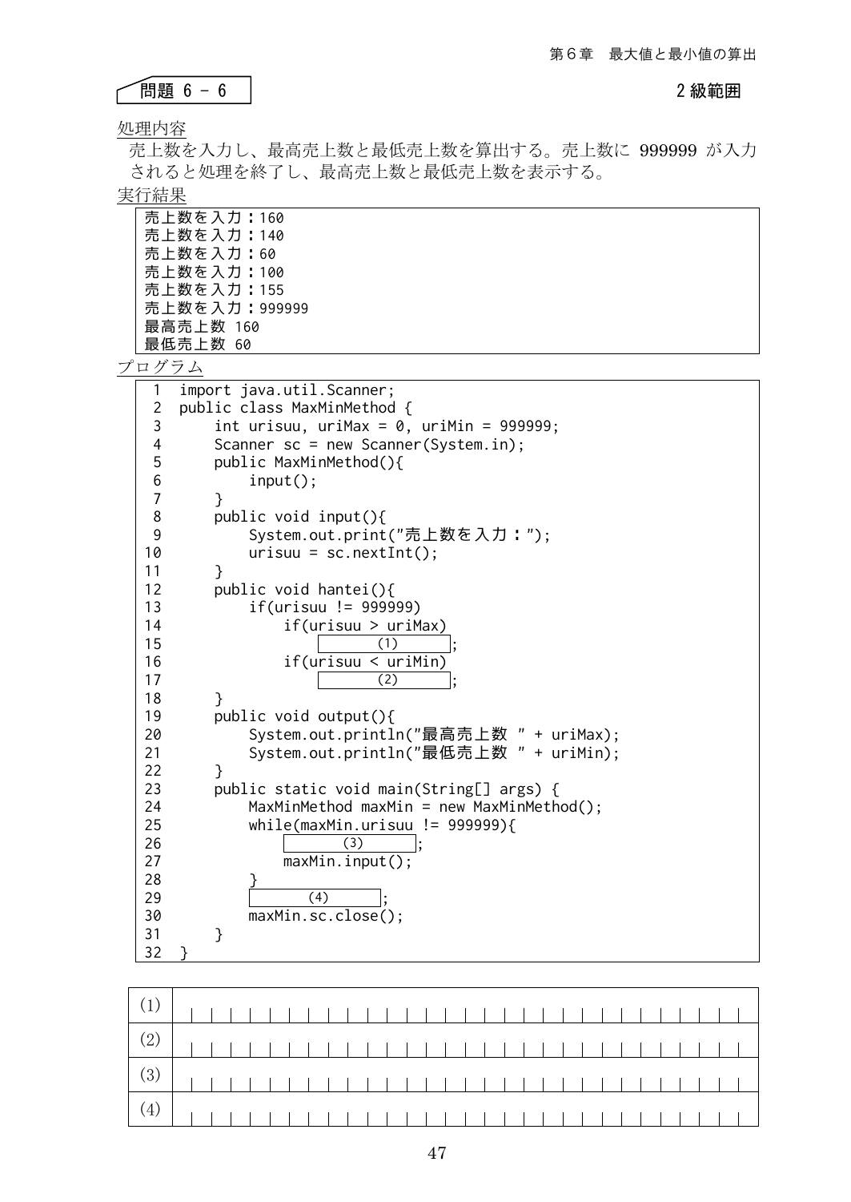## 問題 6 - 6

2級範囲

処理内容

売上数を入力し、最高売上数と最低売上数を算出する。売上数に 999999 が入力されると処理を終了し、最高売上数と最低売上数を表示する。

実行結果

```
売上数を入力：160
売上数を入力：140
売上数を入力：60
売上数を入力：100
売上数を入力：155
売上数を入力：999999
最高売上数 160
最低売上数 60
```

プログラム

```
 1  import java.util.Scanner;
 2  public class MaxMinMethod {
 3      int urisuu, uriMax = 0, uriMin = 999999;
 4      Scanner sc = new Scanner(System.in);
 5      public MaxMinMethod(){
 6          input();
 7      }
 8      public void input(){
 9          System.out.print("売上数を入力：");
10          urisuu = sc.nextInt();
11      }
12      public void hantei(){
13          if(urisuu != 999999)
14              if(urisuu > uriMax)
15                  [    (1)    ];
16              if(urisuu < uriMin)
17                  [    (2)    ];
18      }
19      public void output(){
20          System.out.println("最高売上数 " + uriMax);
21          System.out.println("最低売上数 " + uriMin);
22      }
23      public static void main(String[] args) {
24          MaxMinMethod maxMin = new MaxMinMethod();
25          while(maxMin.urisuu != 999999){
26              [    (3)    ];
27              maxMin.input();
28          }
29          [    (4)    ];
30          maxMin.sc.close();
31      }
32  }
```

| | |
|---|---|
| (1) | |
| (2) | |
| (3) | |
| (4) | |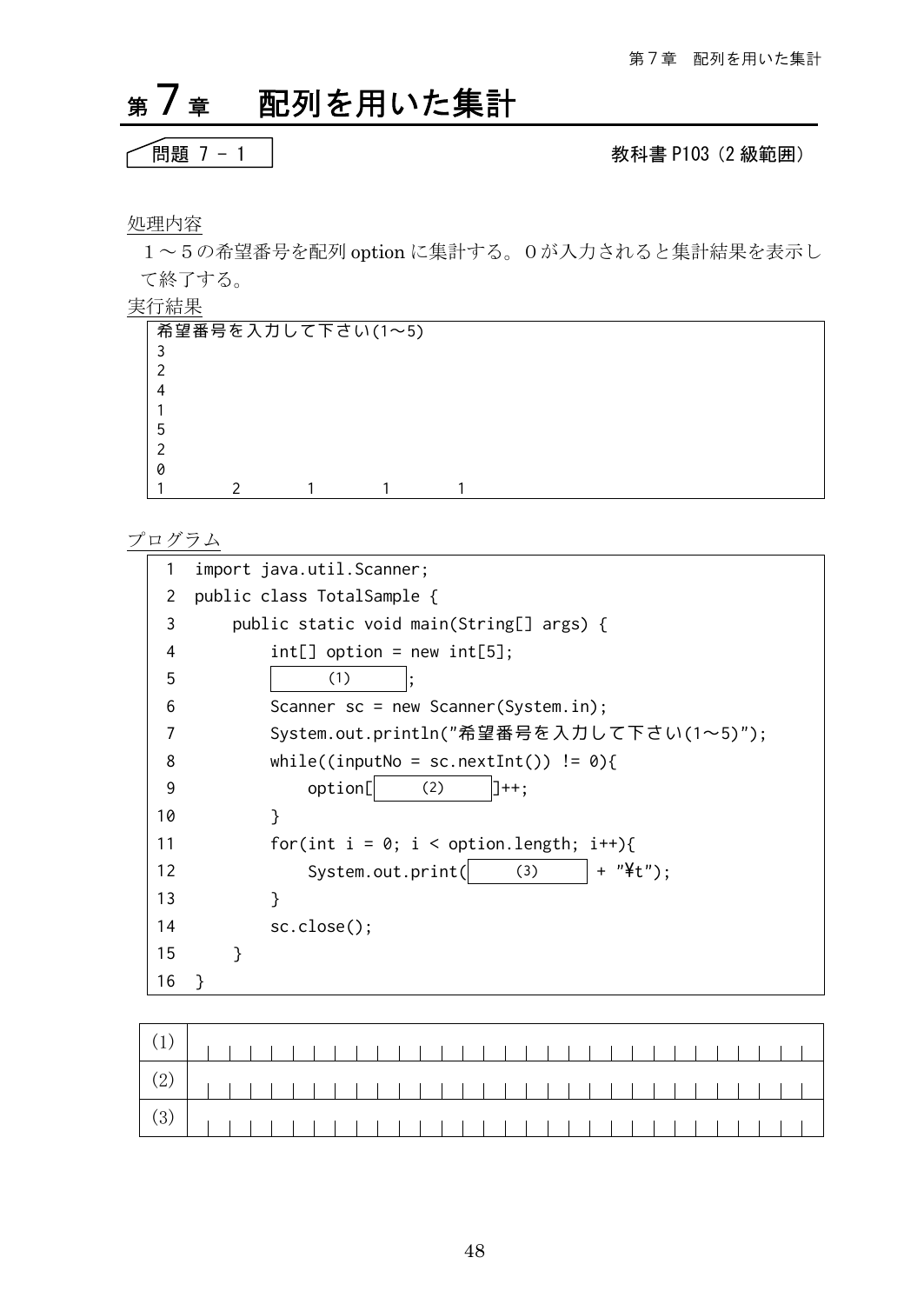# 第7章　配列を用いた集計

問題 7 - 1　　　　教科書 P103（2 級範囲）

処理内容

1～5の希望番号を配列 option に集計する。0が入力されると集計結果を表示して終了する。

実行結果

```
希望番号を入力して下さい(1～5)
3
2
4
1
5
2
0
1       2       1       1       1
```

プログラム

```
 1  import java.util.Scanner;
 2  public class TotalSample {
 3      public static void main(String[] args) {
 4          int[] option = new int[5];
 5          [    (1)    ];
 6          Scanner sc = new Scanner(System.in);
 7          System.out.println("希望番号を入力して下さい(1～5)");
 8          while((inputNo = sc.nextInt()) != 0){
 9              option[    (2)    ]++;
10          }
11          for(int i = 0; i < option.length; i++){
12              System.out.print(    (3)    + "¥t");
13          }
14          sc.close();
15      }
16  }
```

| | |
|---|---|
| (1) | |
| (2) | |
| (3) | |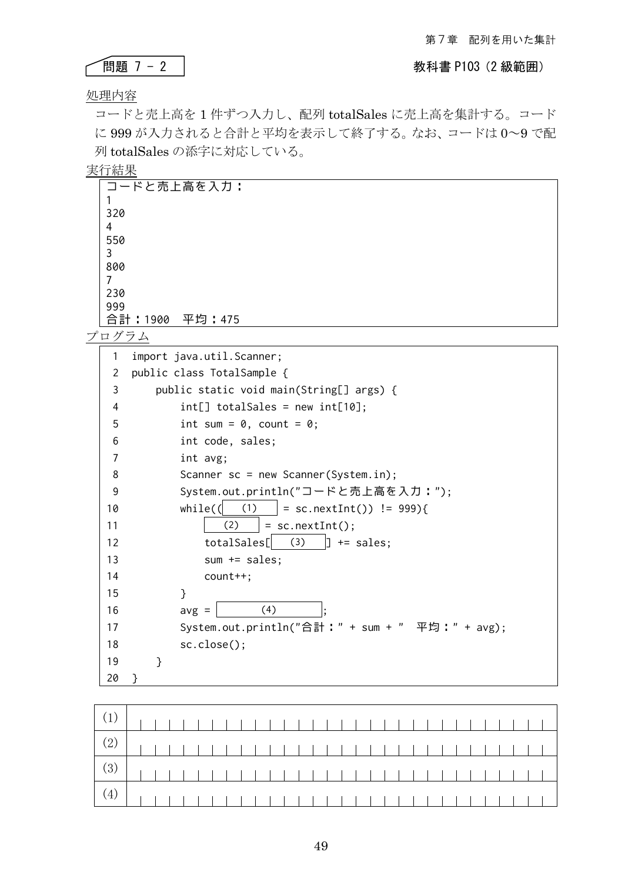## 問題 7 - 2

教科書 P103（2 級範囲）

処理内容

コードと売上高を 1 件ずつ入力し、配列 totalSales に売上高を集計する。コードに 999 が入力されると合計と平均を表示して終了する。なお、コードは 0～9 で配列 totalSales の添字に対応している。

実行結果

```
コードと売上高を入力：
1
320
4
550
3
800
7
230
999
合計：1900　平均：475
```

プログラム

```
 1  import java.util.Scanner;
 2  public class TotalSample {
 3      public static void main(String[] args) {
 4          int[] totalSales = new int[10];
 5          int sum = 0, count = 0;
 6          int code, sales;
 7          int avg;
 8          Scanner sc = new Scanner(System.in);
 9          System.out.println("コードと売上高を入力：");
10          while((   (1)   = sc.nextInt()) != 999){
11              (2)   = sc.nextInt();
12              totalSales[   (3)   ] += sales;
13              sum += sales;
14              count++;
15          }
16          avg =       (4)       ;
17          System.out.println("合計：" + sum + "　平均：" + avg);
18          sc.close();
19      }
20  }
```

| | |
|---|---|
| (1) | |
| (2) | |
| (3) | |
| (4) | |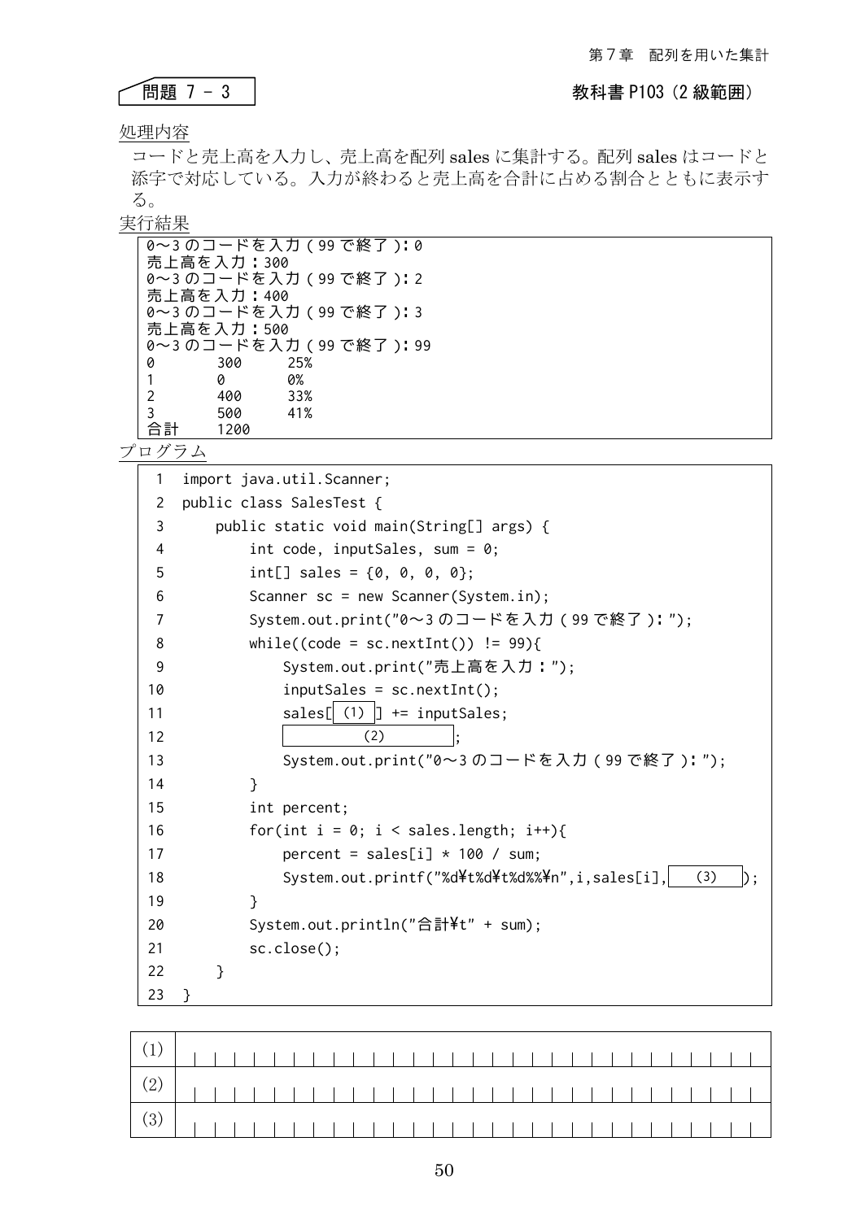## 問題 7 - 3

教科書 P103（2 級範囲）

処理内容

コードと売上高を入力し、売上高を配列 sales に集計する。配列 sales はコードと添字で対応している。入力が終わると売上高を合計に占める割合とともに表示する。

実行結果

```
0～3のコードを入力（99で終了）:0
売上高を入力：300
0～3のコードを入力（99で終了）:2
売上高を入力：400
0～3のコードを入力（99で終了）:3
売上高を入力：500
0～3のコードを入力（99で終了）:99
0       300     25%
1       0       0%
2       400     33%
3       500     41%
合計    1200
```

プログラム

```
 1  import java.util.Scanner;
 2  public class SalesTest {
 3      public static void main(String[] args) {
 4          int code, inputSales, sum = 0;
 5          int[] sales = {0, 0, 0, 0};
 6          Scanner sc = new Scanner(System.in);
 7          System.out.print("0～3のコードを入力（99で終了）:");
 8          while((code = sc.nextInt()) != 99){
 9              System.out.print("売上高を入力：");
10              inputSales = sc.nextInt();
11              sales[ (1) ] += inputSales;
12                    (2)         ;
13              System.out.print("0～3のコードを入力（99で終了）:");
14          }
15          int percent;
16          for(int i = 0; i < sales.length; i++){
17              percent = sales[i] * 100 / sum;
18              System.out.printf("%d¥t%d¥t%d%%¥n",i,sales[i], (3) );
19          }
20          System.out.println("合計¥t" + sum);
21          sc.close();
22      }
23  }
```

| | |
|---|---|
| (1) | |
| (2) | |
| (3) | |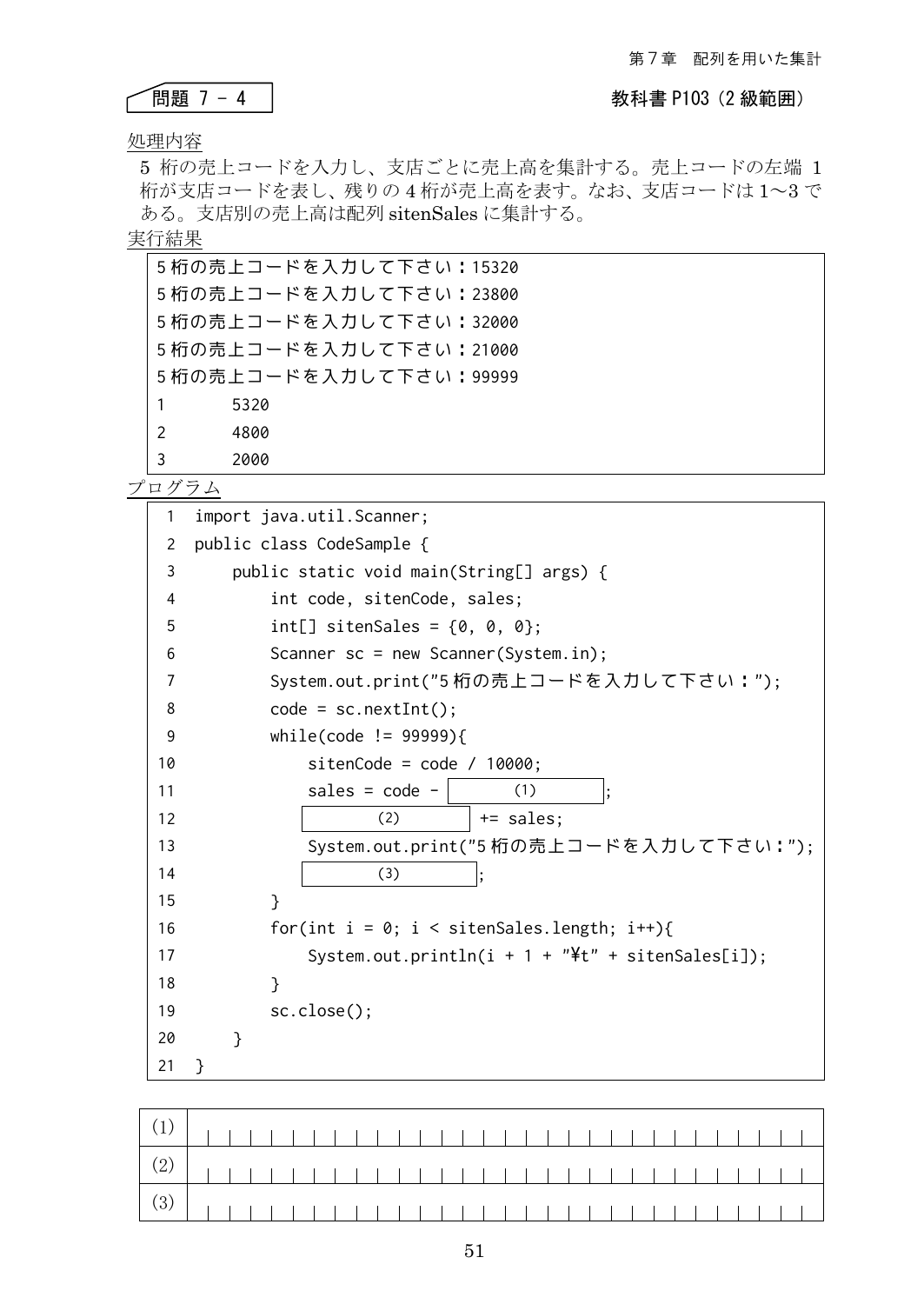問題 7 - 4　　教科書 P103（2 級範囲）

処理内容

5 桁の売上コードを入力し、支店ごとに売上高を集計する。売上コードの左端 1 桁が支店コードを表し、残りの 4 桁が売上高を表す。なお、支店コードは 1～3 である。支店別の売上高は配列 sitenSales に集計する。

実行結果

```
5桁の売上コードを入力して下さい：15320
5桁の売上コードを入力して下さい：23800
5桁の売上コードを入力して下さい：32000
5桁の売上コードを入力して下さい：21000
5桁の売上コードを入力して下さい：99999
1       5320
2       4800
3       2000
```

プログラム

```
 1  import java.util.Scanner;
 2  public class CodeSample {
 3      public static void main(String[] args) {
 4          int code, sitenCode, sales;
 5          int[] sitenSales = {0, 0, 0};
 6          Scanner sc = new Scanner(System.in);
 7          System.out.print("5桁の売上コードを入力して下さい：");
 8          code = sc.nextInt();
 9          while(code != 99999){
10              sitenCode = code / 10000;
11              sales = code - [     (1)     ];
12              [     (2)     ] += sales;
13              System.out.print("5桁の売上コードを入力して下さい:");
14              [     (3)     ];
15          }
16          for(int i = 0; i < sitenSales.length; i++){
17              System.out.println(i + 1 + "¥t" + sitenSales[i]);
18          }
19          sc.close();
20      }
21  }
```

| | |
|---|---|
| (1) | |
| (2) | |
| (3) | |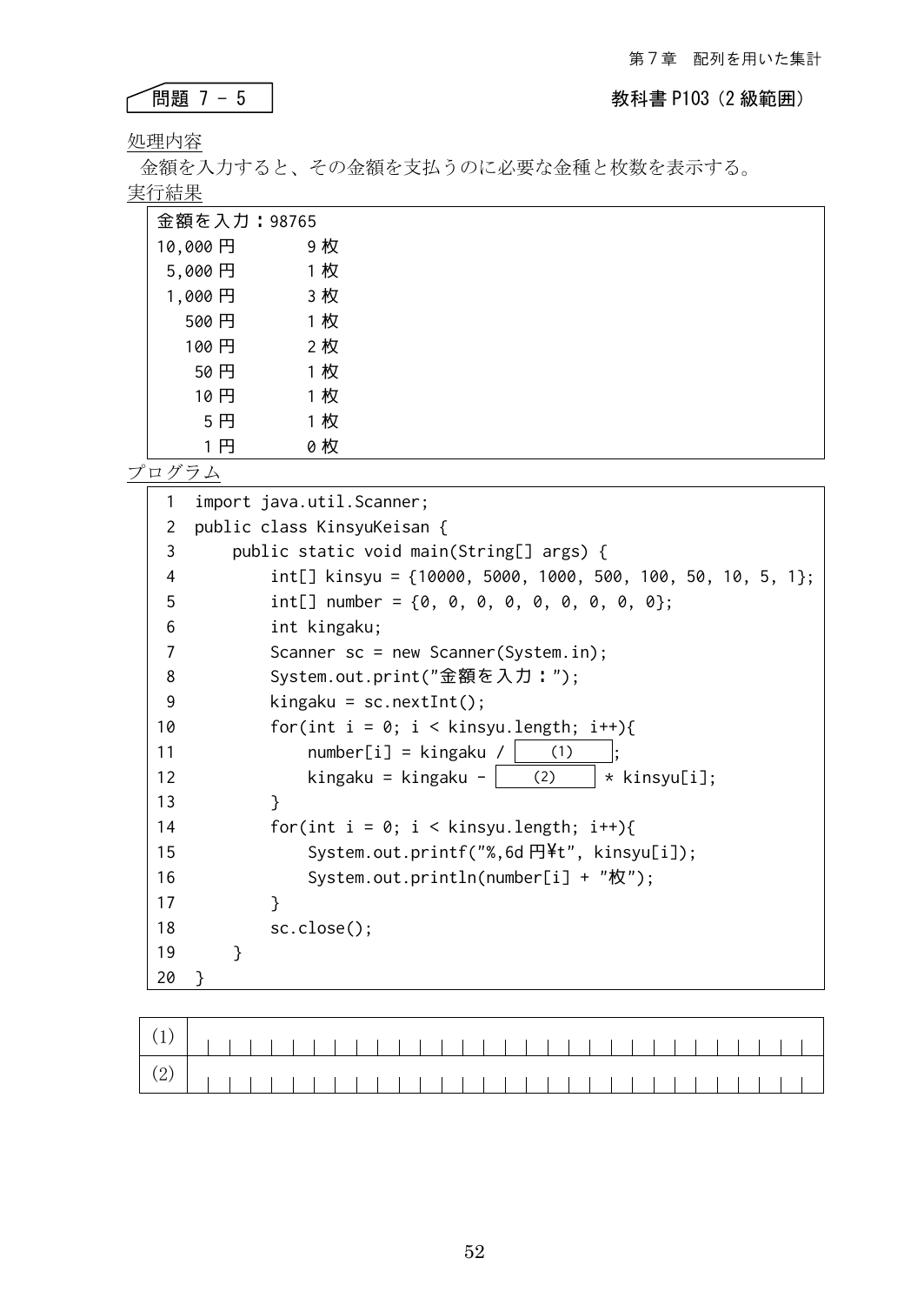## 問題 7 - 5

教科書 P103（2 級範囲）

処理内容

金額を入力すると、その金額を支払うのに必要な金種と枚数を表示する。

実行結果

```
金額を入力：98765
10,000 円      9 枚
 5,000 円      1 枚
 1,000 円      3 枚
   500 円      1 枚
   100 円      2 枚
    50 円      1 枚
    10 円      1 枚
     5 円      1 枚
     1 円      0 枚
```

プログラム

```
 1  import java.util.Scanner;
 2  public class KinsyuKeisan {
 3      public static void main(String[] args) {
 4          int[] kinsyu = {10000, 5000, 1000, 500, 100, 50, 10, 5, 1};
 5          int[] number = {0, 0, 0, 0, 0, 0, 0, 0, 0};
 6          int kingaku;
 7          Scanner sc = new Scanner(System.in);
 8          System.out.print("金額を入力：");
 9          kingaku = sc.nextInt();
10          for(int i = 0; i < kinsyu.length; i++){
11              number[i] = kingaku / [ (1) ];
12              kingaku = kingaku - [ (2) ] * kinsyu[i];
13          }
14          for(int i = 0; i < kinsyu.length; i++){
15              System.out.printf("%,6d 円¥t", kinsyu[i]);
16              System.out.println(number[i] + "枚");
17          }
18          sc.close();
19      }
20  }
```

| | |
|---|---|
| (1) | |
| (2) | |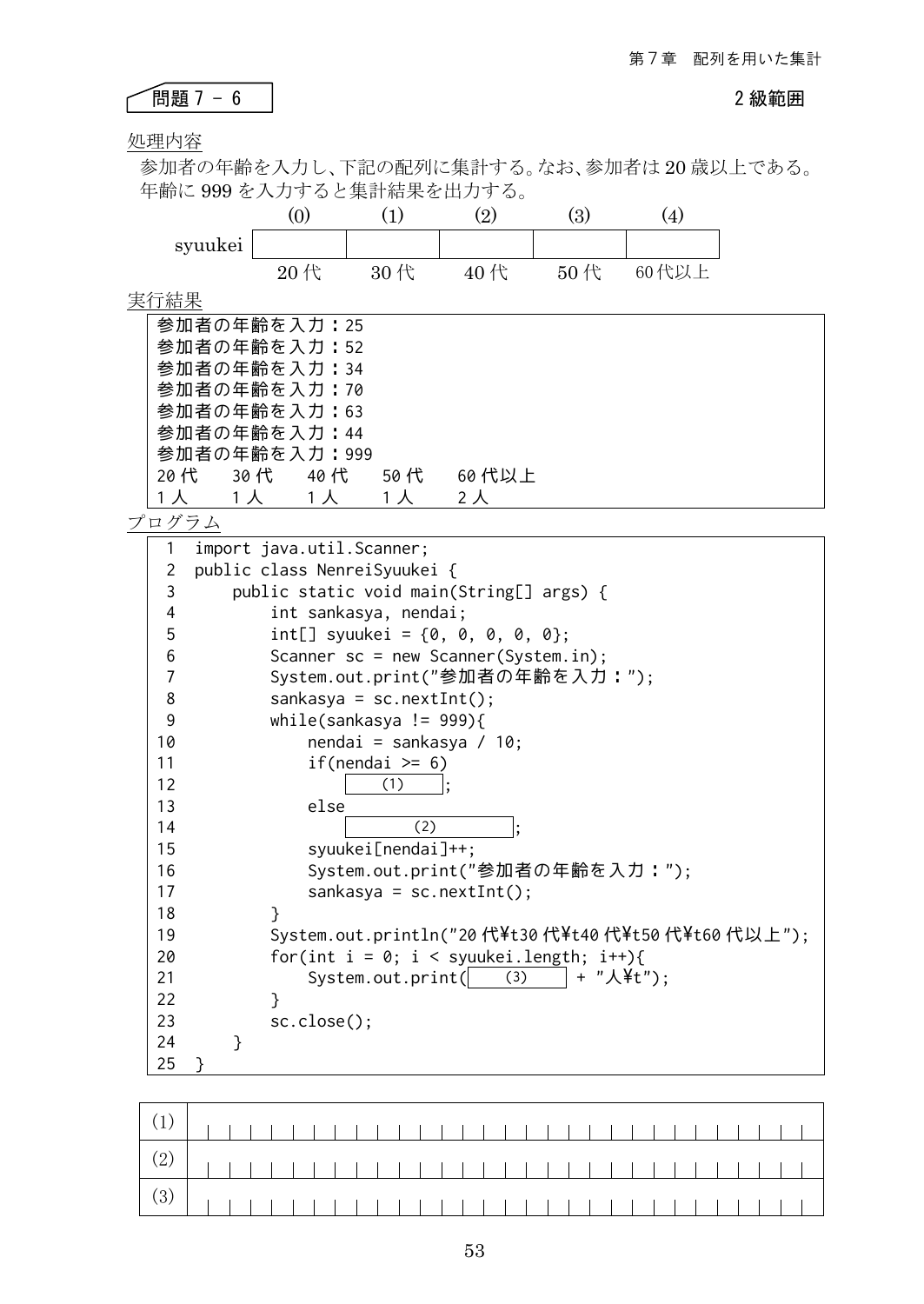## 問題７－６

２級範囲

処理内容

参加者の年齢を入力し、下記の配列に集計する。なお、参加者は 20 歳以上である。年齢に 999 を入力すると集計結果を出力する。

| | (0) | (1) | (2) | (3) | (4) |
|---|---|---|---|---|---|
| syuukei | | | | | |
| | 20 代 | 30 代 | 40 代 | 50 代 | 60代以上 |

実行結果

```
参加者の年齢を入力：25
参加者の年齢を入力：52
参加者の年齢を入力：34
参加者の年齢を入力：70
参加者の年齢を入力：63
参加者の年齢を入力：44
参加者の年齢を入力：999
20 代　30 代　40 代　50 代　60 代以上
1 人　 1 人　 1 人　 1 人　 2 人
```

プログラム

```
 1  import java.util.Scanner;
 2  public class NenreiSyuukei {
 3      public static void main(String[] args) {
 4          int sankasya, nendai;
 5          int[] syuukei = {0, 0, 0, 0, 0};
 6          Scanner sc = new Scanner(System.in);
 7          System.out.print("参加者の年齢を入力：");
 8          sankasya = sc.nextInt();
 9          while(sankasya != 999){
10              nendai = sankasya / 10;
11              if(nendai >= 6)
12                  [   (1)   ];
13              else
14                  [      (2)      ];
15              syuukei[nendai]++;
16              System.out.print("参加者の年齢を入力：");
17              sankasya = sc.nextInt();
18          }
19          System.out.println("20 代¥t30 代¥t40 代¥t50 代¥t60 代以上");
20          for(int i = 0; i < syuukei.length; i++){
21              System.out.print([   (3)   ] + "人¥t");
22          }
23          sc.close();
24      }
25  }
```

| | |
|---|---|
| (1) | |
| (2) | |
| (3) | |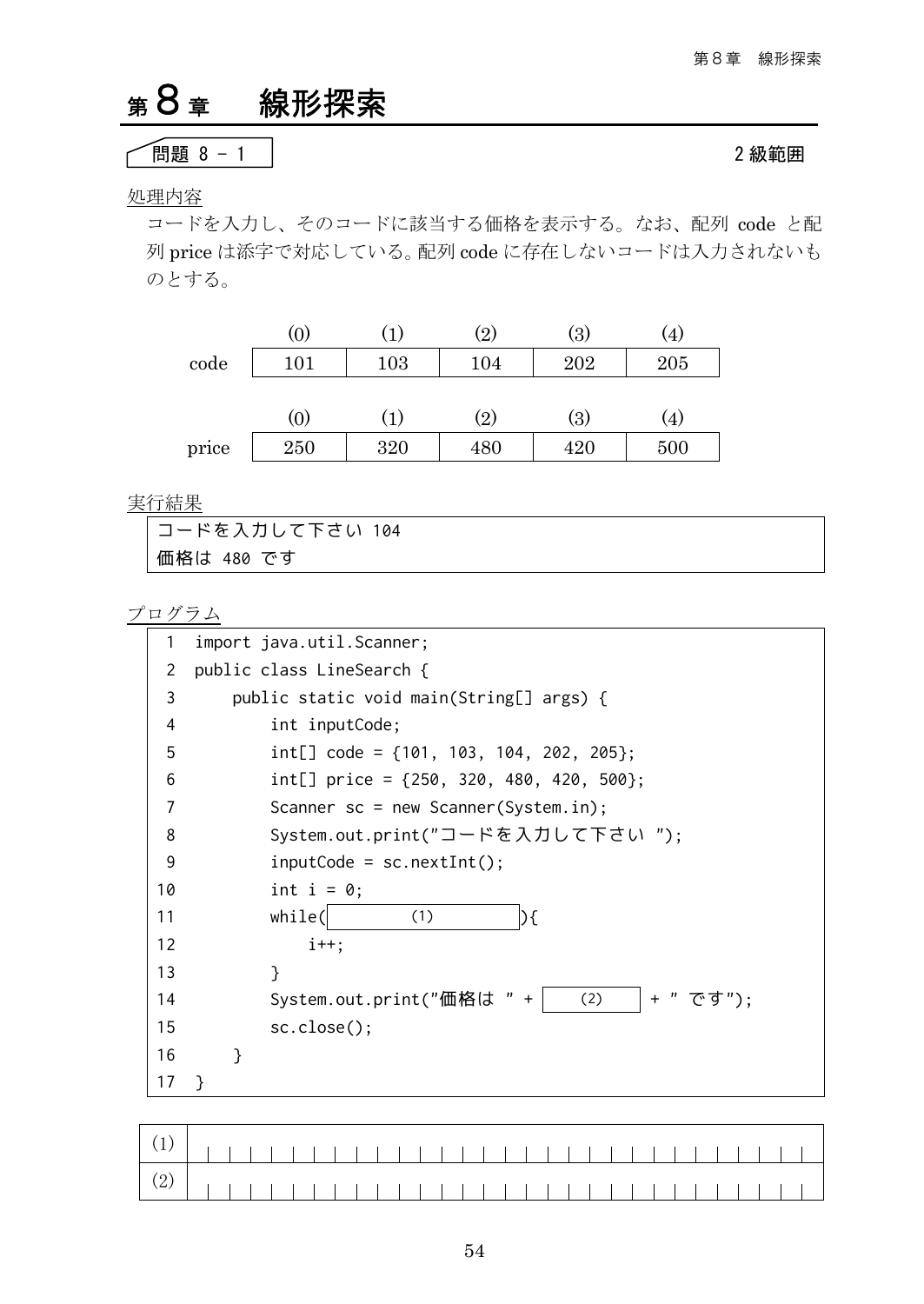# 第 8 章　線形探索

問題 8 - 1　　　　2 級範囲

処理内容

コードを入力し、そのコードに該当する価格を表示する。なお、配列 code と配列 price は添字で対応している。配列 code に存在しないコードは入力されないものとする。

| | (0) | (1) | (2) | (3) | (4) |
|---|---|---|---|---|---|
| code | 101 | 103 | 104 | 202 | 205 |

| | (0) | (1) | (2) | (3) | (4) |
|---|---|---|---|---|---|
| price | 250 | 320 | 480 | 420 | 500 |

実行結果

```
コードを入力して下さい 104
価格は 480 です
```

プログラム

```
 1  import java.util.Scanner;
 2  public class LineSearch {
 3      public static void main(String[] args) {
 4          int inputCode;
 5          int[] code = {101, 103, 104, 202, 205};
 6          int[] price = {250, 320, 480, 420, 500};
 7          Scanner sc = new Scanner(System.in);
 8          System.out.print("コードを入力して下さい ");
 9          inputCode = sc.nextInt();
10          int i = 0;
11          while(       (1)        ){
12              i++;
13          }
14          System.out.print("価格は " + [  (2)  ] + " です");
15          sc.close();
16      }
17  }
```

| | |
|---|---|
| (1) | |
| (2) | |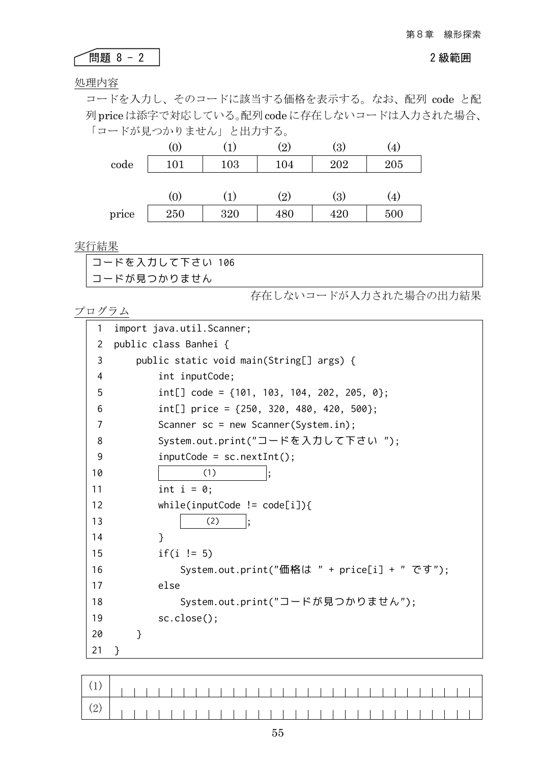## 問題 8 - 2

2 級範囲

処理内容

コードを入力し、そのコードに該当する価格を表示する。なお、配列 code と配列 price は添字で対応している。配列 code に存在しないコードは入力された場合、「コードが見つかりません」と出力する。

| | (0) | (1) | (2) | (3) | (4) |
|---|---|---|---|---|---|
| code | 101 | 103 | 104 | 202 | 205 |

| | (0) | (1) | (2) | (3) | (4) |
|---|---|---|---|---|---|
| price | 250 | 320 | 480 | 420 | 500 |

実行結果

```
コードを入力して下さい 106
コードが見つかりません
```

存在しないコードが入力された場合の出力結果

プログラム

```
 1  import java.util.Scanner;
 2  public class Banhei {
 3      public static void main(String[] args) {
 4          int inputCode;
 5          int[] code = {101, 103, 104, 202, 205, 0};
 6          int[] price = {250, 320, 480, 420, 500};
 7          Scanner sc = new Scanner(System.in);
 8          System.out.print("コードを入力して下さい ");
 9          inputCode = sc.nextInt();
10          [      (1)      ];
11          int i = 0;
12          while(inputCode != code[i]){
13              [   (2)   ];
14          }
15          if(i != 5)
16              System.out.print("価格は " + price[i] + " です");
17          else
18              System.out.print("コードが見つかりません");
19          sc.close();
20      }
21  }
```

| | |
|---|---|
| (1) | |
| (2) | |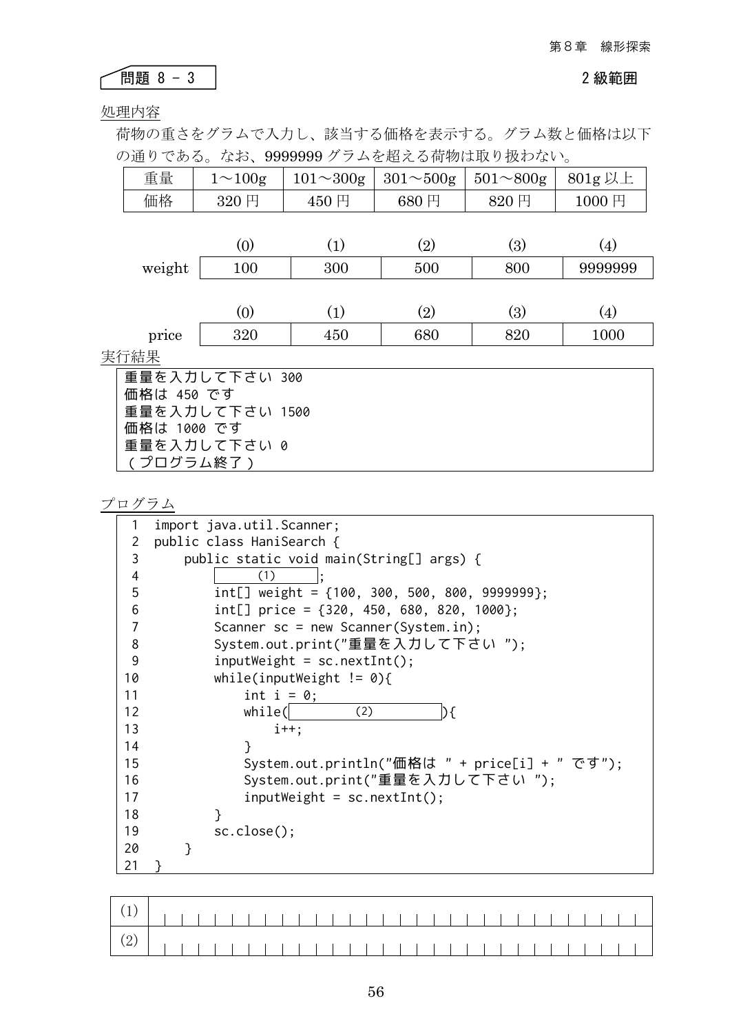## 問題 8 - 3

2 級範囲

処理内容

荷物の重さをグラムで入力し、該当する価格を表示する。グラム数と価格は以下の通りである。なお、9999999 グラムを超える荷物は取り扱わない。

| 重量 | 1～100g | 101～300g | 301～500g | 501～800g | 801g 以上 |
|---|---|---|---|---|---|
| 価格 | 320 円 | 450 円 | 680 円 | 820 円 | 1000 円 |

| | (0) | (1) | (2) | (3) | (4) |
|---|---|---|---|---|---|
| weight | 100 | 300 | 500 | 800 | 9999999 |

| | (0) | (1) | (2) | (3) | (4) |
|---|---|---|---|---|---|
| price | 320 | 450 | 680 | 820 | 1000 |

実行結果

```
重量を入力して下さい 300
価格は 450 です
重量を入力して下さい 1500
価格は 1000 です
重量を入力して下さい 0
（プログラム終了）
```

プログラム

```
 1  import java.util.Scanner;
 2  public class HaniSearch {
 3      public static void main(String[] args) {
 4          [    (1)    ];
 5          int[] weight = {100, 300, 500, 800, 9999999};
 6          int[] price = {320, 450, 680, 820, 1000};
 7          Scanner sc = new Scanner(System.in);
 8          System.out.print("重量を入力して下さい ");
 9          inputWeight = sc.nextInt();
10          while(inputWeight != 0){
11              int i = 0;
12              while([        (2)        ]){
13                  i++;
14              }
15              System.out.println("価格は " + price[i] + " です");
16              System.out.print("重量を入力して下さい ");
17              inputWeight = sc.nextInt();
18          }
19          sc.close();
20      }
21  }
```

| | |
|---|---|
| (1) | |
| (2) | |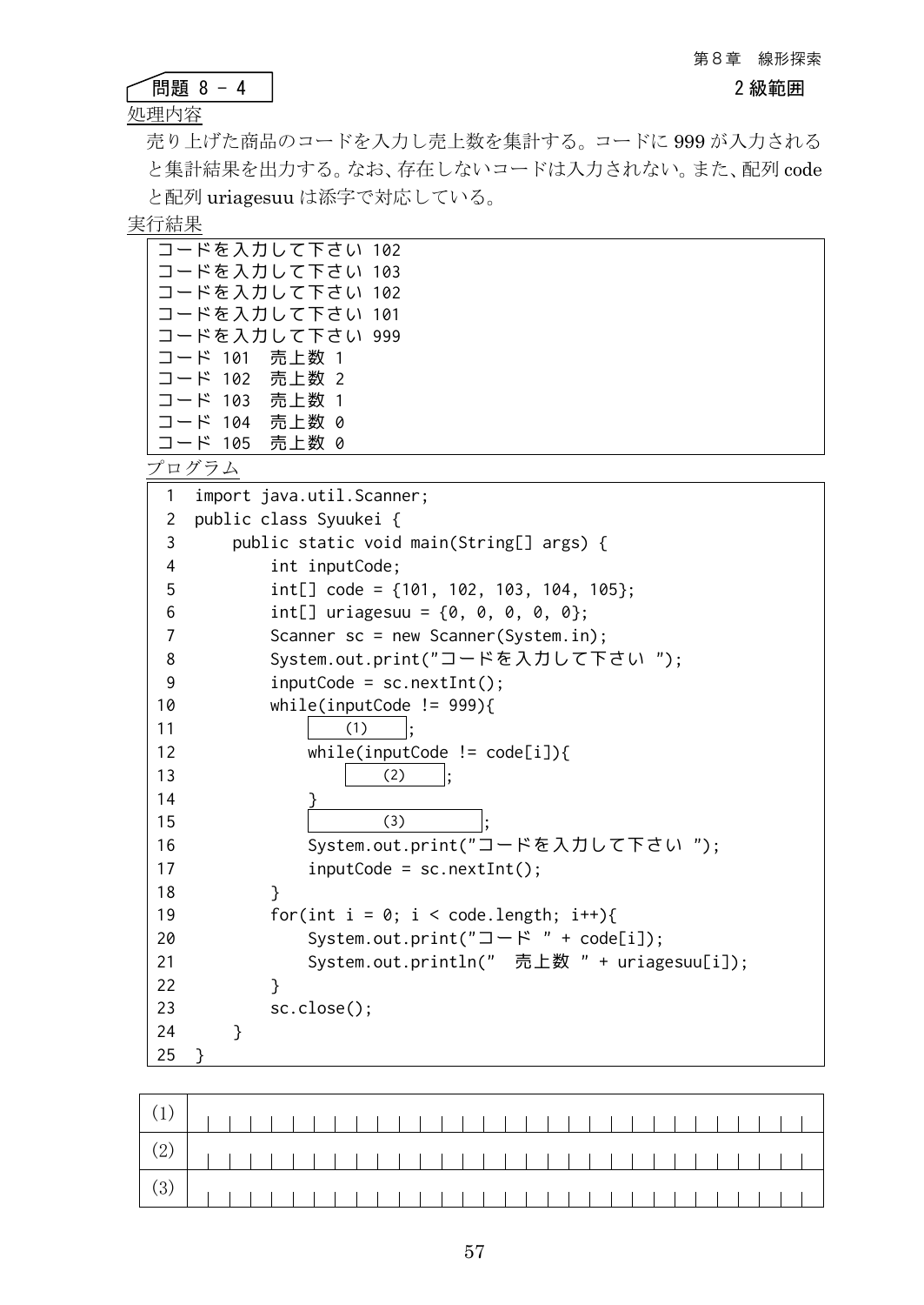## 問題 8 - 4

2 級範囲

処理内容

売り上げた商品のコードを入力し売上数を集計する。コードに 999 が入力されると集計結果を出力する。なお、存在しないコードは入力されない。また、配列 code と配列 uriagesuu は添字で対応している。

実行結果

```
コードを入力して下さい 102
コードを入力して下さい 103
コードを入力して下さい 102
コードを入力して下さい 101
コードを入力して下さい 999
コード 101  売上数 1
コード 102  売上数 2
コード 103  売上数 1
コード 104  売上数 0
コード 105  売上数 0
```

プログラム

```
 1  import java.util.Scanner;
 2  public class Syuukei {
 3      public static void main(String[] args) {
 4          int inputCode;
 5          int[] code = {101, 102, 103, 104, 105};
 6          int[] uriagesuu = {0, 0, 0, 0, 0};
 7          Scanner sc = new Scanner(System.in);
 8          System.out.print("コードを入力して下さい ");
 9          inputCode = sc.nextInt();
10          while(inputCode != 999){
11              [   (1)   ];
12              while(inputCode != code[i]){
13                  [   (2)   ];
14              }
15              [      (3)      ];
16              System.out.print("コードを入力して下さい ");
17              inputCode = sc.nextInt();
18          }
19          for(int i = 0; i < code.length; i++){
20              System.out.print("コード " + code[i]);
21              System.out.println("  売上数 " + uriagesuu[i]);
22          }
23          sc.close();
24      }
25  }
```

| | |
|---|---|
| (1) | |
| (2) | |
| (3) | |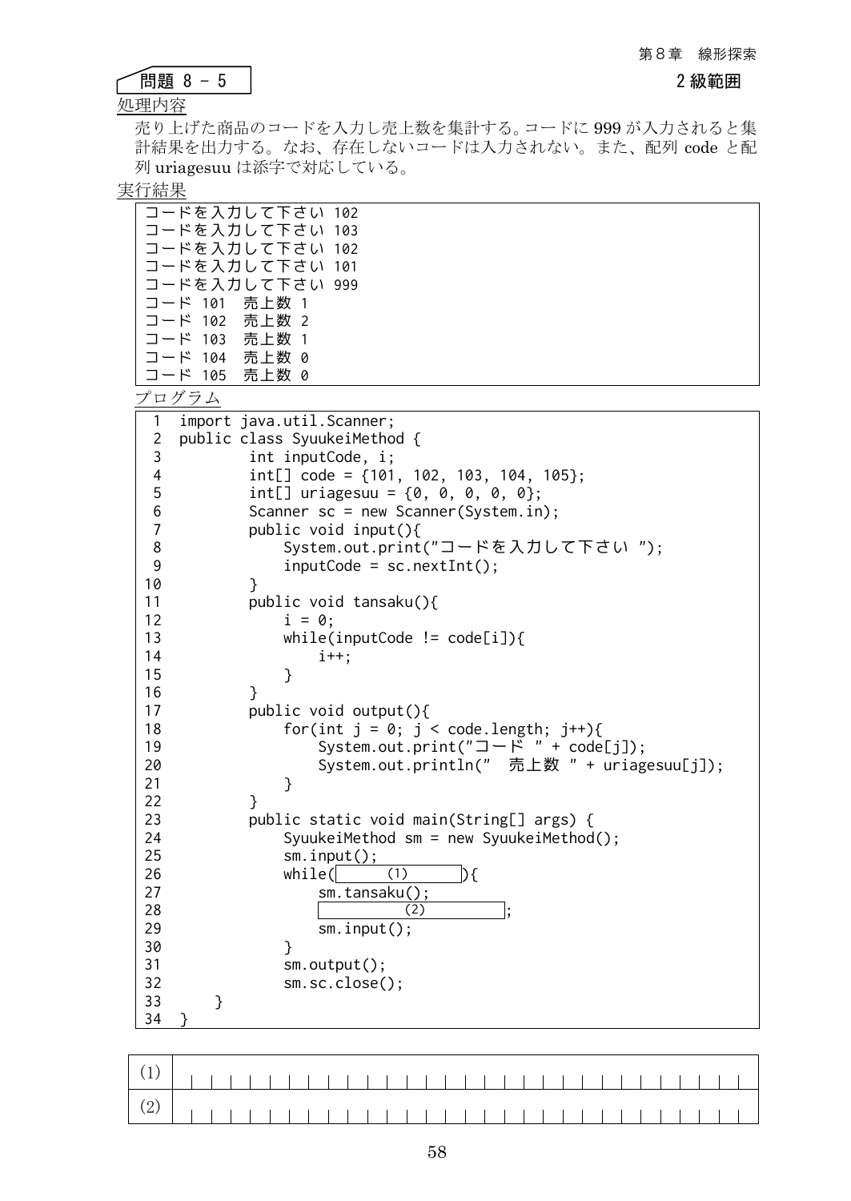## 問題 8 - 5

2 級範囲

処理内容

売り上げた商品のコードを入力し売上数を集計する。コードに 999 が入力されると集計結果を出力する。なお、存在しないコードは入力されない。また、配列 code と配列 uriagesuu は添字で対応している。

実行結果

```
コードを入力して下さい 102
コードを入力して下さい 103
コードを入力して下さい 102
コードを入力して下さい 101
コードを入力して下さい 999
コード 101  売上数 1
コード 102  売上数 2
コード 103  売上数 1
コード 104  売上数 0
コード 105  売上数 0
```

プログラム

```
 1  import java.util.Scanner;
 2  public class SyuukeiMethod {
 3          int inputCode, i;
 4          int[] code = {101, 102, 103, 104, 105};
 5          int[] uriagesuu = {0, 0, 0, 0, 0};
 6          Scanner sc = new Scanner(System.in);
 7          public void input(){
 8              System.out.print("コードを入力して下さい ");
 9              inputCode = sc.nextInt();
10          }
11          public void tansaku(){
12              i = 0;
13              while(inputCode != code[i]){
14                  i++;
15              }
16          }
17          public void output(){
18              for(int j = 0; j < code.length; j++){
19                  System.out.print("コード " + code[j]);
20                  System.out.println("  売上数 " + uriagesuu[j]);
21              }
22          }
23          public static void main(String[] args) {
24              SyuukeiMethod sm = new SyuukeiMethod();
25              sm.input();
26              while(     (1)     ){
27                  sm.tansaku();
28                  |        (2)        |;
29                  sm.input();
30              }
31              sm.output();
32              sm.sc.close();
33      }
34  }
```

| | |
|---|---|
| (1) | |
| (2) | |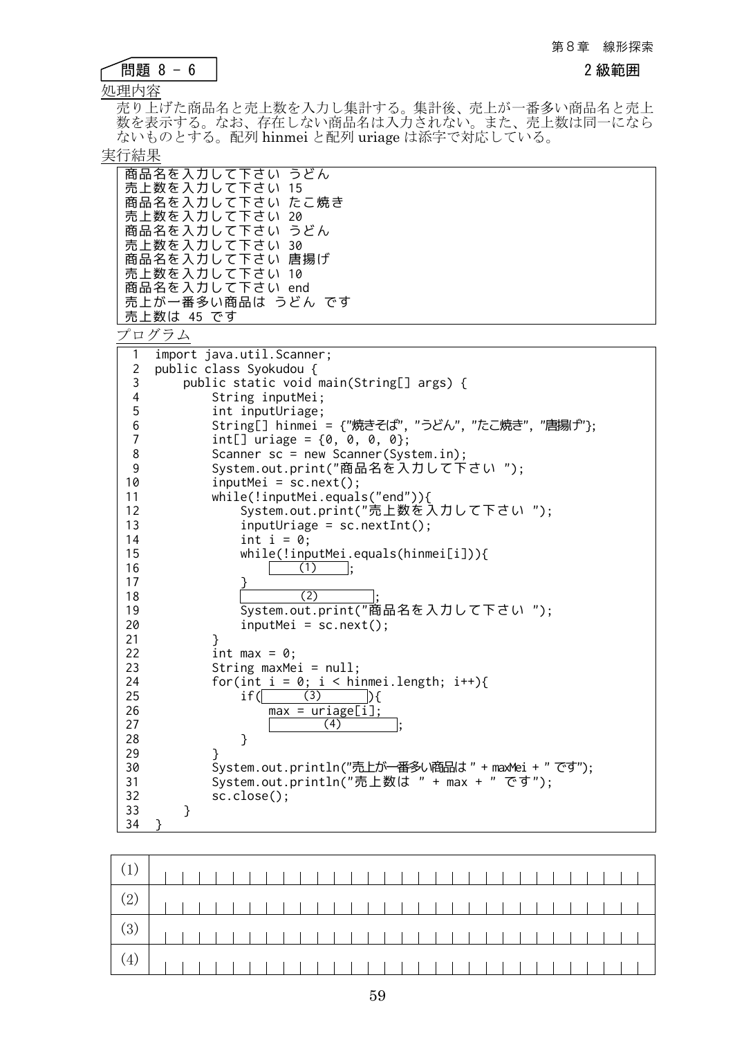## 問題 8 - 6

2 級範囲

処理内容

売り上げた商品名と売上数を入力し集計する。集計後、売上が一番多い商品名と売上数を表示する。なお、存在しない商品名は入力されない。また、売上数は同一にならないものとする。配列 hinmei と配列 uriage は添字で対応している。

実行結果

```
商品名を入力して下さい うどん
売上数を入力して下さい 15
商品名を入力して下さい たこ焼き
売上数を入力して下さい 20
商品名を入力して下さい うどん
売上数を入力して下さい 30
商品名を入力して下さい 唐揚げ
売上数を入力して下さい 10
商品名を入力して下さい end
売上が一番多い商品は うどん です
売上数は 45 です
```

プログラム

```
 1  import java.util.Scanner;
 2  public class Syokudou {
 3      public static void main(String[] args) {
 4          String inputMei;
 5          int inputUriage;
 6          String[] hinmei = {"焼きそば", "うどん", "たこ焼き", "唐揚げ"};
 7          int[] uriage = {0, 0, 0, 0};
 8          Scanner sc = new Scanner(System.in);
 9          System.out.print("商品名を入力して下さい ");
10          inputMei = sc.next();
11          while(!inputMei.equals("end")){
12              System.out.print("売上数を入力して下さい ");
13              inputUriage = sc.nextInt();
14              int i = 0;
15              while(!inputMei.equals(hinmei[i])){
16                      (1)     ;
17              }
18                      (2)         ;
19              System.out.print("商品名を入力して下さい ");
20              inputMei = sc.next();
21          }
22          int max = 0;
23          String maxMei = null;
24          for(int i = 0; i < hinmei.length; i++){
25              if(      (3)       ){
26                  max = uriage[i];
27                          (4)         ;
28              }
29          }
30          System.out.println("売上が一番多い商品は " + maxMei + " です");
31          System.out.println("売上数は " + max + " です");
32          sc.close();
33      }
34  }
```

| | |
|---|---|
| (1) | |
| (2) | |
| (3) | |
| (4) | |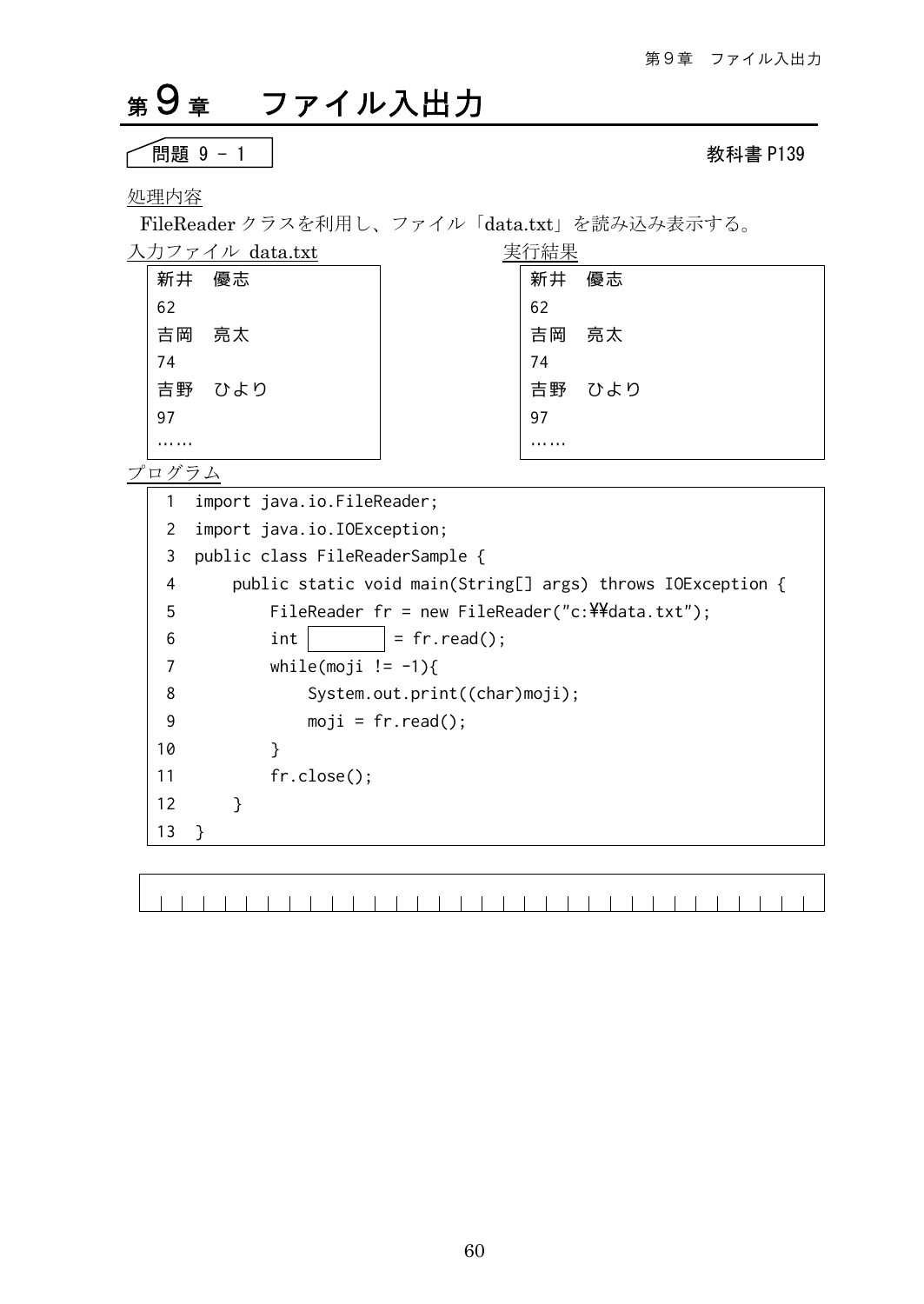# 第9章　ファイル入出力

問題 9 - 1　　　　教科書 P139

処理内容

FileReader クラスを利用し、ファイル「data.txt」を読み込み表示する。

入力ファイル data.txt

```
新井　優志
62
吉岡　亮太
74
吉野　ひより
97
……
```

実行結果

```
新井　優志
62
吉岡　亮太
74
吉野　ひより
97
……
```

プログラム

```
 1  import java.io.FileReader;
 2  import java.io.IOException;
 3  public class FileReaderSample {
 4      public static void main(String[] args) throws IOException {
 5          FileReader fr = new FileReader("c:¥¥data.txt");
 6          int [      ] = fr.read();
 7          while(moji != -1){
 8              System.out.print((char)moji);
 9              moji = fr.read();
10          }
11          fr.close();
12      }
13  }
```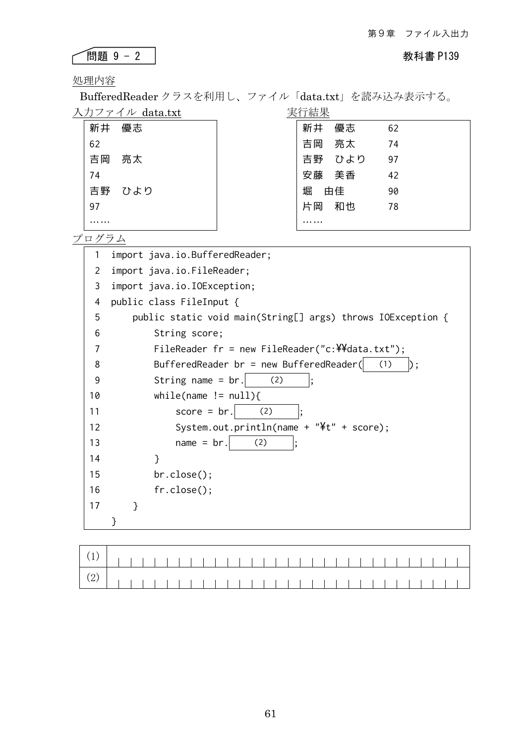## 問題 9 - 2

教科書 P139

処理内容

BufferedReader クラスを利用し、ファイル「data.txt」を読み込み表示する。

入力ファイル data.txt

```
新井　優志
62
吉岡　亮太
74
吉野　ひより
97
……
```

実行結果

```
新井　優志　　62
吉岡　亮太　　74
吉野　ひより　97
安藤　美香　　42
堀　由佳　　　90
片岡　和也　　78
……
```

プログラム

```
 1  import java.io.BufferedReader;
 2  import java.io.FileReader;
 3  import java.io.IOException;
 4  public class FileInput {
 5      public static void main(String[] args) throws IOException {
 6          String score;
 7          FileReader fr = new FileReader("c:¥¥data.txt");
 8          BufferedReader br = new BufferedReader(   (1)   );
 9          String name = br.   (2)   ;
10          while(name != null){
11              score = br.   (2)   ;
12              System.out.println(name + "¥t" + score);
13              name = br.   (2)   ;
14          }
15          br.close();
16          fr.close();
17      }
    }
```

| | |
|---|---|
| (1) | |
| (2) | |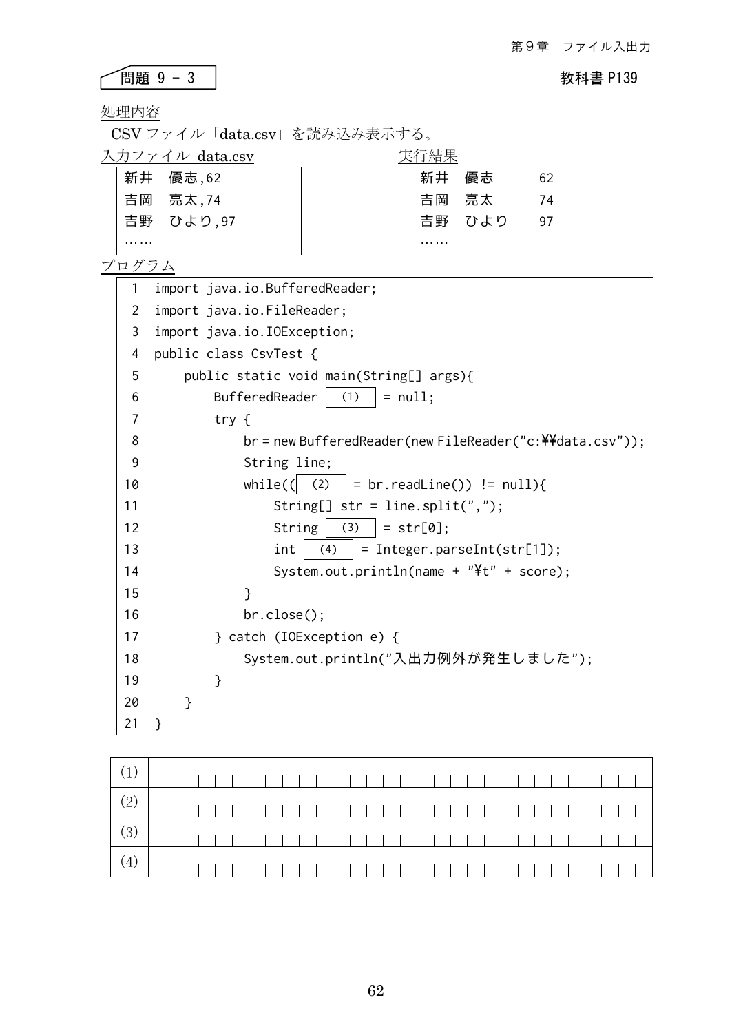問題 9 - 3　　教科書 P139

処理内容

CSV ファイル「data.csv」を読み込み表示する。

入力ファイル data.csv

```
新井　優志,62
吉岡　亮太,74
吉野　ひより,97
……
```

実行結果

```
新井　優志　　62
吉岡　亮太　　74
吉野　ひより　97
……
```

プログラム

```
 1  import java.io.BufferedReader;
 2  import java.io.FileReader;
 3  import java.io.IOException;
 4  public class CsvTest {
 5      public static void main(String[] args){
 6          BufferedReader  (1)  = null;
 7          try {
 8              br = new BufferedReader(new FileReader("c:¥¥data.csv"));
 9              String line;
10              while(( (2)  = br.readLine()) != null){
11                  String[] str = line.split(",");
12                  String  (3)  = str[0];
13                  int  (4)  = Integer.parseInt(str[1]);
14                  System.out.println(name + "¥t" + score);
15              }
16              br.close();
17          } catch (IOException e) {
18              System.out.println("入出力例外が発生しました");
19          }
20      }
21  }
```

| | |
|---|---|
| (1) | |
| (2) | |
| (3) | |
| (4) | |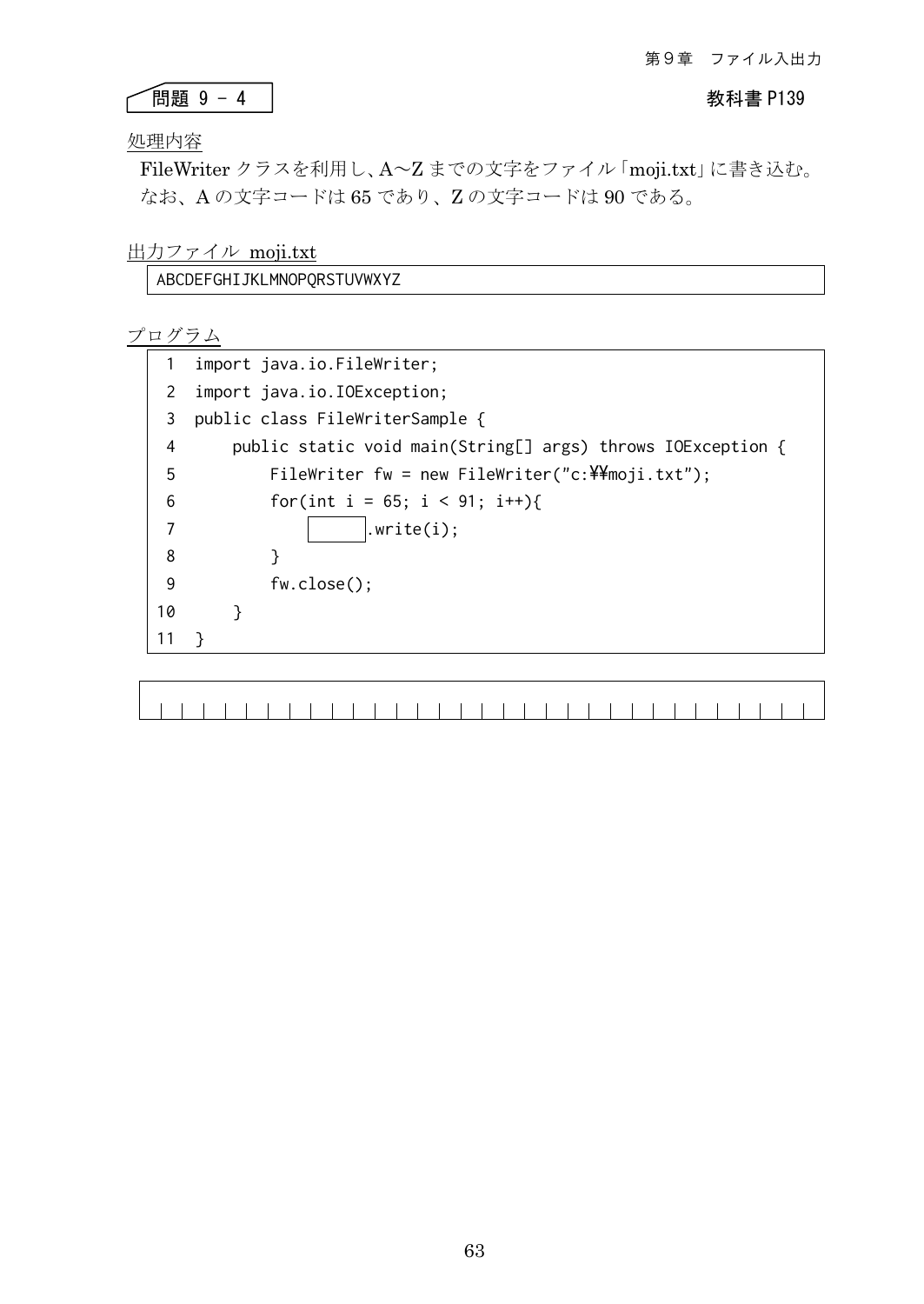## 問題 9 - 4

教科書 P139

処理内容

FileWriter クラスを利用し、A～Z までの文字をファイル「moji.txt」に書き込む。
なお、A の文字コードは 65 であり、Z の文字コードは 90 である。

出力ファイル moji.txt

```
ABCDEFGHIJKLMNOPQRSTUVWXYZ
```

プログラム

```
 1  import java.io.FileWriter;
 2  import java.io.IOException;
 3  public class FileWriterSample {
 4      public static void main(String[] args) throws IOException {
 5          FileWriter fw = new FileWriter("c:¥¥moji.txt");
 6          for(int i = 65; i < 91; i++){
 7              [      ].write(i);
 8          }
 9          fw.close();
10      }
11  }
```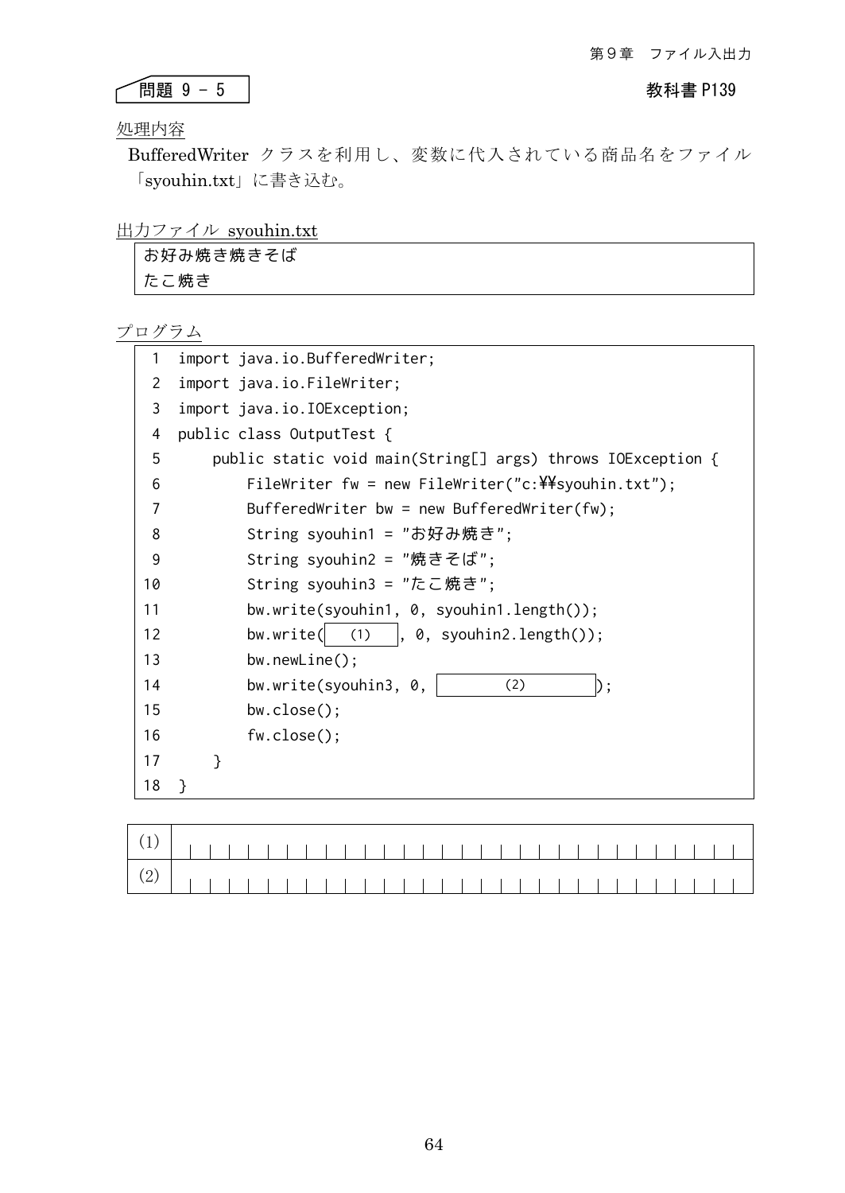問題 9 - 5

教科書 P139

処理内容

BufferedWriter クラスを利用し、変数に代入されている商品名をファイル「syouhin.txt」に書き込む。

出力ファイル syouhin.txt

```
お好み焼き焼きそば
たこ焼き
```

プログラム

```
 1  import java.io.BufferedWriter;
 2  import java.io.FileWriter;
 3  import java.io.IOException;
 4  public class OutputTest {
 5      public static void main(String[] args) throws IOException {
 6          FileWriter fw = new FileWriter("c:¥¥syouhin.txt");
 7          BufferedWriter bw = new BufferedWriter(fw);
 8          String syouhin1 = "お好み焼き";
 9          String syouhin2 = "焼きそば";
10          String syouhin3 = "たこ焼き";
11          bw.write(syouhin1, 0, syouhin1.length());
12          bw.write(  (1)  , 0, syouhin2.length());
13          bw.newLine();
14          bw.write(syouhin3, 0,       (2)       );
15          bw.close();
16          fw.close();
17      }
18  }
```

| | |
|---|---|
| (1) | |
| (2) | |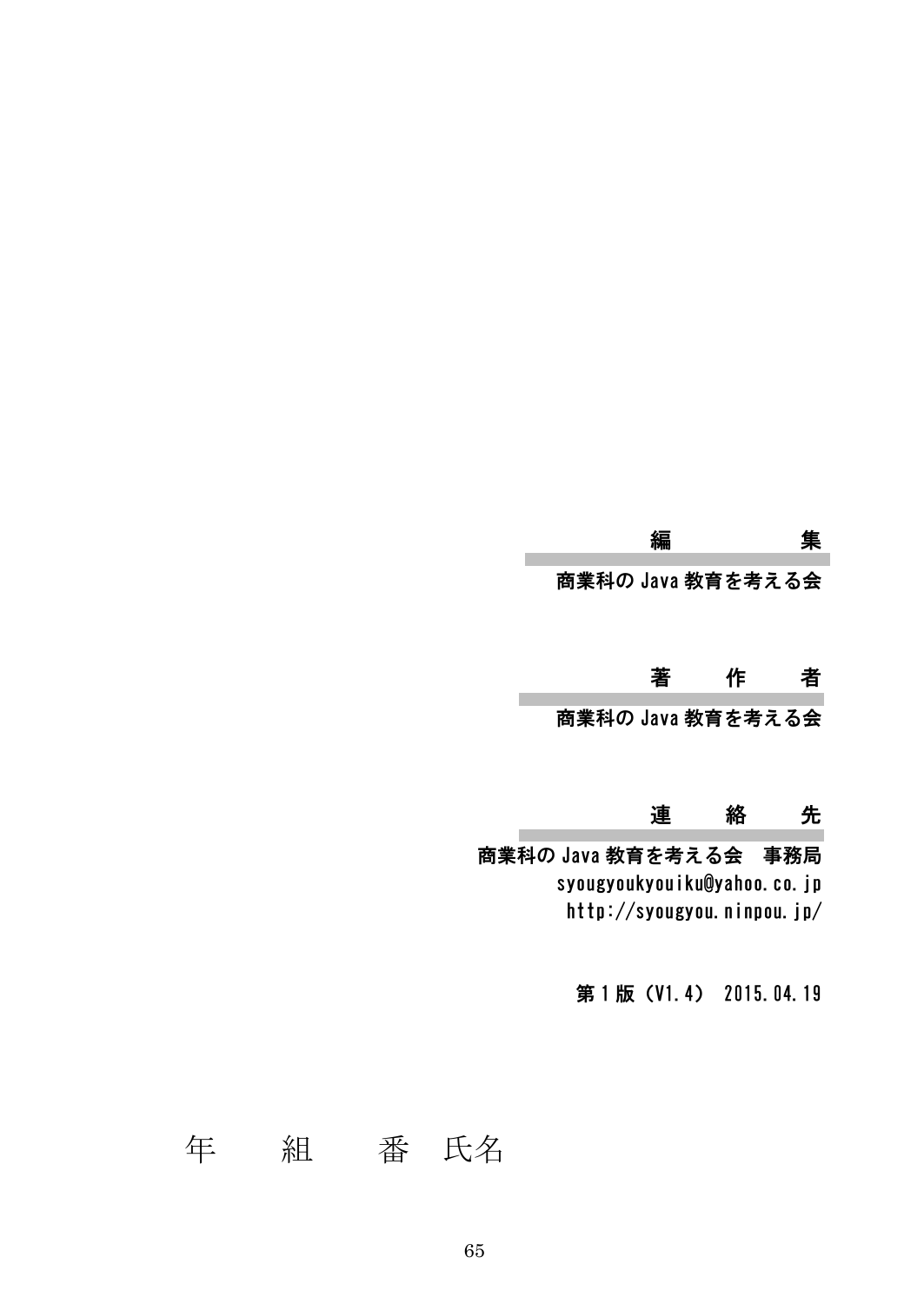**編　　　集**

**商業科の Java 教育を考える会**

**著　作　者**

**商業科の Java 教育を考える会**

**連　絡　先**

**商業科の Java 教育を考える会　事務局**

syougyoukyouiku@yahoo.co.jp

http://syougyou.ninpou.jp/

**第 1 版（V1.4）　2015.04.19**

年　　組　　番　氏名